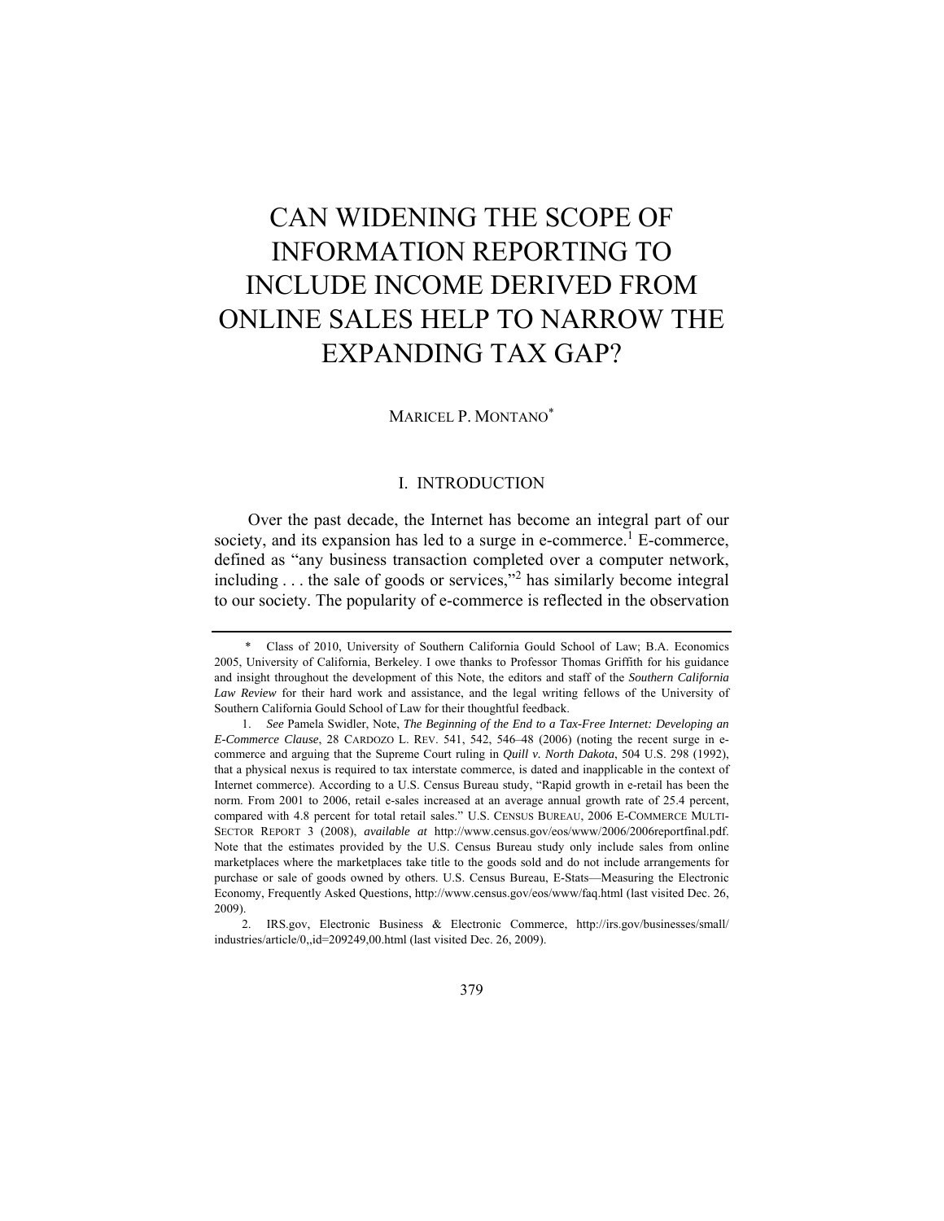# CAN WIDENING THE SCOPE OF INFORMATION REPORTING TO INCLUDE INCOME DERIVED FROM ONLINE SALES HELP TO NARROW THE EXPANDING TAX GAP?

MARICEL P. MONTANO*

## I. INTRODUCTION

Over the past decade, the Internet has become an integral part of our society, and its expansion has led to a surge in e-commerce.[1] E-commerce, defined as "any business transaction completed over a computer network, including . . . the sale of goods or services,"[2] has similarly become integral to our society. The popularity of e-commerce is reflected in the observation

---

\* Class of 2010, University of Southern California Gould School of Law; B.A. Economics 2005, University of California, Berkeley. I owe thanks to Professor Thomas Griffith for his guidance and insight throughout the development of this Note, the editors and staff of the *Southern California Law Review* for their hard work and assistance, and the legal writing fellows of the University of Southern California Gould School of Law for their thoughtful feedback.

1. *See* Pamela Swidler, Note, *The Beginning of the End to a Tax-Free Internet: Developing an E-Commerce Clause*, 28 CARDOZO L. REV. 541, 542, 546–48 (2006) (noting the recent surge in e-commerce and arguing that the Supreme Court ruling in *Quill v. North Dakota*, 504 U.S. 298 (1992), that a physical nexus is required to tax interstate commerce, is dated and inapplicable in the context of Internet commerce). According to a U.S. Census Bureau study, "Rapid growth in e-retail has been the norm. From 2001 to 2006, retail e-sales increased at an average annual growth rate of 25.4 percent, compared with 4.8 percent for total retail sales." U.S. CENSUS BUREAU, 2006 E-COMMERCE MULTI-SECTOR REPORT 3 (2008), *available at* http://www.census.gov/eos/www/2006/2006reportfinal.pdf. Note that the estimates provided by the U.S. Census Bureau study only include sales from online marketplaces where the marketplaces take title to the goods sold and do not include arrangements for purchase or sale of goods owned by others. U.S. Census Bureau, E-Stats—Measuring the Electronic Economy, Frequently Asked Questions, http://www.census.gov/eos/www/faq.html (last visited Dec. 26, 2009).

2. IRS.gov, Electronic Business & Electronic Commerce, http://irs.gov/businesses/small/industries/article/0,,id=209249,00.html (last visited Dec. 26, 2009).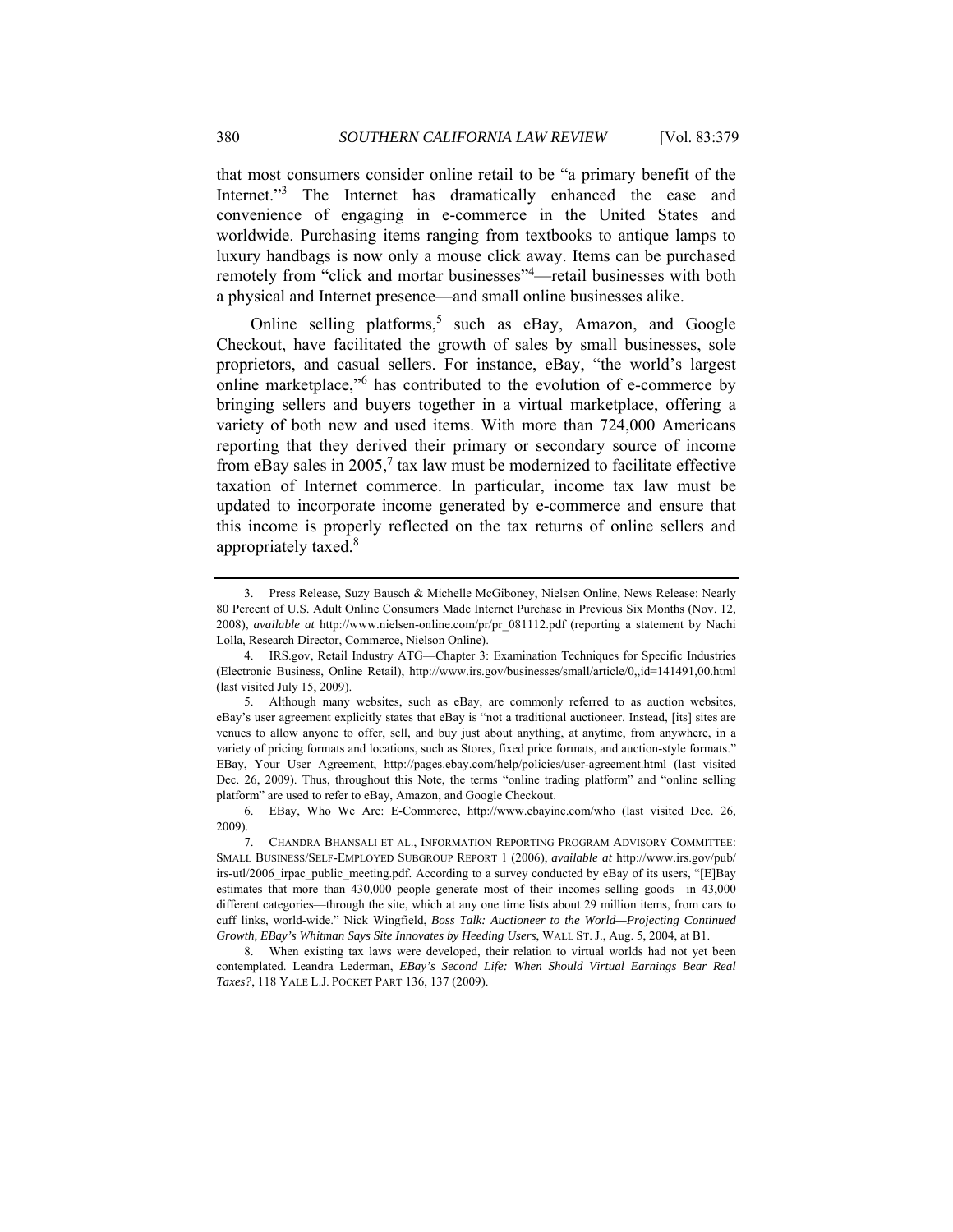that most consumers consider online retail to be "a primary benefit of the Internet."[3] The Internet has dramatically enhanced the ease and convenience of engaging in e-commerce in the United States and worldwide. Purchasing items ranging from textbooks to antique lamps to luxury handbags is now only a mouse click away. Items can be purchased remotely from "click and mortar businesses"[4]—retail businesses with both a physical and Internet presence—and small online businesses alike.

Online selling platforms,[5] such as eBay, Amazon, and Google Checkout, have facilitated the growth of sales by small businesses, sole proprietors, and casual sellers. For instance, eBay, "the world's largest online marketplace,"[6] has contributed to the evolution of e-commerce by bringing sellers and buyers together in a virtual marketplace, offering a variety of both new and used items. With more than 724,000 Americans reporting that they derived their primary or secondary source of income from eBay sales in 2005,[7] tax law must be modernized to facilitate effective taxation of Internet commerce. In particular, income tax law must be updated to incorporate income generated by e-commerce and ensure that this income is properly reflected on the tax returns of online sellers and appropriately taxed.[8]

---

3. Press Release, Suzy Bausch & Michelle McGiboney, Nielsen Online, News Release: Nearly 80 Percent of U.S. Adult Online Consumers Made Internet Purchase in Previous Six Months (Nov. 12, 2008), *available at* http://www.nielsen-online.com/pr/pr_081112.pdf (reporting a statement by Nachi Lolla, Research Director, Commerce, Nielson Online).

4. IRS.gov, Retail Industry ATG—Chapter 3: Examination Techniques for Specific Industries (Electronic Business, Online Retail), http://www.irs.gov/businesses/small/article/0,,id=141491,00.html (last visited July 15, 2009).

5. Although many websites, such as eBay, are commonly referred to as auction websites, eBay's user agreement explicitly states that eBay is "not a traditional auctioneer. Instead, [its] sites are venues to allow anyone to offer, sell, and buy just about anything, at anytime, from anywhere, in a variety of pricing formats and locations, such as Stores, fixed price formats, and auction-style formats." EBay, Your User Agreement, http://pages.ebay.com/help/policies/user-agreement.html (last visited Dec. 26, 2009). Thus, throughout this Note, the terms "online trading platform" and "online selling platform" are used to refer to eBay, Amazon, and Google Checkout.

6. EBay, Who We Are: E-Commerce, http://www.ebayinc.com/who (last visited Dec. 26, 2009).

7. CHANDRA BHANSALI ET AL., INFORMATION REPORTING PROGRAM ADVISORY COMMITTEE: SMALL BUSINESS/SELF-EMPLOYED SUBGROUP REPORT 1 (2006), *available at* http://www.irs.gov/pub/irs-utl/2006_irpac_public_meeting.pdf. According to a survey conducted by eBay of its users, "[E]Bay estimates that more than 430,000 people generate most of their incomes selling goods—in 43,000 different categories—through the site, which at any one time lists about 29 million items, from cars to cuff links, world-wide." Nick Wingfield, *Boss Talk: Auctioneer to the World—Projecting Continued Growth, EBay's Whitman Says Site Innovates by Heeding Users*, WALL ST. J., Aug. 5, 2004, at B1.

8. When existing tax laws were developed, their relation to virtual worlds had not yet been contemplated. Leandra Lederman, *EBay's Second Life: When Should Virtual Earnings Bear Real Taxes?*, 118 YALE L.J. POCKET PART 136, 137 (2009).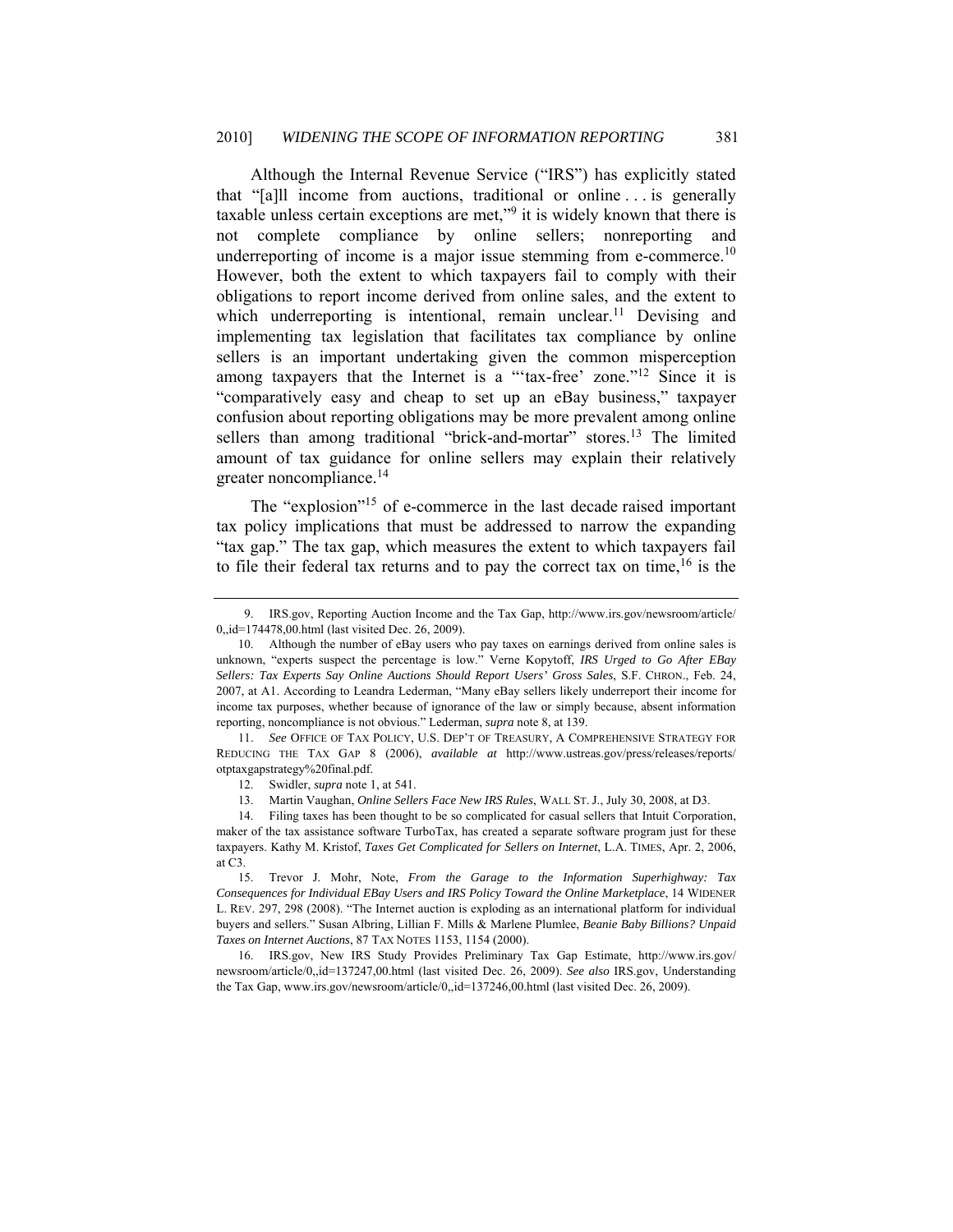Although the Internal Revenue Service ("IRS") has explicitly stated that "[a]ll income from auctions, traditional or online . . . is generally taxable unless certain exceptions are met,"[9] it is widely known that there is not complete compliance by online sellers; nonreporting and underreporting of income is a major issue stemming from e-commerce.[10] However, both the extent to which taxpayers fail to comply with their obligations to report income derived from online sales, and the extent to which underreporting is intentional, remain unclear.[11] Devising and implementing tax legislation that facilitates tax compliance by online sellers is an important undertaking given the common misperception among taxpayers that the Internet is a "'tax-free' zone."[12] Since it is "comparatively easy and cheap to set up an eBay business," taxpayer confusion about reporting obligations may be more prevalent among online sellers than among traditional "brick-and-mortar" stores.[13] The limited amount of tax guidance for online sellers may explain their relatively greater noncompliance.[14]

The "explosion"[15] of e-commerce in the last decade raised important tax policy implications that must be addressed to narrow the expanding "tax gap." The tax gap, which measures the extent to which taxpayers fail to file their federal tax returns and to pay the correct tax on time,[16] is the

---

9. IRS.gov, Reporting Auction Income and the Tax Gap, http://www.irs.gov/newsroom/article/0,,id=174478,00.html (last visited Dec. 26, 2009).

10. Although the number of eBay users who pay taxes on earnings derived from online sales is unknown, "experts suspect the percentage is low." Verne Kopytoff, *IRS Urged to Go After EBay Sellers: Tax Experts Say Online Auctions Should Report Users' Gross Sales*, S.F. CHRON., Feb. 24, 2007, at A1. According to Leandra Lederman, "Many eBay sellers likely underreport their income for income tax purposes, whether because of ignorance of the law or simply because, absent information reporting, noncompliance is not obvious." Lederman, *supra* note 8, at 139.

11. *See* OFFICE OF TAX POLICY, U.S. DEP'T OF TREASURY, A COMPREHENSIVE STRATEGY FOR REDUCING THE TAX GAP 8 (2006), *available at* http://www.ustreas.gov/press/releases/reports/otptaxgapstrategy%20final.pdf.

12. Swidler, *supra* note 1, at 541.

13. Martin Vaughan, *Online Sellers Face New IRS Rules*, WALL ST. J., July 30, 2008, at D3.

14. Filing taxes has been thought to be so complicated for casual sellers that Intuit Corporation, maker of the tax assistance software TurboTax, has created a separate software program just for these taxpayers. Kathy M. Kristof, *Taxes Get Complicated for Sellers on Internet*, L.A. TIMES, Apr. 2, 2006, at C3.

15. Trevor J. Mohr, Note, *From the Garage to the Information Superhighway: Tax Consequences for Individual EBay Users and IRS Policy Toward the Online Marketplace*, 14 WIDENER L. REV. 297, 298 (2008). "The Internet auction is exploding as an international platform for individual buyers and sellers." Susan Albring, Lillian F. Mills & Marlene Plumlee, *Beanie Baby Billions? Unpaid Taxes on Internet Auctions*, 87 TAX NOTES 1153, 1154 (2000).

16. IRS.gov, New IRS Study Provides Preliminary Tax Gap Estimate, http://www.irs.gov/newsroom/article/0,,id=137247,00.html (last visited Dec. 26, 2009). *See also* IRS.gov, Understanding the Tax Gap, www.irs.gov/newsroom/article/0,,id=137246,00.html (last visited Dec. 26, 2009).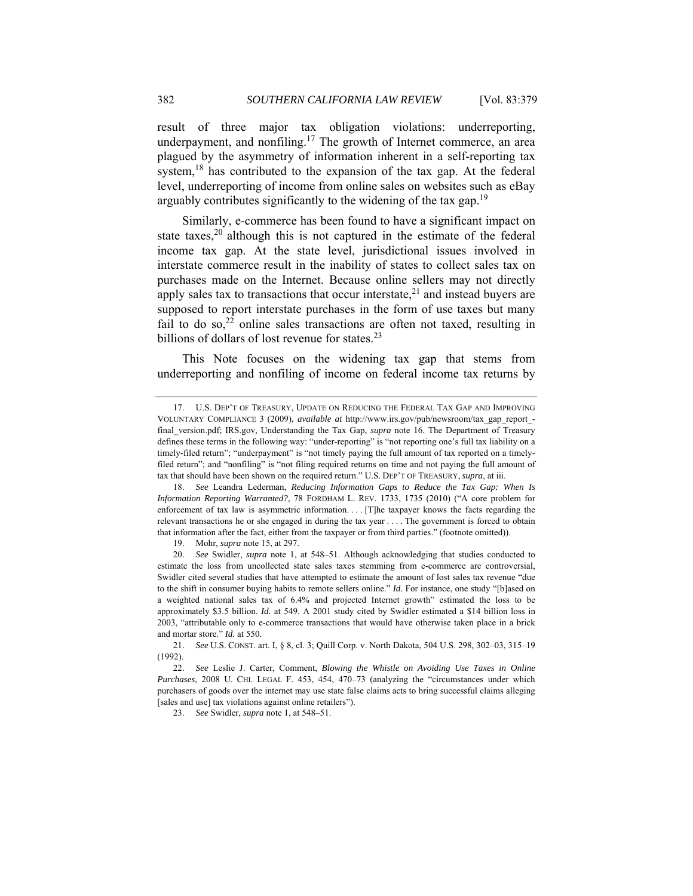result of three major tax obligation violations: underreporting, underpayment, and nonfiling.[17] The growth of Internet commerce, an area plagued by the asymmetry of information inherent in a self-reporting tax system,[18] has contributed to the expansion of the tax gap. At the federal level, underreporting of income from online sales on websites such as eBay arguably contributes significantly to the widening of the tax gap.[19]

Similarly, e-commerce has been found to have a significant impact on state taxes,[20] although this is not captured in the estimate of the federal income tax gap. At the state level, jurisdictional issues involved in interstate commerce result in the inability of states to collect sales tax on purchases made on the Internet. Because online sellers may not directly apply sales tax to transactions that occur interstate,[21] and instead buyers are supposed to report interstate purchases in the form of use taxes but many fail to do so,[22] online sales transactions are often not taxed, resulting in billions of dollars of lost revenue for states.[23]

This Note focuses on the widening tax gap that stems from underreporting and nonfiling of income on federal income tax returns by

---

17. U.S. DEP'T OF TREASURY, UPDATE ON REDUCING THE FEDERAL TAX GAP AND IMPROVING VOLUNTARY COMPLIANCE 3 (2009), *available at* http://www.irs.gov/pub/newsroom/tax_gap_report_-final_version.pdf; IRS.gov, Understanding the Tax Gap, *supra* note 16. The Department of Treasury defines these terms in the following way: "under-reporting" is "not reporting one's full tax liability on a timely-filed return"; "underpayment" is "not timely paying the full amount of tax reported on a timely-filed return"; and "nonfiling" is "not filing required returns on time and not paying the full amount of tax that should have been shown on the required return." U.S. DEP'T OF TREASURY, *supra*, at iii.

18. *See* Leandra Lederman, *Reducing Information Gaps to Reduce the Tax Gap: When Is Information Reporting Warranted?*, 78 FORDHAM L. REV. 1733, 1735 (2010) ("A core problem for enforcement of tax law is asymmetric information. . . . [T]he taxpayer knows the facts regarding the relevant transactions he or she engaged in during the tax year . . . . The government is forced to obtain that information after the fact, either from the taxpayer or from third parties." (footnote omitted)).

19. Mohr, *supra* note 15, at 297.

20. *See* Swidler, *supra* note 1, at 548–51. Although acknowledging that studies conducted to estimate the loss from uncollected state sales taxes stemming from e-commerce are controversial, Swidler cited several studies that have attempted to estimate the amount of lost sales tax revenue "due to the shift in consumer buying habits to remote sellers online." *Id.* For instance, one study "[b]ased on a weighted national sales tax of 6.4% and projected Internet growth" estimated the loss to be approximately $3.5 billion. *Id.* at 549. A 2001 study cited by Swidler estimated a $14 billion loss in 2003, "attributable only to e-commerce transactions that would have otherwise taken place in a brick and mortar store." *Id.* at 550.

21. *See* U.S. CONST. art. I, § 8, cl. 3; Quill Corp. v. North Dakota, 504 U.S. 298, 302–03, 315–19 (1992).

22. *See* Leslie J. Carter, Comment, *Blowing the Whistle on Avoiding Use Taxes in Online Purchases*, 2008 U. CHI. LEGAL F. 453, 454, 470–73 (analyzing the "circumstances under which purchasers of goods over the internet may use state false claims acts to bring successful claims alleging [sales and use] tax violations against online retailers").

23. *See* Swidler, *supra* note 1, at 548–51.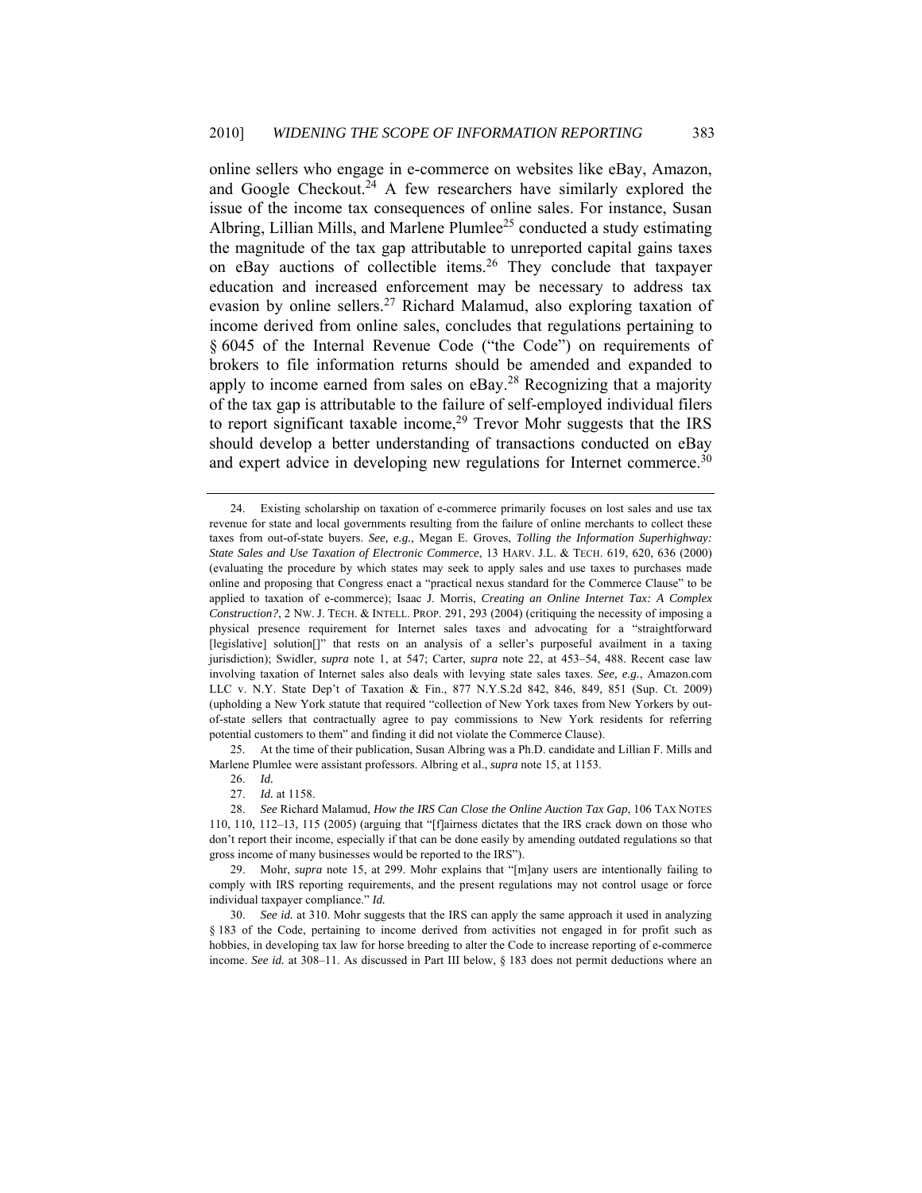online sellers who engage in e-commerce on websites like eBay, Amazon, and Google Checkout.[24] A few researchers have similarly explored the issue of the income tax consequences of online sales. For instance, Susan Albring, Lillian Mills, and Marlene Plumlee[25] conducted a study estimating the magnitude of the tax gap attributable to unreported capital gains taxes on eBay auctions of collectible items.[26] They conclude that taxpayer education and increased enforcement may be necessary to address tax evasion by online sellers.[27] Richard Malamud, also exploring taxation of income derived from online sales, concludes that regulations pertaining to § 6045 of the Internal Revenue Code ("the Code") on requirements of brokers to file information returns should be amended and expanded to apply to income earned from sales on eBay.[28] Recognizing that a majority of the tax gap is attributable to the failure of self-employed individual filers to report significant taxable income,[29] Trevor Mohr suggests that the IRS should develop a better understanding of transactions conducted on eBay and expert advice in developing new regulations for Internet commerce.[30]

---

24. Existing scholarship on taxation of e-commerce primarily focuses on lost sales and use tax revenue for state and local governments resulting from the failure of online merchants to collect these taxes from out-of-state buyers. *See, e.g.*, Megan E. Groves, *Tolling the Information Superhighway: State Sales and Use Taxation of Electronic Commerce*, 13 HARV. J.L. & TECH. 619, 620, 636 (2000) (evaluating the procedure by which states may seek to apply sales and use taxes to purchases made online and proposing that Congress enact a "practical nexus standard for the Commerce Clause" to be applied to taxation of e-commerce); Isaac J. Morris, *Creating an Online Internet Tax: A Complex Construction?*, 2 NW. J. TECH. & INTELL. PROP. 291, 293 (2004) (critiquing the necessity of imposing a physical presence requirement for Internet sales taxes and advocating for a "straightforward [legislative] solution[]" that rests on an analysis of a seller's purposeful availment in a taxing jurisdiction); Swidler, *supra* note 1, at 547; Carter, *supra* note 22, at 453–54, 488. Recent case law involving taxation of Internet sales also deals with levying state sales taxes. *See, e.g.*, Amazon.com LLC v. N.Y. State Dep't of Taxation & Fin., 877 N.Y.S.2d 842, 846, 849, 851 (Sup. Ct. 2009) (upholding a New York statute that required "collection of New York taxes from New Yorkers by out-of-state sellers that contractually agree to pay commissions to New York residents for referring potential customers to them" and finding it did not violate the Commerce Clause).

25. At the time of their publication, Susan Albring was a Ph.D. candidate and Lillian F. Mills and Marlene Plumlee were assistant professors. Albring et al., *supra* note 15, at 1153.

26. *Id.*

27. *Id.* at 1158.

28. *See* Richard Malamud, *How the IRS Can Close the Online Auction Tax Gap*, 106 TAX NOTES 110, 110, 112–13, 115 (2005) (arguing that "[f]airness dictates that the IRS crack down on those who don't report their income, especially if that can be done easily by amending outdated regulations so that gross income of many businesses would be reported to the IRS").

29. Mohr, *supra* note 15, at 299. Mohr explains that "[m]any users are intentionally failing to comply with IRS reporting requirements, and the present regulations may not control usage or force individual taxpayer compliance." *Id.*

30. *See id.* at 310. Mohr suggests that the IRS can apply the same approach it used in analyzing § 183 of the Code, pertaining to income derived from activities not engaged in for profit such as hobbies, in developing tax law for horse breeding to alter the Code to increase reporting of e-commerce income. *See id.* at 308–11. As discussed in Part III below, § 183 does not permit deductions where an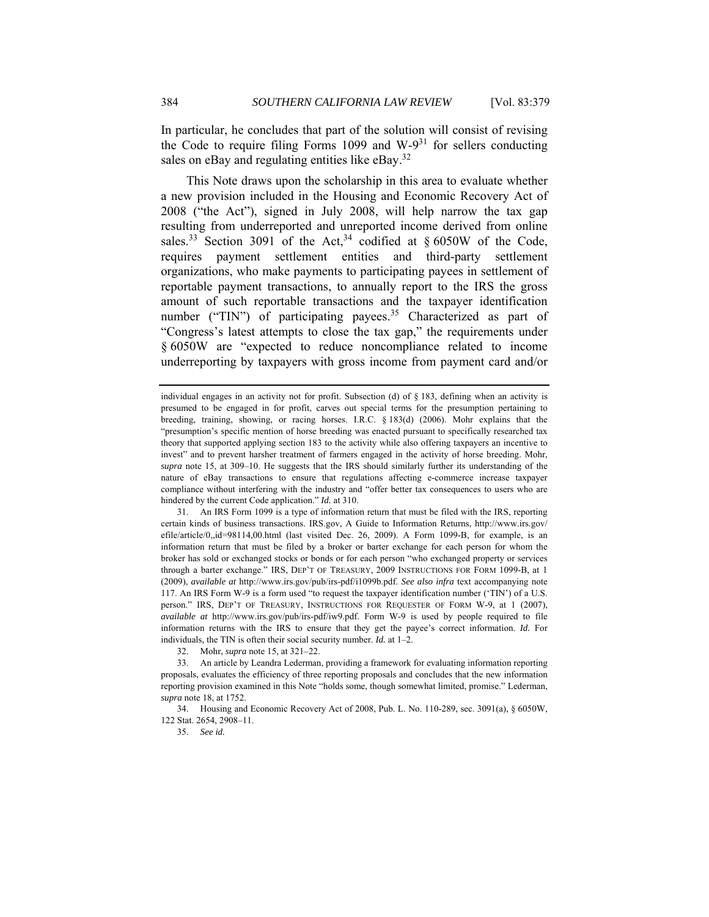In particular, he concludes that part of the solution will consist of revising the Code to require filing Forms 1099 and W-9[31] for sellers conducting sales on eBay and regulating entities like eBay.[32]

This Note draws upon the scholarship in this area to evaluate whether a new provision included in the Housing and Economic Recovery Act of 2008 ("the Act"), signed in July 2008, will help narrow the tax gap resulting from underreported and unreported income derived from online sales.[33] Section 3091 of the Act,[34] codified at § 6050W of the Code, requires payment settlement entities and third-party settlement organizations, who make payments to participating payees in settlement of reportable payment transactions, to annually report to the IRS the gross amount of such reportable transactions and the taxpayer identification number ("TIN") of participating payees.[35] Characterized as part of "Congress's latest attempts to close the tax gap," the requirements under § 6050W are "expected to reduce noncompliance related to income underreporting by taxpayers with gross income from payment card and/or

---

individual engages in an activity not for profit. Subsection (d) of § 183, defining when an activity is presumed to be engaged in for profit, carves out special terms for the presumption pertaining to breeding, training, showing, or racing horses. I.R.C. § 183(d) (2006). Mohr explains that the "presumption's specific mention of horse breeding was enacted pursuant to specifically researched tax theory that supported applying section 183 to the activity while also offering taxpayers an incentive to invest" and to prevent harsher treatment of farmers engaged in the activity of horse breeding. Mohr, *supra* note 15, at 309–10. He suggests that the IRS should similarly further its understanding of the nature of eBay transactions to ensure that regulations affecting e-commerce increase taxpayer compliance without interfering with the industry and "offer better tax consequences to users who are hindered by the current Code application." *Id.* at 310.

31. An IRS Form 1099 is a type of information return that must be filed with the IRS, reporting certain kinds of business transactions. IRS.gov, A Guide to Information Returns, http://www.irs.gov/efile/article/0,,id=98114,00.html (last visited Dec. 26, 2009). A Form 1099-B, for example, is an information return that must be filed by a broker or barter exchange for each person for whom the broker has sold or exchanged stocks or bonds or for each person "who exchanged property or services through a barter exchange." IRS, DEP'T OF TREASURY, 2009 INSTRUCTIONS FOR FORM 1099-B, at 1 (2009), *available at* http://www.irs.gov/pub/irs-pdf/i1099b.pdf. *See also infra* text accompanying note 117. An IRS Form W-9 is a form used "to request the taxpayer identification number ('TIN') of a U.S. person." IRS, DEP'T OF TREASURY, INSTRUCTIONS FOR REQUESTER OF FORM W-9, at 1 (2007), *available at* http://www.irs.gov/pub/irs-pdf/iw9.pdf. Form W-9 is used by people required to file information returns with the IRS to ensure that they get the payee's correct information. *Id.* For individuals, the TIN is often their social security number. *Id.* at 1–2.

32. Mohr, *supra* note 15, at 321–22.

33. An article by Leandra Lederman, providing a framework for evaluating information reporting proposals, evaluates the efficiency of three reporting proposals and concludes that the new information reporting provision examined in this Note "holds some, though somewhat limited, promise." Lederman, *supra* note 18, at 1752.

34. Housing and Economic Recovery Act of 2008, Pub. L. No. 110-289, sec. 3091(a), § 6050W, 122 Stat. 2654, 2908–11.

35. *See id.*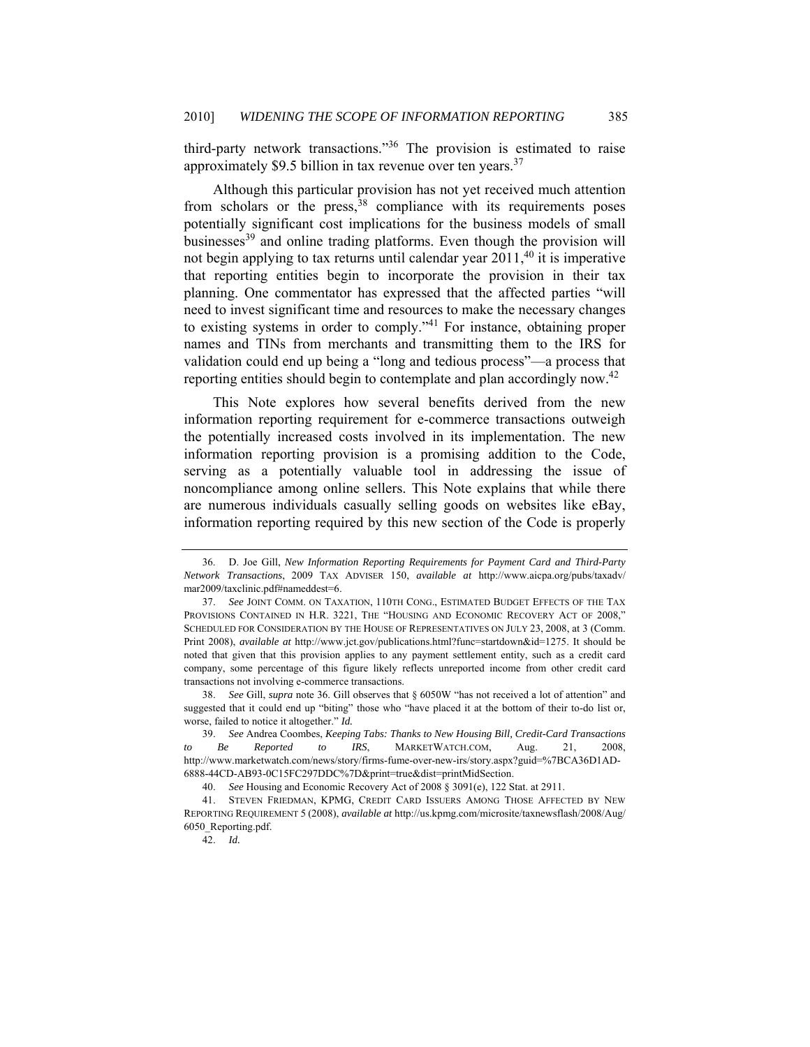third-party network transactions."[36] The provision is estimated to raise approximately $9.5 billion in tax revenue over ten years.[37]

Although this particular provision has not yet received much attention from scholars or the press,[38] compliance with its requirements poses potentially significant cost implications for the business models of small businesses[39] and online trading platforms. Even though the provision will not begin applying to tax returns until calendar year 2011,[40] it is imperative that reporting entities begin to incorporate the provision in their tax planning. One commentator has expressed that the affected parties "will need to invest significant time and resources to make the necessary changes to existing systems in order to comply."[41] For instance, obtaining proper names and TINs from merchants and transmitting them to the IRS for validation could end up being a "long and tedious process"—a process that reporting entities should begin to contemplate and plan accordingly now.[42]

This Note explores how several benefits derived from the new information reporting requirement for e-commerce transactions outweigh the potentially increased costs involved in its implementation. The new information reporting provision is a promising addition to the Code, serving as a potentially valuable tool in addressing the issue of noncompliance among online sellers. This Note explains that while there are numerous individuals casually selling goods on websites like eBay, information reporting required by this new section of the Code is properly

---

36. D. Joe Gill, *New Information Reporting Requirements for Payment Card and Third-Party Network Transactions*, 2009 TAX ADVISER 150, *available at* http://www.aicpa.org/pubs/taxadv/mar2009/taxclinic.pdf#nameddest=6.

37. *See* JOINT COMM. ON TAXATION, 110TH CONG., ESTIMATED BUDGET EFFECTS OF THE TAX PROVISIONS CONTAINED IN H.R. 3221, THE "HOUSING AND ECONOMIC RECOVERY ACT OF 2008," SCHEDULED FOR CONSIDERATION BY THE HOUSE OF REPRESENTATIVES ON JULY 23, 2008, at 3 (Comm. Print 2008), *available at* http://www.jct.gov/publications.html?func=startdown&id=1275. It should be noted that given that this provision applies to any payment settlement entity, such as a credit card company, some percentage of this figure likely reflects unreported income from other credit card transactions not involving e-commerce transactions.

38. *See* Gill, *supra* note 36. Gill observes that § 6050W "has not received a lot of attention" and suggested that it could end up "biting" those who "have placed it at the bottom of their to-do list or, worse, failed to notice it altogether." *Id.*

39. *See* Andrea Coombes, *Keeping Tabs: Thanks to New Housing Bill, Credit-Card Transactions to Be Reported to IRS*, MARKETWATCH.COM, Aug. 21, 2008, http://www.marketwatch.com/news/story/firms-fume-over-new-irs/story.aspx?guid=%7BCA36D1AD-6888-44CD-AB93-0C15FC297DDC%7D&print=true&dist=printMidSection.

40. *See* Housing and Economic Recovery Act of 2008 § 3091(e), 122 Stat. at 2911.

41. STEVEN FRIEDMAN, KPMG, CREDIT CARD ISSUERS AMONG THOSE AFFECTED BY NEW REPORTING REQUIREMENT 5 (2008), *available at* http://us.kpmg.com/microsite/taxnewsflash/2008/Aug/6050_Reporting.pdf.

42. *Id.*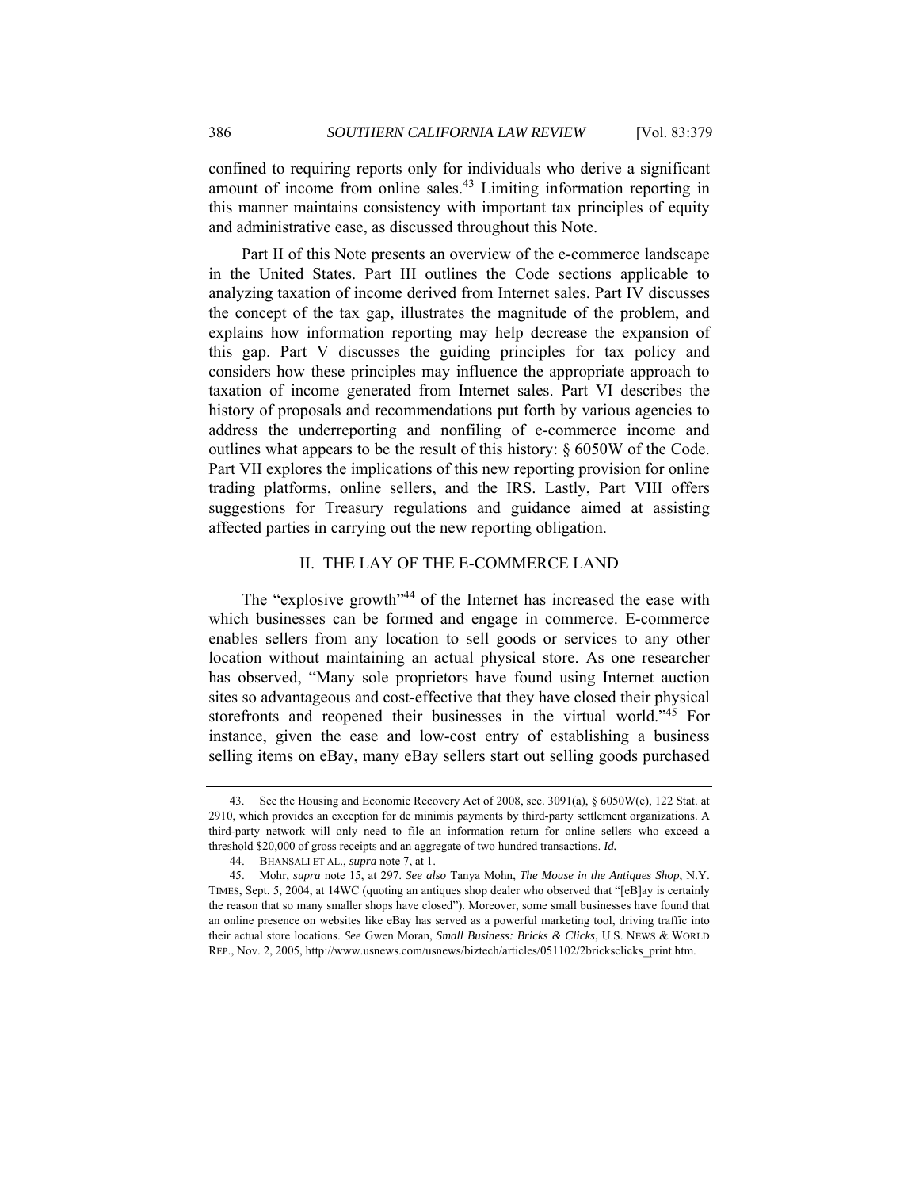confined to requiring reports only for individuals who derive a significant amount of income from online sales.[43] Limiting information reporting in this manner maintains consistency with important tax principles of equity and administrative ease, as discussed throughout this Note.

Part II of this Note presents an overview of the e-commerce landscape in the United States. Part III outlines the Code sections applicable to analyzing taxation of income derived from Internet sales. Part IV discusses the concept of the tax gap, illustrates the magnitude of the problem, and explains how information reporting may help decrease the expansion of this gap. Part V discusses the guiding principles for tax policy and considers how these principles may influence the appropriate approach to taxation of income generated from Internet sales. Part VI describes the history of proposals and recommendations put forth by various agencies to address the underreporting and nonfiling of e-commerce income and outlines what appears to be the result of this history: § 6050W of the Code. Part VII explores the implications of this new reporting provision for online trading platforms, online sellers, and the IRS. Lastly, Part VIII offers suggestions for Treasury regulations and guidance aimed at assisting affected parties in carrying out the new reporting obligation.

## II. THE LAY OF THE E-COMMERCE LAND

The "explosive growth"[44] of the Internet has increased the ease with which businesses can be formed and engage in commerce. E-commerce enables sellers from any location to sell goods or services to any other location without maintaining an actual physical store. As one researcher has observed, "Many sole proprietors have found using Internet auction sites so advantageous and cost-effective that they have closed their physical storefronts and reopened their businesses in the virtual world."[45] For instance, given the ease and low-cost entry of establishing a business selling items on eBay, many eBay sellers start out selling goods purchased

---

43. See the Housing and Economic Recovery Act of 2008, sec. 3091(a), § 6050W(e), 122 Stat. at 2910, which provides an exception for de minimis payments by third-party settlement organizations. A third-party network will only need to file an information return for online sellers who exceed a threshold $20,000 of gross receipts and an aggregate of two hundred transactions. *Id.*

44. BHANSALI ET AL., *supra* note 7, at 1.

45. Mohr, *supra* note 15, at 297. *See also* Tanya Mohn, *The Mouse in the Antiques Shop*, N.Y. TIMES, Sept. 5, 2004, at 14WC (quoting an antiques shop dealer who observed that "[eB]ay is certainly the reason that so many smaller shops have closed"). Moreover, some small businesses have found that an online presence on websites like eBay has served as a powerful marketing tool, driving traffic into their actual store locations. *See* Gwen Moran, *Small Business: Bricks & Clicks*, U.S. NEWS & WORLD REP., Nov. 2, 2005, http://www.usnews.com/usnews/biztech/articles/051102/2bricksclicks_print.htm.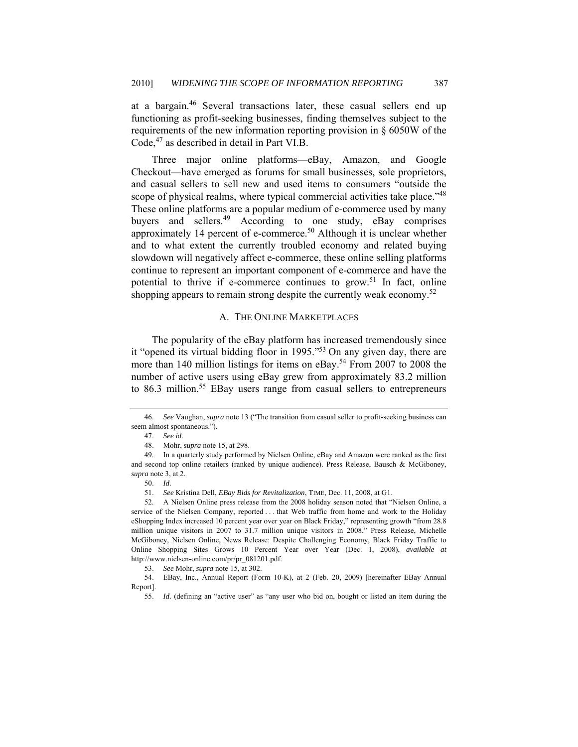at a bargain.[46] Several transactions later, these casual sellers end up functioning as profit-seeking businesses, finding themselves subject to the requirements of the new information reporting provision in § 6050W of the Code,[47] as described in detail in Part VI.B.

Three major online platforms—eBay, Amazon, and Google Checkout—have emerged as forums for small businesses, sole proprietors, and casual sellers to sell new and used items to consumers "outside the scope of physical realms, where typical commercial activities take place."[48] These online platforms are a popular medium of e-commerce used by many buyers and sellers.[49] According to one study, eBay comprises approximately 14 percent of e-commerce.[50] Although it is unclear whether and to what extent the currently troubled economy and related buying slowdown will negatively affect e-commerce, these online selling platforms continue to represent an important component of e-commerce and have the potential to thrive if e-commerce continues to grow.[51] In fact, online shopping appears to remain strong despite the currently weak economy.[52]

## A. THE ONLINE MARKETPLACES

The popularity of the eBay platform has increased tremendously since it "opened its virtual bidding floor in 1995."[53] On any given day, there are more than 140 million listings for items on eBay.[54] From 2007 to 2008 the number of active users using eBay grew from approximately 83.2 million to 86.3 million.[55] EBay users range from casual sellers to entrepreneurs

---

46. *See* Vaughan, *supra* note 13 ("The transition from casual seller to profit-seeking business can seem almost spontaneous.").

47. *See id.*

48. Mohr, *supra* note 15, at 298.

49. In a quarterly study performed by Nielsen Online, eBay and Amazon were ranked as the first and second top online retailers (ranked by unique audience). Press Release, Bausch & McGiboney, *supra* note 3, at 2.

50. *Id.*

51. *See* Kristina Dell, *EBay Bids for Revitalization*, TIME, Dec. 11, 2008, at G1.

52. A Nielsen Online press release from the 2008 holiday season noted that "Nielsen Online, a service of the Nielsen Company, reported . . . that Web traffic from home and work to the Holiday eShopping Index increased 10 percent year over year on Black Friday," representing growth "from 28.8 million unique visitors in 2007 to 31.7 million unique visitors in 2008." Press Release, Michelle McGiboney, Nielsen Online, News Release: Despite Challenging Economy, Black Friday Traffic to Online Shopping Sites Grows 10 Percent Year over Year (Dec. 1, 2008), *available at* http://www.nielsen-online.com/pr/pr_081201.pdf.

53. *See* Mohr, *supra* note 15, at 302.

54. EBay, Inc., Annual Report (Form 10-K), at 2 (Feb. 20, 2009) [hereinafter EBay Annual Report].

55. *Id.* (defining an "active user" as "any user who bid on, bought or listed an item during the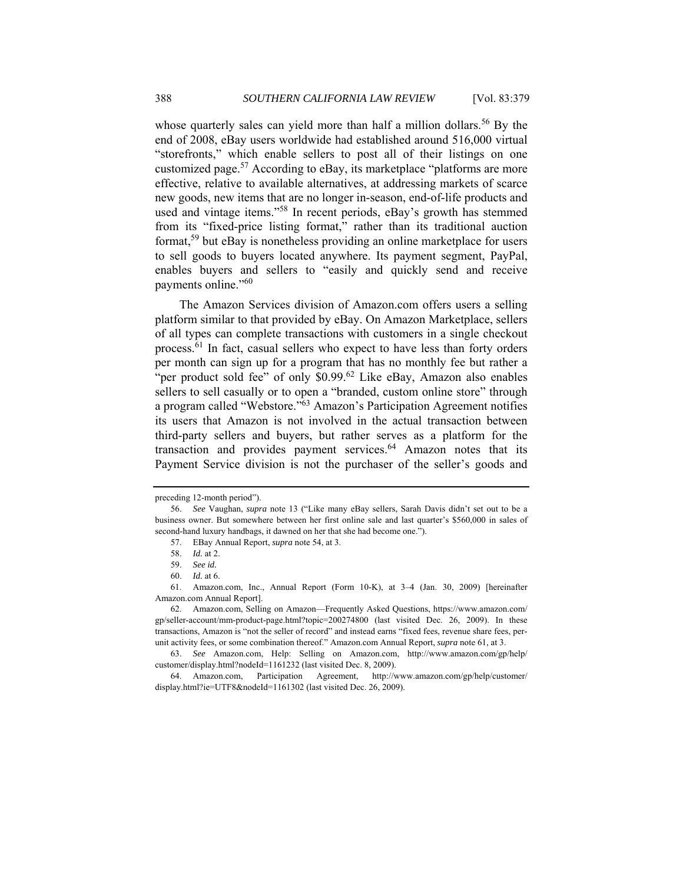whose quarterly sales can yield more than half a million dollars.[56] By the end of 2008, eBay users worldwide had established around 516,000 virtual "storefronts," which enable sellers to post all of their listings on one customized page.[57] According to eBay, its marketplace "platforms are more effective, relative to available alternatives, at addressing markets of scarce new goods, new items that are no longer in-season, end-of-life products and used and vintage items."[58] In recent periods, eBay's growth has stemmed from its "fixed-price listing format," rather than its traditional auction format,[59] but eBay is nonetheless providing an online marketplace for users to sell goods to buyers located anywhere. Its payment segment, PayPal, enables buyers and sellers to "easily and quickly send and receive payments online."[60]

The Amazon Services division of Amazon.com offers users a selling platform similar to that provided by eBay. On Amazon Marketplace, sellers of all types can complete transactions with customers in a single checkout process.[61] In fact, casual sellers who expect to have less than forty orders per month can sign up for a program that has no monthly fee but rather a "per product sold fee" of only $0.99.[62] Like eBay, Amazon also enables sellers to sell casually or to open a "branded, custom online store" through a program called "Webstore."[63] Amazon's Participation Agreement notifies its users that Amazon is not involved in the actual transaction between third-party sellers and buyers, but rather serves as a platform for the transaction and provides payment services.[64] Amazon notes that its Payment Service division is not the purchaser of the seller's goods and

---

preceding 12-month period").

56. *See* Vaughan, *supra* note 13 ("Like many eBay sellers, Sarah Davis didn't set out to be a business owner. But somewhere between her first online sale and last quarter's $560,000 in sales of second-hand luxury handbags, it dawned on her that she had become one.").

57. EBay Annual Report, *supra* note 54, at 3.

58. *Id.* at 2.

59. *See id.*

60. *Id.* at 6.

61. Amazon.com, Inc., Annual Report (Form 10-K), at 3–4 (Jan. 30, 2009) [hereinafter Amazon.com Annual Report].

62. Amazon.com, Selling on Amazon—Frequently Asked Questions, https://www.amazon.com/gp/seller-account/mm-product-page.html?topic=200274800 (last visited Dec. 26, 2009). In these transactions, Amazon is "not the seller of record" and instead earns "fixed fees, revenue share fees, per-unit activity fees, or some combination thereof." Amazon.com Annual Report, *supra* note 61, at 3.

63. *See* Amazon.com, Help: Selling on Amazon.com, http://www.amazon.com/gp/help/customer/display.html?nodeId=1161232 (last visited Dec. 8, 2009).

64. Amazon.com, Participation Agreement, http://www.amazon.com/gp/help/customer/display.html?ie=UTF8&nodeId=1161302 (last visited Dec. 26, 2009).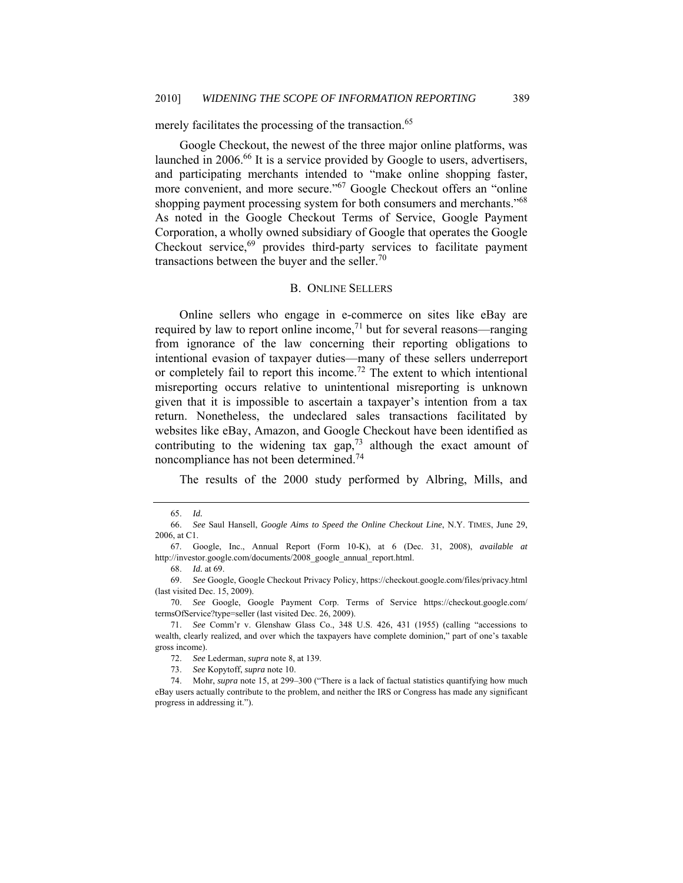merely facilitates the processing of the transaction.[65]

Google Checkout, the newest of the three major online platforms, was launched in 2006.[66] It is a service provided by Google to users, advertisers, and participating merchants intended to "make online shopping faster, more convenient, and more secure."[67] Google Checkout offers an "online shopping payment processing system for both consumers and merchants."[68] As noted in the Google Checkout Terms of Service, Google Payment Corporation, a wholly owned subsidiary of Google that operates the Google Checkout service,[69] provides third-party services to facilitate payment transactions between the buyer and the seller.[70]

## B. ONLINE SELLERS

Online sellers who engage in e-commerce on sites like eBay are required by law to report online income,[71] but for several reasons—ranging from ignorance of the law concerning their reporting obligations to intentional evasion of taxpayer duties—many of these sellers underreport or completely fail to report this income.[72] The extent to which intentional misreporting occurs relative to unintentional misreporting is unknown given that it is impossible to ascertain a taxpayer's intention from a tax return. Nonetheless, the undeclared sales transactions facilitated by websites like eBay, Amazon, and Google Checkout have been identified as contributing to the widening tax gap,[73] although the exact amount of noncompliance has not been determined.[74]

The results of the 2000 study performed by Albring, Mills, and

---

65. *Id.*

66. *See* Saul Hansell, *Google Aims to Speed the Online Checkout Line*, N.Y. TIMES, June 29, 2006, at C1.

67. Google, Inc., Annual Report (Form 10-K), at 6 (Dec. 31, 2008), *available at* http://investor.google.com/documents/2008_google_annual_report.html.

68. *Id.* at 69.

69. *See* Google, Google Checkout Privacy Policy, https://checkout.google.com/files/privacy.html (last visited Dec. 15, 2009).

70. *See* Google, Google Payment Corp. Terms of Service https://checkout.google.com/termsOfService?type=seller (last visited Dec. 26, 2009).

71. *See* Comm'r v. Glenshaw Glass Co., 348 U.S. 426, 431 (1955) (calling "accessions to wealth, clearly realized, and over which the taxpayers have complete dominion," part of one's taxable gross income).

72. *See* Lederman, *supra* note 8, at 139.

73. *See* Kopytoff, *supra* note 10.

74. Mohr, *supra* note 15, at 299–300 ("There is a lack of factual statistics quantifying how much eBay users actually contribute to the problem, and neither the IRS or Congress has made any significant progress in addressing it.").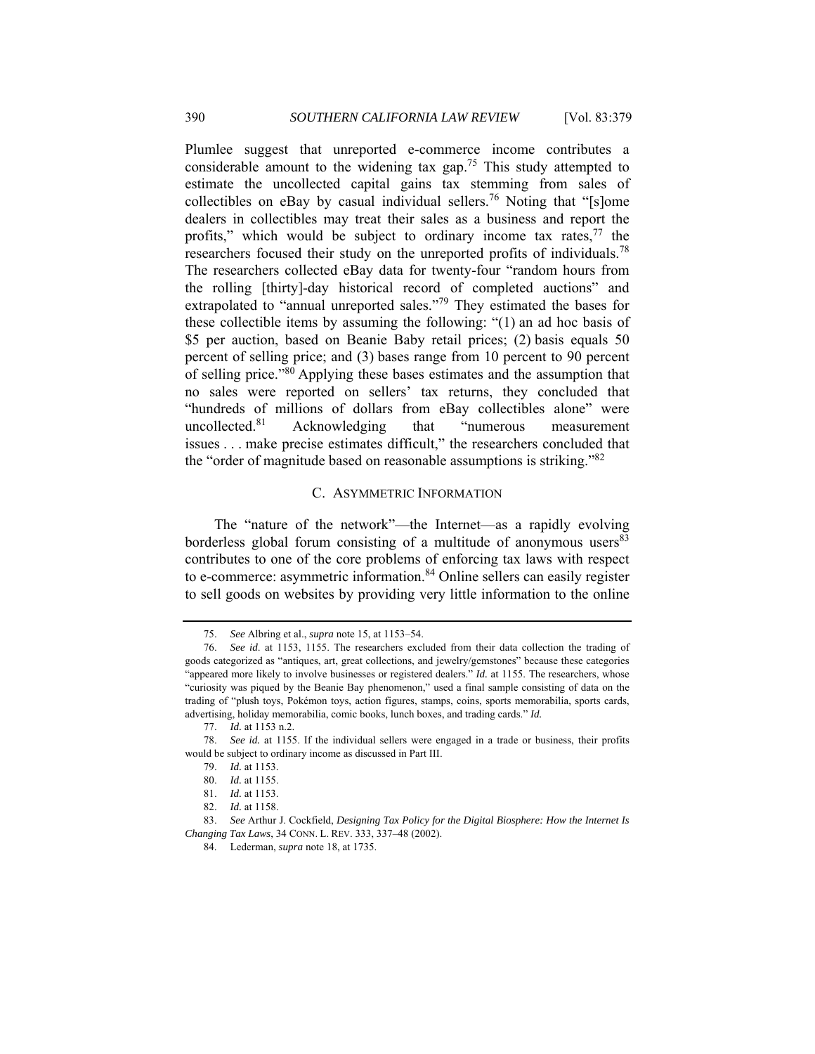Plumlee suggest that unreported e-commerce income contributes a considerable amount to the widening tax gap.[75] This study attempted to estimate the uncollected capital gains tax stemming from sales of collectibles on eBay by casual individual sellers.[76] Noting that "[s]ome dealers in collectibles may treat their sales as a business and report the profits," which would be subject to ordinary income tax rates,[77] the researchers focused their study on the unreported profits of individuals.[78] The researchers collected eBay data for twenty-four "random hours from the rolling [thirty]-day historical record of completed auctions" and extrapolated to "annual unreported sales."[79] They estimated the bases for these collectible items by assuming the following: "(1) an ad hoc basis of $5 per auction, based on Beanie Baby retail prices; (2) basis equals 50 percent of selling price; and (3) bases range from 10 percent to 90 percent of selling price."[80] Applying these bases estimates and the assumption that no sales were reported on sellers' tax returns, they concluded that "hundreds of millions of dollars from eBay collectibles alone" were uncollected.[81] Acknowledging that "numerous measurement issues . . . make precise estimates difficult," the researchers concluded that the "order of magnitude based on reasonable assumptions is striking."[82]

### C. Asymmetric Information

The "nature of the network"—the Internet—as a rapidly evolving borderless global forum consisting of a multitude of anonymous users[83] contributes to one of the core problems of enforcing tax laws with respect to e-commerce: asymmetric information.[84] Online sellers can easily register to sell goods on websites by providing very little information to the online

---

75. *See* Albring et al., *supra* note 15, at 1153–54.

76. *See id*. at 1153, 1155. The researchers excluded from their data collection the trading of goods categorized as "antiques, art, great collections, and jewelry/gemstones" because these categories "appeared more likely to involve businesses or registered dealers." *Id.* at 1155. The researchers, whose "curiosity was piqued by the Beanie Bay phenomenon," used a final sample consisting of data on the trading of "plush toys, Pokémon toys, action figures, stamps, coins, sports memorabilia, sports cards, advertising, holiday memorabilia, comic books, lunch boxes, and trading cards." *Id.*

77. *Id.* at 1153 n.2.

78. *See id.* at 1155. If the individual sellers were engaged in a trade or business, their profits would be subject to ordinary income as discussed in Part III.

79. *Id.* at 1153.

80. *Id.* at 1155.

81. *Id.* at 1153.

82. *Id.* at 1158.

83. *See* Arthur J. Cockfield, *Designing Tax Policy for the Digital Biosphere: How the Internet Is Changing Tax Laws*, 34 CONN. L. REV. 333, 337–48 (2002).

84. Lederman, *supra* note 18, at 1735.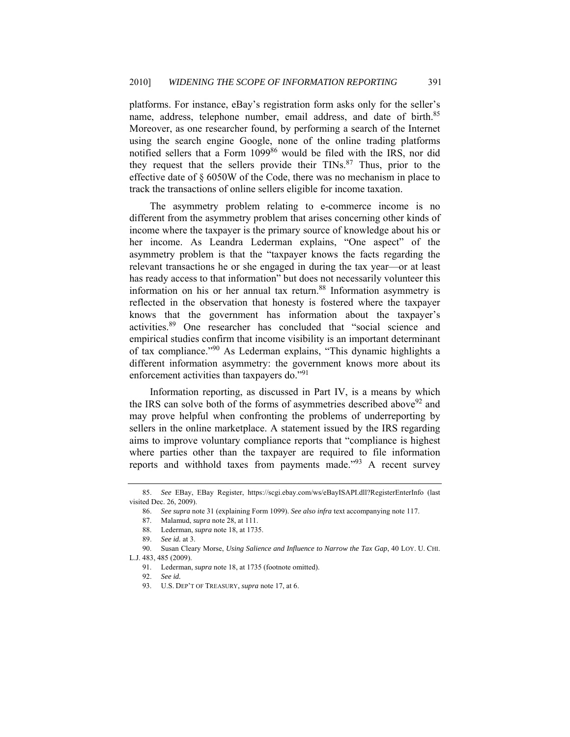platforms. For instance, eBay's registration form asks only for the seller's name, address, telephone number, email address, and date of birth.[85] Moreover, as one researcher found, by performing a search of the Internet using the search engine Google, none of the online trading platforms notified sellers that a Form 1099[86] would be filed with the IRS, nor did they request that the sellers provide their TINs.[87] Thus, prior to the effective date of § 6050W of the Code, there was no mechanism in place to track the transactions of online sellers eligible for income taxation.

The asymmetry problem relating to e-commerce income is no different from the asymmetry problem that arises concerning other kinds of income where the taxpayer is the primary source of knowledge about his or her income. As Leandra Lederman explains, "One aspect" of the asymmetry problem is that the "taxpayer knows the facts regarding the relevant transactions he or she engaged in during the tax year—or at least has ready access to that information" but does not necessarily volunteer this information on his or her annual tax return.[88] Information asymmetry is reflected in the observation that honesty is fostered where the taxpayer knows that the government has information about the taxpayer's activities.[89] One researcher has concluded that "social science and empirical studies confirm that income visibility is an important determinant of tax compliance."[90] As Lederman explains, "This dynamic highlights a different information asymmetry: the government knows more about its enforcement activities than taxpayers do."[91]

Information reporting, as discussed in Part IV, is a means by which the IRS can solve both of the forms of asymmetries described above[92] and may prove helpful when confronting the problems of underreporting by sellers in the online marketplace. A statement issued by the IRS regarding aims to improve voluntary compliance reports that "compliance is highest where parties other than the taxpayer are required to file information reports and withhold taxes from payments made."[93] A recent survey

---

85. *See* EBay, EBay Register, https://scgi.ebay.com/ws/eBayISAPI.dll?RegisterEnterInfo (last visited Dec. 26, 2009).

86. *See supra* note 31 (explaining Form 1099). *See also infra* text accompanying note 117.

87. Malamud, *supra* note 28, at 111.

88. Lederman, *supra* note 18, at 1735.

89. *See id.* at 3.

90. Susan Cleary Morse, *Using Salience and Influence to Narrow the Tax Gap*, 40 LOY. U. CHI. L.J. 483, 485 (2009).

91. Lederman, *supra* note 18, at 1735 (footnote omitted).

92. *See id.*

93. U.S. DEP'T OF TREASURY, *supra* note 17, at 6.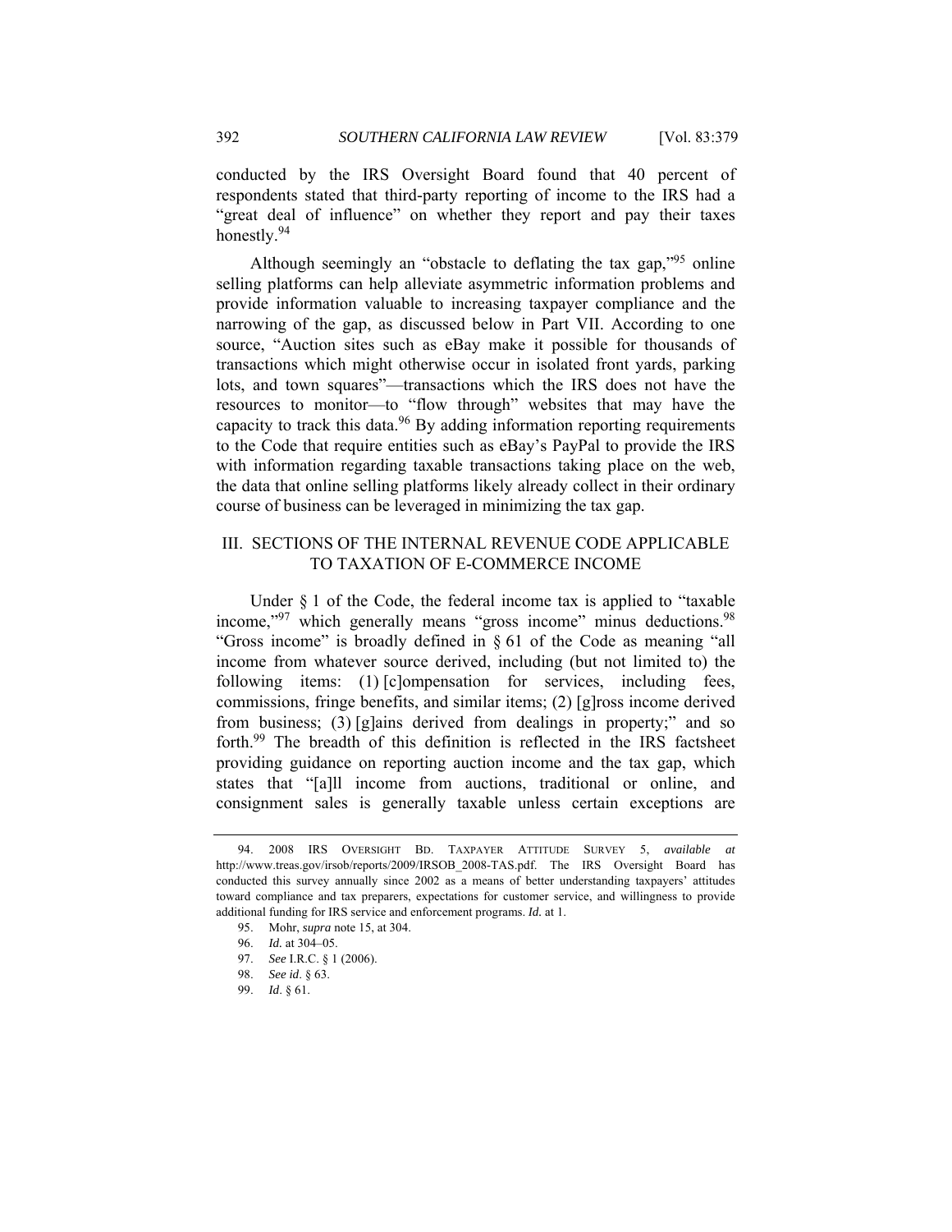conducted by the IRS Oversight Board found that 40 percent of respondents stated that third-party reporting of income to the IRS had a "great deal of influence" on whether they report and pay their taxes honestly.[94]

Although seemingly an "obstacle to deflating the tax gap,"[95] online selling platforms can help alleviate asymmetric information problems and provide information valuable to increasing taxpayer compliance and the narrowing of the gap, as discussed below in Part VII. According to one source, "Auction sites such as eBay make it possible for thousands of transactions which might otherwise occur in isolated front yards, parking lots, and town squares"—transactions which the IRS does not have the resources to monitor—to "flow through" websites that may have the capacity to track this data.[96] By adding information reporting requirements to the Code that require entities such as eBay's PayPal to provide the IRS with information regarding taxable transactions taking place on the web, the data that online selling platforms likely already collect in their ordinary course of business can be leveraged in minimizing the tax gap.

## III. SECTIONS OF THE INTERNAL REVENUE CODE APPLICABLE TO TAXATION OF E-COMMERCE INCOME

Under § 1 of the Code, the federal income tax is applied to "taxable income,"[97] which generally means "gross income" minus deductions.[98] "Gross income" is broadly defined in § 61 of the Code as meaning "all income from whatever source derived, including (but not limited to) the following items: (1) [c]ompensation for services, including fees, commissions, fringe benefits, and similar items; (2) [g]ross income derived from business; (3) [g]ains derived from dealings in property;" and so forth.[99] The breadth of this definition is reflected in the IRS factsheet providing guidance on reporting auction income and the tax gap, which states that "[a]ll income from auctions, traditional or online, and consignment sales is generally taxable unless certain exceptions are

---

94. 2008 IRS OVERSIGHT BD. TAXPAYER ATTITUDE SURVEY 5, *available at* http://www.treas.gov/irsob/reports/2009/IRSOB_2008-TAS.pdf. The IRS Oversight Board has conducted this survey annually since 2002 as a means of better understanding taxpayers' attitudes toward compliance and tax preparers, expectations for customer service, and willingness to provide additional funding for IRS service and enforcement programs. *Id.* at 1.

95. Mohr, *supra* note 15, at 304.

96. *Id.* at 304–05.

97. *See* I.R.C. § 1 (2006).

98. *See id*. § 63.

99. *Id*. § 61.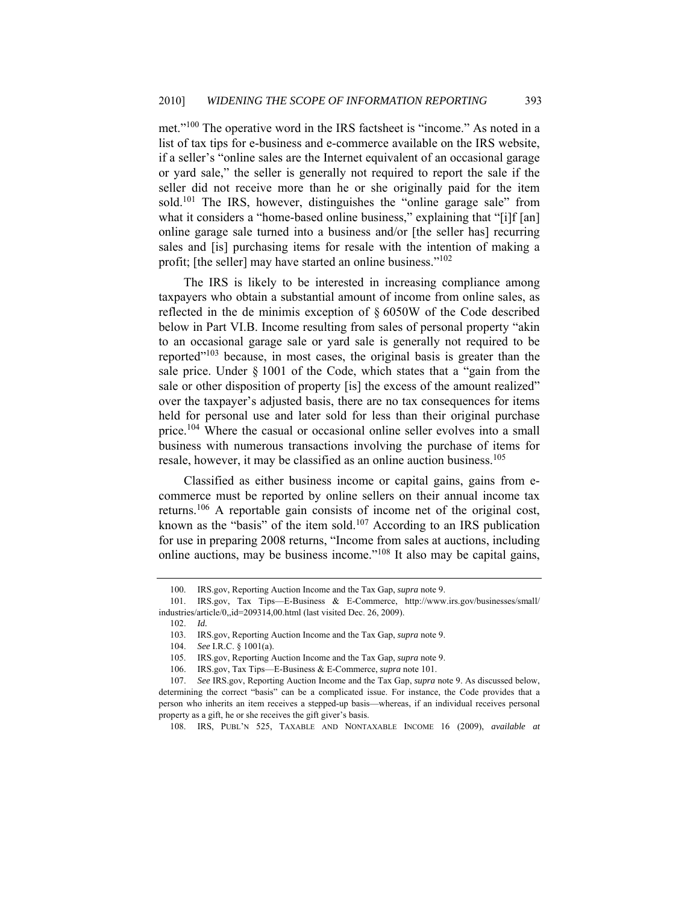met."[100] The operative word in the IRS factsheet is "income." As noted in a list of tax tips for e-business and e-commerce available on the IRS website, if a seller's "online sales are the Internet equivalent of an occasional garage or yard sale," the seller is generally not required to report the sale if the seller did not receive more than he or she originally paid for the item sold.[101] The IRS, however, distinguishes the "online garage sale" from what it considers a "home-based online business," explaining that "[i]f [an] online garage sale turned into a business and/or [the seller has] recurring sales and [is] purchasing items for resale with the intention of making a profit; [the seller] may have started an online business."[102]

The IRS is likely to be interested in increasing compliance among taxpayers who obtain a substantial amount of income from online sales, as reflected in the de minimis exception of § 6050W of the Code described below in Part VI.B. Income resulting from sales of personal property "akin to an occasional garage sale or yard sale is generally not required to be reported"[103] because, in most cases, the original basis is greater than the sale price. Under § 1001 of the Code, which states that a "gain from the sale or other disposition of property [is] the excess of the amount realized" over the taxpayer's adjusted basis, there are no tax consequences for items held for personal use and later sold for less than their original purchase price.[104] Where the casual or occasional online seller evolves into a small business with numerous transactions involving the purchase of items for resale, however, it may be classified as an online auction business.[105]

Classified as either business income or capital gains, gains from e-commerce must be reported by online sellers on their annual income tax returns.[106] A reportable gain consists of income net of the original cost, known as the "basis" of the item sold.[107] According to an IRS publication for use in preparing 2008 returns, "Income from sales at auctions, including online auctions, may be business income."[108] It also may be capital gains,

---

100. IRS.gov, Reporting Auction Income and the Tax Gap, *supra* note 9.

101. IRS.gov, Tax Tips—E-Business & E-Commerce, http://www.irs.gov/businesses/small/industries/article/0,,id=209314,00.html (last visited Dec. 26, 2009).

102. *Id.*

103. IRS.gov, Reporting Auction Income and the Tax Gap, *supra* note 9.

104. *See* I.R.C. § 1001(a).

105. IRS.gov, Reporting Auction Income and the Tax Gap, *supra* note 9.

106. IRS.gov, Tax Tips—E-Business & E-Commerce, *supra* note 101.

107. *See* IRS.gov, Reporting Auction Income and the Tax Gap, *supra* note 9. As discussed below, determining the correct "basis" can be a complicated issue. For instance, the Code provides that a person who inherits an item receives a stepped-up basis—whereas, if an individual receives personal property as a gift, he or she receives the gift giver's basis.

108. IRS, PUBL'N 525, TAXABLE AND NONTAXABLE INCOME 16 (2009), *available at*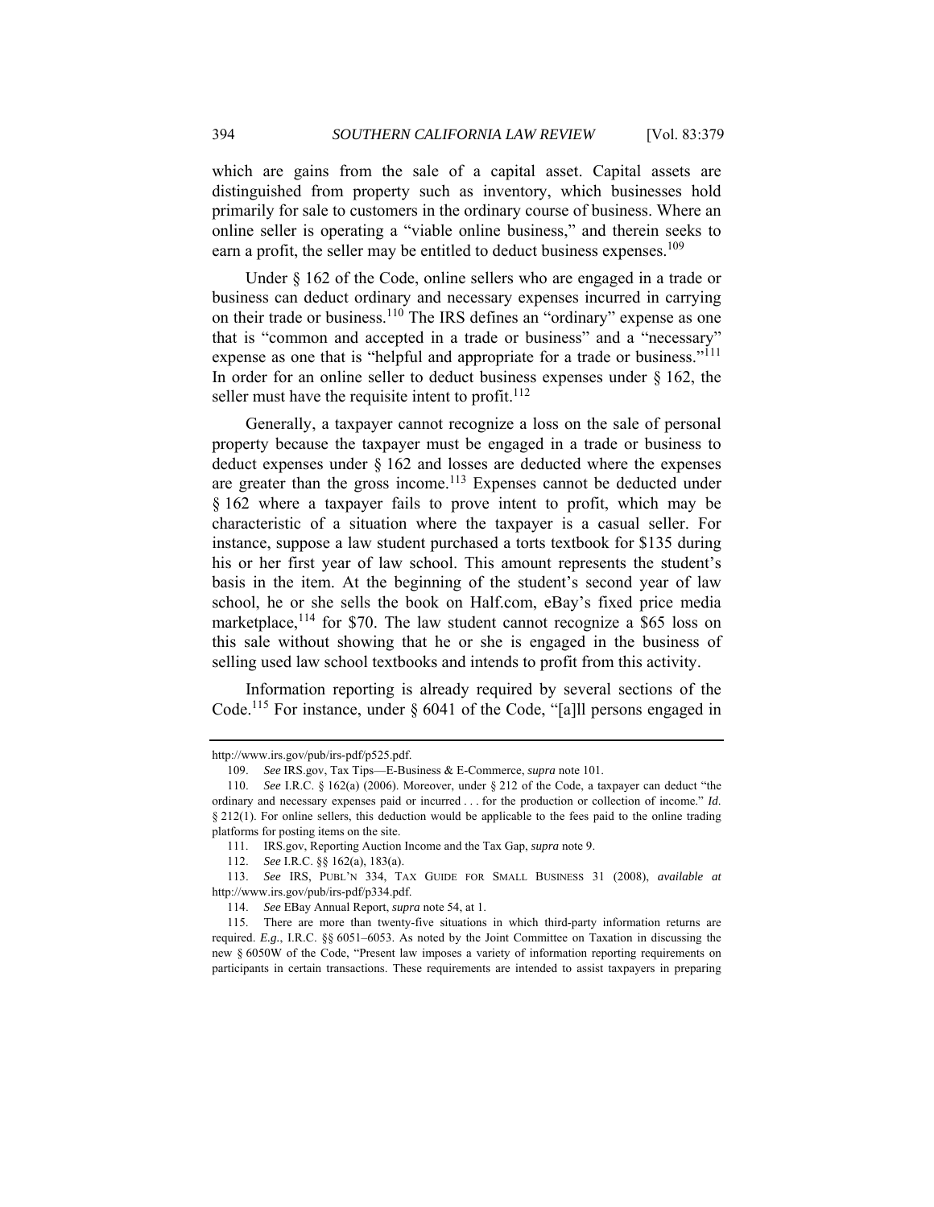which are gains from the sale of a capital asset. Capital assets are distinguished from property such as inventory, which businesses hold primarily for sale to customers in the ordinary course of business. Where an online seller is operating a "viable online business," and therein seeks to earn a profit, the seller may be entitled to deduct business expenses.[109]

Under § 162 of the Code, online sellers who are engaged in a trade or business can deduct ordinary and necessary expenses incurred in carrying on their trade or business.[110] The IRS defines an "ordinary" expense as one that is "common and accepted in a trade or business" and a "necessary" expense as one that is "helpful and appropriate for a trade or business."[111] In order for an online seller to deduct business expenses under § 162, the seller must have the requisite intent to profit.[112]

Generally, a taxpayer cannot recognize a loss on the sale of personal property because the taxpayer must be engaged in a trade or business to deduct expenses under § 162 and losses are deducted where the expenses are greater than the gross income.[113] Expenses cannot be deducted under § 162 where a taxpayer fails to prove intent to profit, which may be characteristic of a situation where the taxpayer is a casual seller. For instance, suppose a law student purchased a torts textbook for $135 during his or her first year of law school. This amount represents the student's basis in the item. At the beginning of the student's second year of law school, he or she sells the book on Half.com, eBay's fixed price media marketplace,[114] for $70. The law student cannot recognize a $65 loss on this sale without showing that he or she is engaged in the business of selling used law school textbooks and intends to profit from this activity.

Information reporting is already required by several sections of the Code.[115] For instance, under § 6041 of the Code, "[a]ll persons engaged in

---

http://www.irs.gov/pub/irs-pdf/p525.pdf.

109. *See* IRS.gov, Tax Tips—E-Business & E-Commerce, *supra* note 101.

110. *See* I.R.C. § 162(a) (2006). Moreover, under § 212 of the Code, a taxpayer can deduct "the ordinary and necessary expenses paid or incurred . . . for the production or collection of income." *Id.* § 212(1). For online sellers, this deduction would be applicable to the fees paid to the online trading platforms for posting items on the site.

111. IRS.gov, Reporting Auction Income and the Tax Gap, *supra* note 9.

112. *See* I.R.C. §§ 162(a), 183(a).

113. *See* IRS, PUBL'N 334, TAX GUIDE FOR SMALL BUSINESS 31 (2008), *available at* http://www.irs.gov/pub/irs-pdf/p334.pdf.

114. *See* EBay Annual Report, *supra* note 54, at 1.

115. There are more than twenty-five situations in which third-party information returns are required. *E.g.*, I.R.C. §§ 6051–6053. As noted by the Joint Committee on Taxation in discussing the new § 6050W of the Code, "Present law imposes a variety of information reporting requirements on participants in certain transactions. These requirements are intended to assist taxpayers in preparing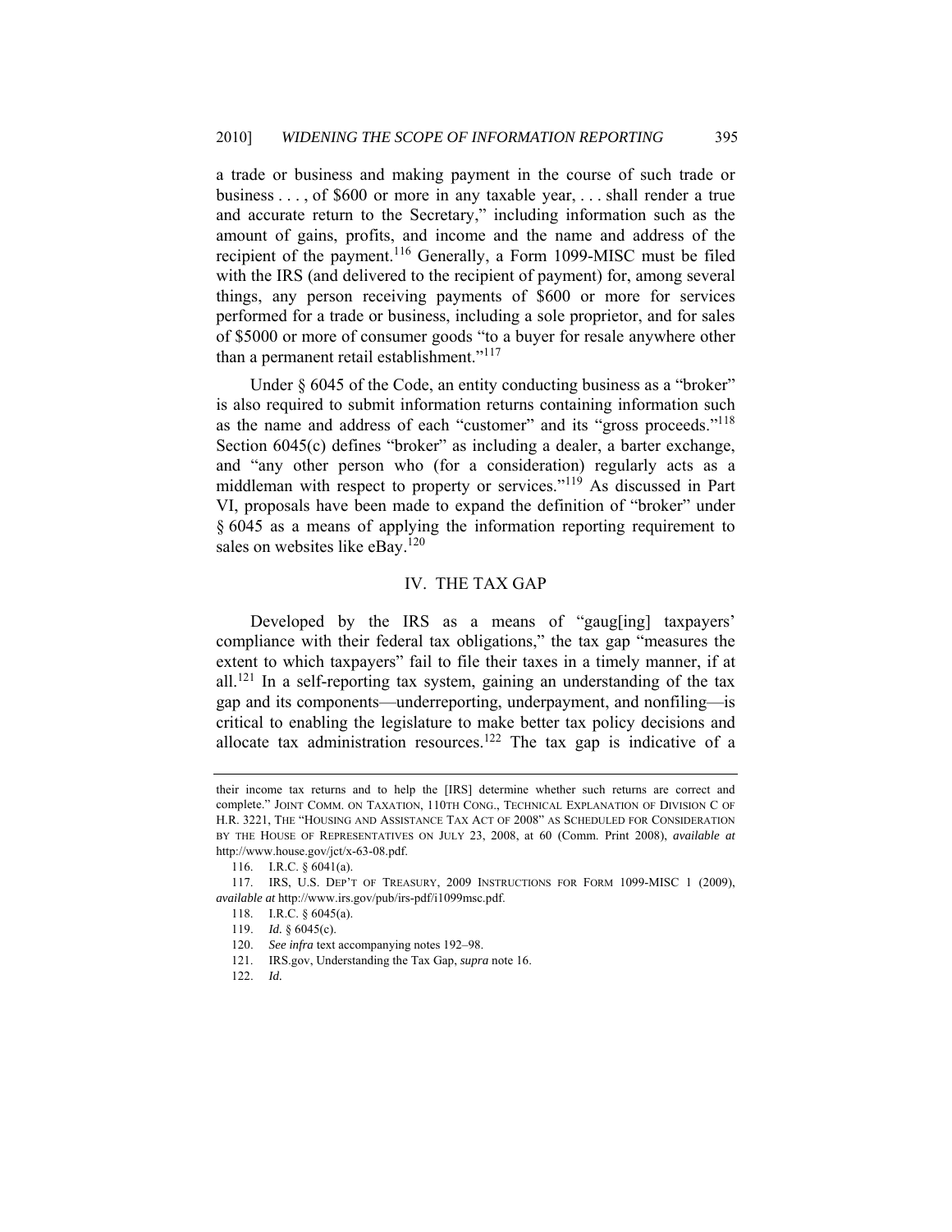a trade or business and making payment in the course of such trade or business . . . , of $600 or more in any taxable year, . . . shall render a true and accurate return to the Secretary," including information such as the amount of gains, profits, and income and the name and address of the recipient of the payment.[116] Generally, a Form 1099-MISC must be filed with the IRS (and delivered to the recipient of payment) for, among several things, any person receiving payments of $600 or more for services performed for a trade or business, including a sole proprietor, and for sales of $5000 or more of consumer goods "to a buyer for resale anywhere other than a permanent retail establishment."[117]

Under § 6045 of the Code, an entity conducting business as a "broker" is also required to submit information returns containing information such as the name and address of each "customer" and its "gross proceeds."[118] Section 6045(c) defines "broker" as including a dealer, a barter exchange, and "any other person who (for a consideration) regularly acts as a middleman with respect to property or services."[119] As discussed in Part VI, proposals have been made to expand the definition of "broker" under § 6045 as a means of applying the information reporting requirement to sales on websites like eBay.[120]

## IV. THE TAX GAP

Developed by the IRS as a means of "gaug[ing] taxpayers' compliance with their federal tax obligations," the tax gap "measures the extent to which taxpayers" fail to file their taxes in a timely manner, if at all.[121] In a self-reporting tax system, gaining an understanding of the tax gap and its components—underreporting, underpayment, and nonfiling—is critical to enabling the legislature to make better tax policy decisions and allocate tax administration resources.[122] The tax gap is indicative of a

---

their income tax returns and to help the [IRS] determine whether such returns are correct and complete." JOINT COMM. ON TAXATION, 110TH CONG., TECHNICAL EXPLANATION OF DIVISION C OF H.R. 3221, THE "HOUSING AND ASSISTANCE TAX ACT OF 2008" AS SCHEDULED FOR CONSIDERATION BY THE HOUSE OF REPRESENTATIVES ON JULY 23, 2008, at 60 (Comm. Print 2008), *available at* http://www.house.gov/jct/x-63-08.pdf.

116. I.R.C. § 6041(a).

117. IRS, U.S. DEP'T OF TREASURY, 2009 INSTRUCTIONS FOR FORM 1099-MISC 1 (2009), *available at* http://www.irs.gov/pub/irs-pdf/i1099msc.pdf.

118. I.R.C. § 6045(a).

119. *Id.* § 6045(c).

120. *See infra* text accompanying notes 192–98.

121. IRS.gov, Understanding the Tax Gap, *supra* note 16.

122. *Id.*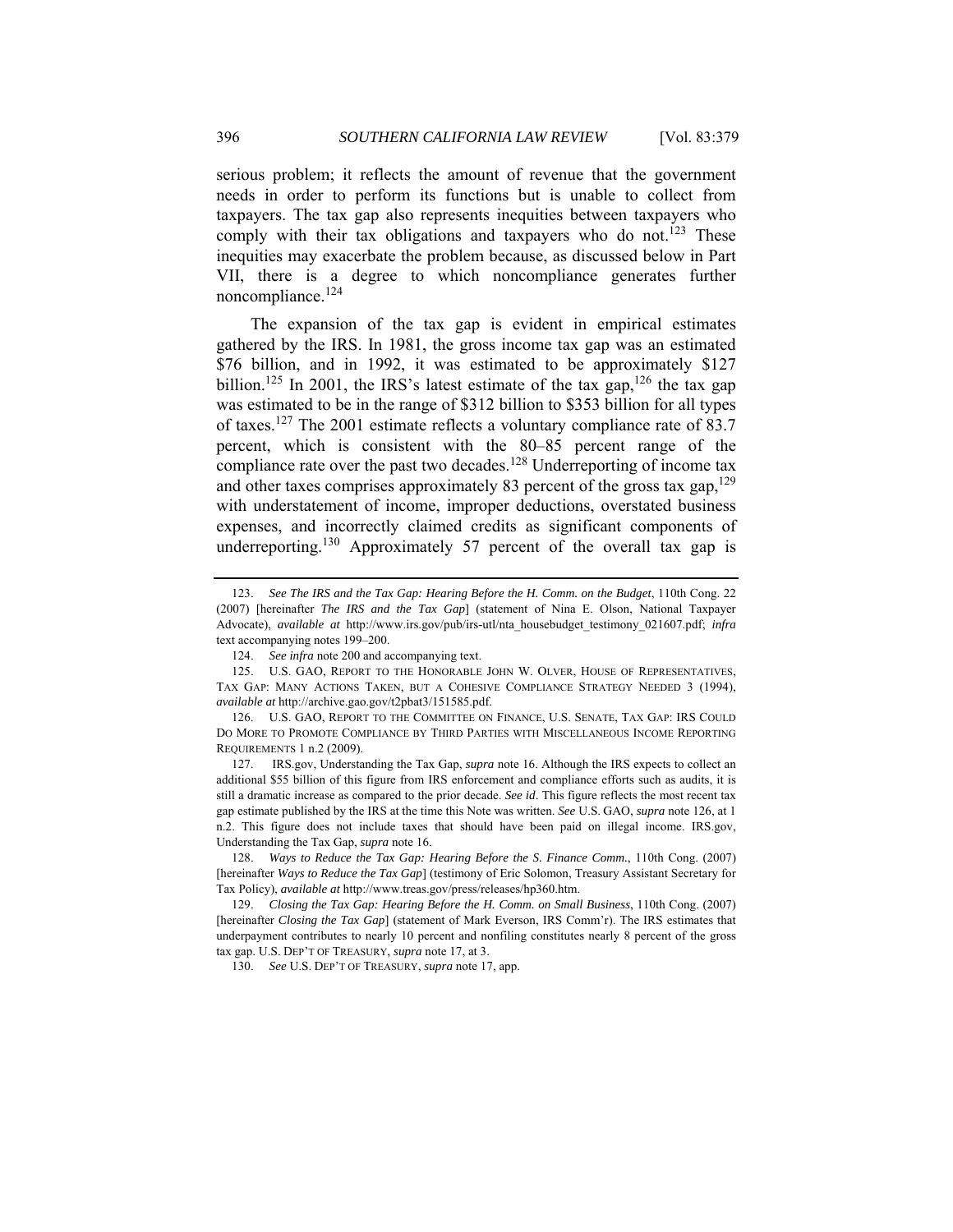serious problem; it reflects the amount of revenue that the government needs in order to perform its functions but is unable to collect from taxpayers. The tax gap also represents inequities between taxpayers who comply with their tax obligations and taxpayers who do not.[123] These inequities may exacerbate the problem because, as discussed below in Part VII, there is a degree to which noncompliance generates further noncompliance.[124]

The expansion of the tax gap is evident in empirical estimates gathered by the IRS. In 1981, the gross income tax gap was an estimated $76 billion, and in 1992, it was estimated to be approximately $127 billion.[125] In 2001, the IRS's latest estimate of the tax gap,[126] the tax gap was estimated to be in the range of $312 billion to $353 billion for all types of taxes.[127] The 2001 estimate reflects a voluntary compliance rate of 83.7 percent, which is consistent with the 80–85 percent range of the compliance rate over the past two decades.[128] Underreporting of income tax and other taxes comprises approximately 83 percent of the gross tax gap,[129] with understatement of income, improper deductions, overstated business expenses, and incorrectly claimed credits as significant components of underreporting.[130] Approximately 57 percent of the overall tax gap is

---

123. *See The IRS and the Tax Gap: Hearing Before the H. Comm. on the Budget*, 110th Cong. 22 (2007) [hereinafter *The IRS and the Tax Gap*] (statement of Nina E. Olson, National Taxpayer Advocate), *available at* http://www.irs.gov/pub/irs-utl/nta_housebudget_testimony_021607.pdf; *infra* text accompanying notes 199–200.

124. *See infra* note 200 and accompanying text.

125. U.S. GAO, REPORT TO THE HONORABLE JOHN W. OLVER, HOUSE OF REPRESENTATIVES, TAX GAP: MANY ACTIONS TAKEN, BUT A COHESIVE COMPLIANCE STRATEGY NEEDED 3 (1994), *available at* http://archive.gao.gov/t2pbat3/151585.pdf.

126. U.S. GAO, REPORT TO THE COMMITTEE ON FINANCE, U.S. SENATE, TAX GAP: IRS COULD DO MORE TO PROMOTE COMPLIANCE BY THIRD PARTIES WITH MISCELLANEOUS INCOME REPORTING REQUIREMENTS 1 n.2 (2009).

127. IRS.gov, Understanding the Tax Gap, *supra* note 16. Although the IRS expects to collect an additional $55 billion of this figure from IRS enforcement and compliance efforts such as audits, it is still a dramatic increase as compared to the prior decade. *See id*. This figure reflects the most recent tax gap estimate published by the IRS at the time this Note was written. *See* U.S. GAO, *supra* note 126, at 1 n.2. This figure does not include taxes that should have been paid on illegal income. IRS.gov, Understanding the Tax Gap, *supra* note 16.

128. *Ways to Reduce the Tax Gap: Hearing Before the S. Finance Comm.*, 110th Cong. (2007) [hereinafter *Ways to Reduce the Tax Gap*] (testimony of Eric Solomon, Treasury Assistant Secretary for Tax Policy), *available at* http://www.treas.gov/press/releases/hp360.htm.

129. *Closing the Tax Gap: Hearing Before the H. Comm. on Small Business*, 110th Cong. (2007) [hereinafter *Closing the Tax Gap*] (statement of Mark Everson, IRS Comm'r). The IRS estimates that underpayment contributes to nearly 10 percent and nonfiling constitutes nearly 8 percent of the gross tax gap. U.S. DEP'T OF TREASURY, *supra* note 17, at 3.

130. *See* U.S. DEP'T OF TREASURY, *supra* note 17, app.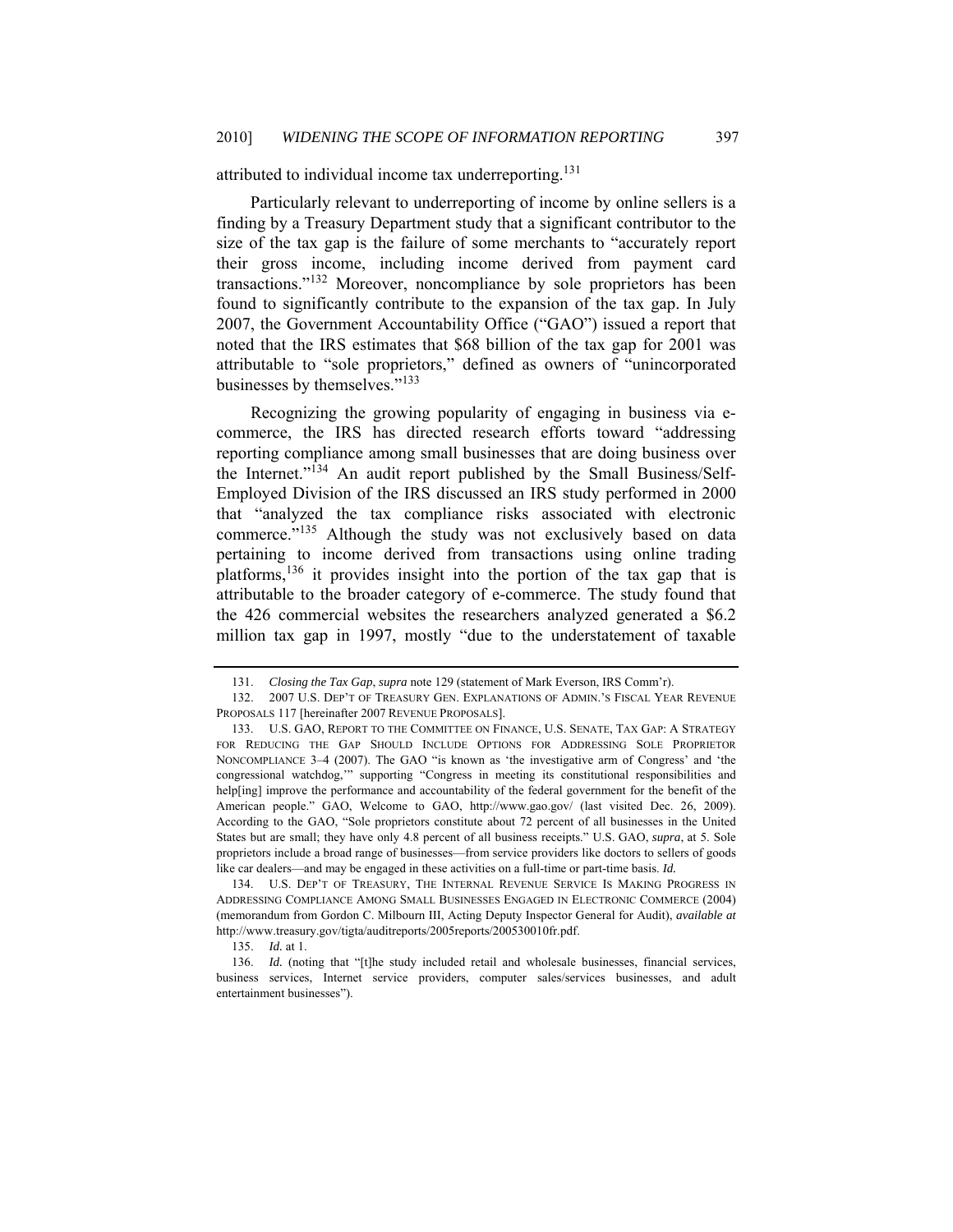attributed to individual income tax underreporting.[131]

Particularly relevant to underreporting of income by online sellers is a finding by a Treasury Department study that a significant contributor to the size of the tax gap is the failure of some merchants to "accurately report their gross income, including income derived from payment card transactions."[132] Moreover, noncompliance by sole proprietors has been found to significantly contribute to the expansion of the tax gap. In July 2007, the Government Accountability Office ("GAO") issued a report that noted that the IRS estimates that $68 billion of the tax gap for 2001 was attributable to "sole proprietors," defined as owners of "unincorporated businesses by themselves."[133]

Recognizing the growing popularity of engaging in business via e-commerce, the IRS has directed research efforts toward "addressing reporting compliance among small businesses that are doing business over the Internet."[134] An audit report published by the Small Business/Self-Employed Division of the IRS discussed an IRS study performed in 2000 that "analyzed the tax compliance risks associated with electronic commerce."[135] Although the study was not exclusively based on data pertaining to income derived from transactions using online trading platforms,[136] it provides insight into the portion of the tax gap that is attributable to the broader category of e-commerce. The study found that the 426 commercial websites the researchers analyzed generated a $6.2 million tax gap in 1997, mostly "due to the understatement of taxable

---

131. *Closing the Tax Gap*, *supra* note 129 (statement of Mark Everson, IRS Comm'r).

132. 2007 U.S. DEP'T OF TREASURY GEN. EXPLANATIONS OF ADMIN.'S FISCAL YEAR REVENUE PROPOSALS 117 [hereinafter 2007 REVENUE PROPOSALS].

133. U.S. GAO, REPORT TO THE COMMITTEE ON FINANCE, U.S. SENATE, TAX GAP: A STRATEGY FOR REDUCING THE GAP SHOULD INCLUDE OPTIONS FOR ADDRESSING SOLE PROPRIETOR NONCOMPLIANCE 3–4 (2007). The GAO "is known as 'the investigative arm of Congress' and 'the congressional watchdog,'" supporting "Congress in meeting its constitutional responsibilities and help[ing] improve the performance and accountability of the federal government for the benefit of the American people." GAO, Welcome to GAO, http://www.gao.gov/ (last visited Dec. 26, 2009). According to the GAO, "Sole proprietors constitute about 72 percent of all businesses in the United States but are small; they have only 4.8 percent of all business receipts." U.S. GAO, *supra*, at 5. Sole proprietors include a broad range of businesses—from service providers like doctors to sellers of goods like car dealers—and may be engaged in these activities on a full-time or part-time basis. *Id.*

134. U.S. DEP'T OF TREASURY, THE INTERNAL REVENUE SERVICE IS MAKING PROGRESS IN ADDRESSING COMPLIANCE AMONG SMALL BUSINESSES ENGAGED IN ELECTRONIC COMMERCE (2004) (memorandum from Gordon C. Milbourn III, Acting Deputy Inspector General for Audit), *available at* http://www.treasury.gov/tigta/auditreports/2005reports/200530010fr.pdf.

135. *Id.* at 1.

136. *Id.* (noting that "[t]he study included retail and wholesale businesses, financial services, business services, Internet service providers, computer sales/services businesses, and adult entertainment businesses").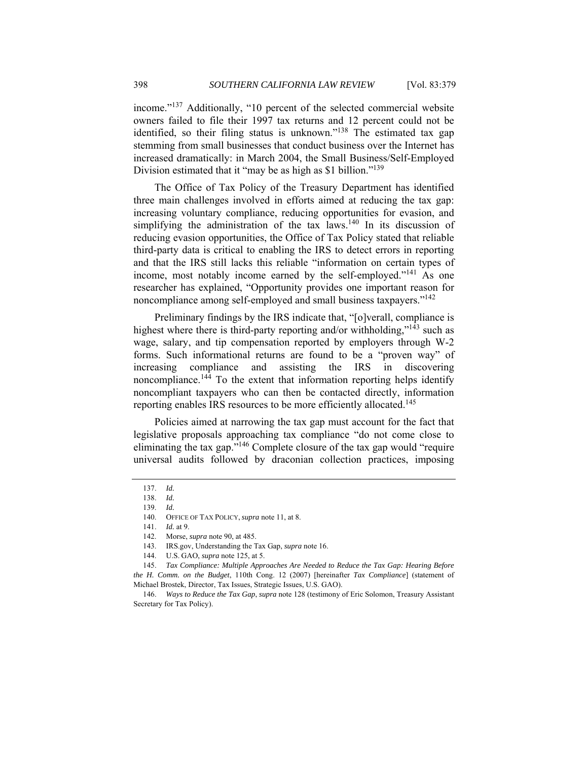income."[137] Additionally, "10 percent of the selected commercial website owners failed to file their 1997 tax returns and 12 percent could not be identified, so their filing status is unknown."[138] The estimated tax gap stemming from small businesses that conduct business over the Internet has increased dramatically: in March 2004, the Small Business/Self-Employed Division estimated that it "may be as high as $1 billion."[139]

The Office of Tax Policy of the Treasury Department has identified three main challenges involved in efforts aimed at reducing the tax gap: increasing voluntary compliance, reducing opportunities for evasion, and simplifying the administration of the tax laws.[140] In its discussion of reducing evasion opportunities, the Office of Tax Policy stated that reliable third-party data is critical to enabling the IRS to detect errors in reporting and that the IRS still lacks this reliable "information on certain types of income, most notably income earned by the self-employed."[141] As one researcher has explained, "Opportunity provides one important reason for noncompliance among self-employed and small business taxpayers."[142]

Preliminary findings by the IRS indicate that, "[o]verall, compliance is highest where there is third-party reporting and/or withholding,"[143] such as wage, salary, and tip compensation reported by employers through W-2 forms. Such informational returns are found to be a "proven way" of increasing compliance and assisting the IRS in discovering noncompliance.[144] To the extent that information reporting helps identify noncompliant taxpayers who can then be contacted directly, information reporting enables IRS resources to be more efficiently allocated.[145]

Policies aimed at narrowing the tax gap must account for the fact that legislative proposals approaching tax compliance "do not come close to eliminating the tax gap."[146] Complete closure of the tax gap would "require universal audits followed by draconian collection practices, imposing

---

137. *Id.*

138. *Id.*

139. *Id.*

140. OFFICE OF TAX POLICY, *supra* note 11, at 8.

141. *Id.* at 9.

142. Morse, *supra* note 90, at 485.

143. IRS.gov, Understanding the Tax Gap, *supra* note 16.

144. U.S. GAO, *supra* note 125, at 5.

145. *Tax Compliance: Multiple Approaches Are Needed to Reduce the Tax Gap: Hearing Before the H. Comm. on the Budget*, 110th Cong. 12 (2007) [hereinafter *Tax Compliance*] (statement of Michael Brostek, Director, Tax Issues, Strategic Issues, U.S. GAO).

146. *Ways to Reduce the Tax Gap*, *supra* note 128 (testimony of Eric Solomon, Treasury Assistant Secretary for Tax Policy).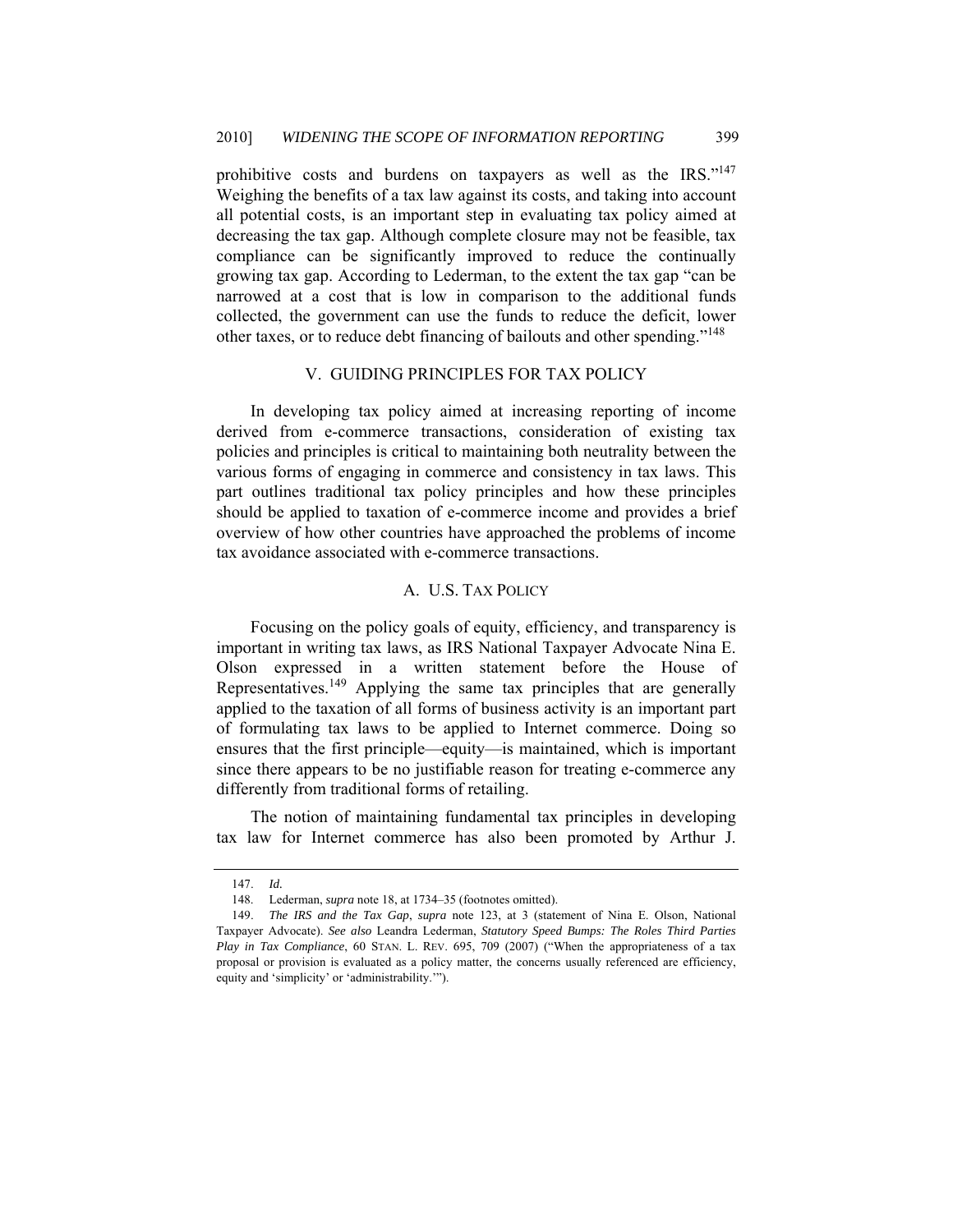prohibitive costs and burdens on taxpayers as well as the IRS."[147] Weighing the benefits of a tax law against its costs, and taking into account all potential costs, is an important step in evaluating tax policy aimed at decreasing the tax gap. Although complete closure may not be feasible, tax compliance can be significantly improved to reduce the continually growing tax gap. According to Lederman, to the extent the tax gap "can be narrowed at a cost that is low in comparison to the additional funds collected, the government can use the funds to reduce the deficit, lower other taxes, or to reduce debt financing of bailouts and other spending."[148]

## V. GUIDING PRINCIPLES FOR TAX POLICY

In developing tax policy aimed at increasing reporting of income derived from e-commerce transactions, consideration of existing tax policies and principles is critical to maintaining both neutrality between the various forms of engaging in commerce and consistency in tax laws. This part outlines traditional tax policy principles and how these principles should be applied to taxation of e-commerce income and provides a brief overview of how other countries have approached the problems of income tax avoidance associated with e-commerce transactions.

### A. U.S. TAX POLICY

Focusing on the policy goals of equity, efficiency, and transparency is important in writing tax laws, as IRS National Taxpayer Advocate Nina E. Olson expressed in a written statement before the House of Representatives.[149] Applying the same tax principles that are generally applied to the taxation of all forms of business activity is an important part of formulating tax laws to be applied to Internet commerce. Doing so ensures that the first principle—equity—is maintained, which is important since there appears to be no justifiable reason for treating e-commerce any differently from traditional forms of retailing.

The notion of maintaining fundamental tax principles in developing tax law for Internet commerce has also been promoted by Arthur J.

---

147. *Id.*

148. Lederman, *supra* note 18, at 1734–35 (footnotes omitted).

149. *The IRS and the Tax Gap*, *supra* note 123, at 3 (statement of Nina E. Olson, National Taxpayer Advocate). *See also* Leandra Lederman, *Statutory Speed Bumps: The Roles Third Parties Play in Tax Compliance*, 60 STAN. L. REV. 695, 709 (2007) ("When the appropriateness of a tax proposal or provision is evaluated as a policy matter, the concerns usually referenced are efficiency, equity and 'simplicity' or 'administrability.'").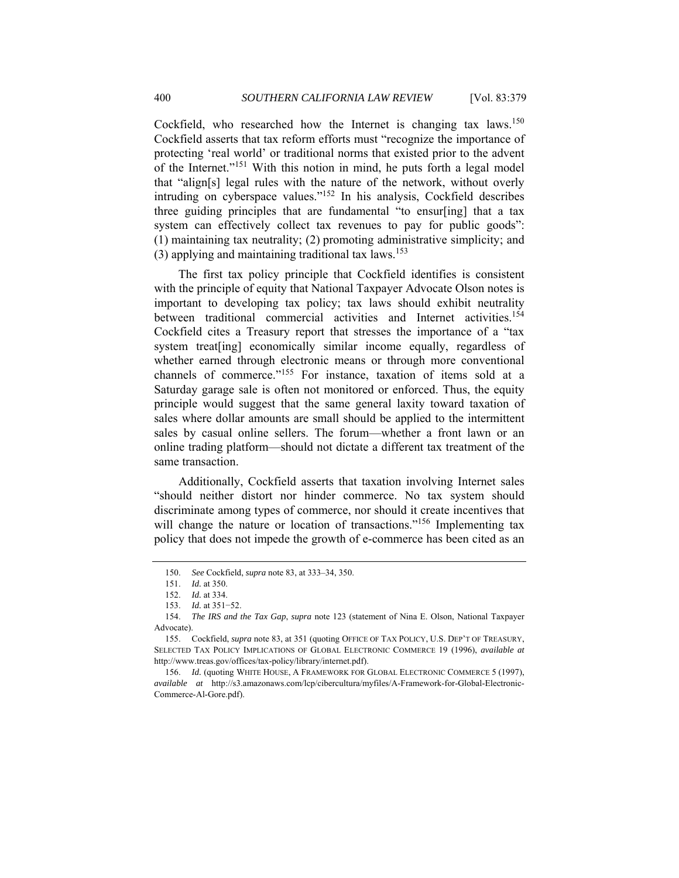Cockfield, who researched how the Internet is changing tax laws.[150] Cockfield asserts that tax reform efforts must "recognize the importance of protecting 'real world' or traditional norms that existed prior to the advent of the Internet."[151] With this notion in mind, he puts forth a legal model that "align[s] legal rules with the nature of the network, without overly intruding on cyberspace values."[152] In his analysis, Cockfield describes three guiding principles that are fundamental "to ensur[ing] that a tax system can effectively collect tax revenues to pay for public goods": (1) maintaining tax neutrality; (2) promoting administrative simplicity; and (3) applying and maintaining traditional tax laws.[153]

The first tax policy principle that Cockfield identifies is consistent with the principle of equity that National Taxpayer Advocate Olson notes is important to developing tax policy; tax laws should exhibit neutrality between traditional commercial activities and Internet activities.[154] Cockfield cites a Treasury report that stresses the importance of a "tax system treat[ing] economically similar income equally, regardless of whether earned through electronic means or through more conventional channels of commerce."[155] For instance, taxation of items sold at a Saturday garage sale is often not monitored or enforced. Thus, the equity principle would suggest that the same general laxity toward taxation of sales where dollar amounts are small should be applied to the intermittent sales by casual online sellers. The forum—whether a front lawn or an online trading platform—should not dictate a different tax treatment of the same transaction.

Additionally, Cockfield asserts that taxation involving Internet sales "should neither distort nor hinder commerce. No tax system should discriminate among types of commerce, nor should it create incentives that will change the nature or location of transactions."[156] Implementing tax policy that does not impede the growth of e-commerce has been cited as an

---

150. *See* Cockfield, *supra* note 83, at 333–34, 350.

151. *Id.* at 350.

152. *Id.* at 334.

153. *Id.* at 351−52.

154. *The IRS and the Tax Gap*, *supra* note 123 (statement of Nina E. Olson, National Taxpayer Advocate).

155. Cockfield, *supra* note 83, at 351 (quoting OFFICE OF TAX POLICY, U.S. DEP'T OF TREASURY, SELECTED TAX POLICY IMPLICATIONS OF GLOBAL ELECTRONIC COMMERCE 19 (1996), *available at* http://www.treas.gov/offices/tax-policy/library/internet.pdf).

156. *Id.* (quoting WHITE HOUSE, A FRAMEWORK FOR GLOBAL ELECTRONIC COMMERCE 5 (1997), *available at* http://s3.amazonaws.com/lcp/cibercultura/myfiles/A-Framework-for-Global-Electronic-Commerce-Al-Gore.pdf).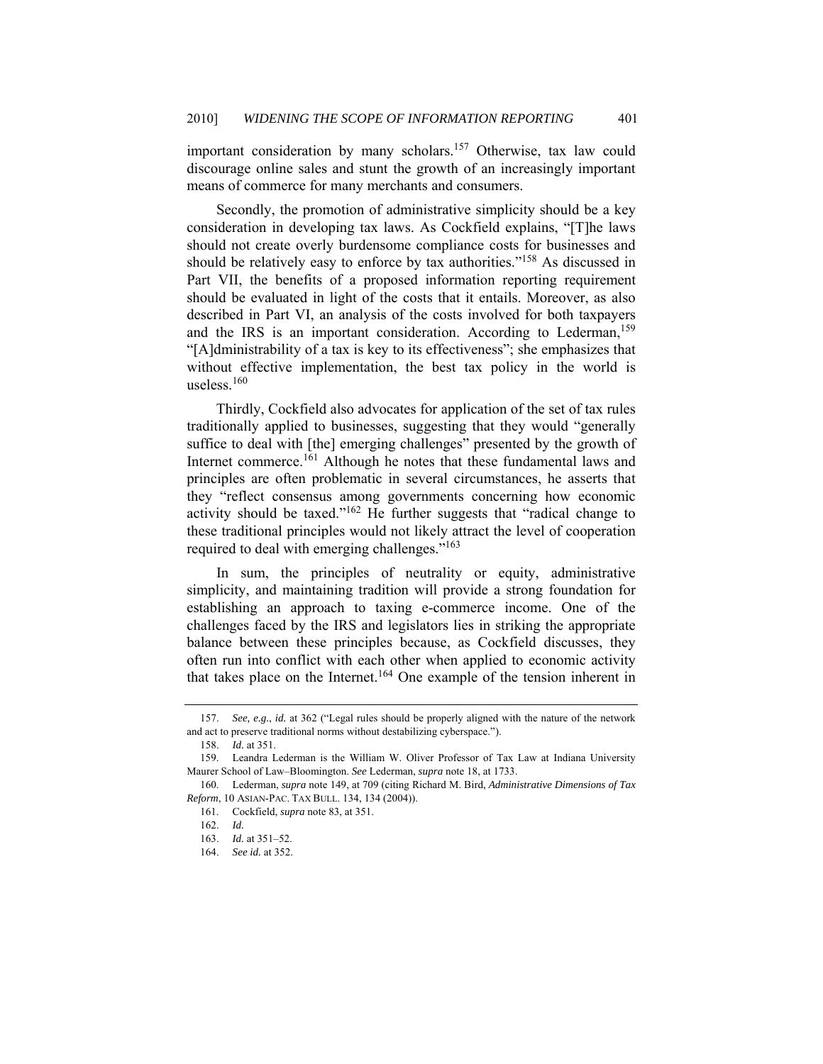important consideration by many scholars.[157] Otherwise, tax law could discourage online sales and stunt the growth of an increasingly important means of commerce for many merchants and consumers.

Secondly, the promotion of administrative simplicity should be a key consideration in developing tax laws. As Cockfield explains, "[T]he laws should not create overly burdensome compliance costs for businesses and should be relatively easy to enforce by tax authorities."[158] As discussed in Part VII, the benefits of a proposed information reporting requirement should be evaluated in light of the costs that it entails. Moreover, as also described in Part VI, an analysis of the costs involved for both taxpayers and the IRS is an important consideration. According to Lederman,[159] "[A]dministrability of a tax is key to its effectiveness"; she emphasizes that without effective implementation, the best tax policy in the world is useless.[160]

Thirdly, Cockfield also advocates for application of the set of tax rules traditionally applied to businesses, suggesting that they would "generally suffice to deal with [the] emerging challenges" presented by the growth of Internet commerce.[161] Although he notes that these fundamental laws and principles are often problematic in several circumstances, he asserts that they "reflect consensus among governments concerning how economic activity should be taxed."[162] He further suggests that "radical change to these traditional principles would not likely attract the level of cooperation required to deal with emerging challenges."[163]

In sum, the principles of neutrality or equity, administrative simplicity, and maintaining tradition will provide a strong foundation for establishing an approach to taxing e-commerce income. One of the challenges faced by the IRS and legislators lies in striking the appropriate balance between these principles because, as Cockfield discusses, they often run into conflict with each other when applied to economic activity that takes place on the Internet.[164] One example of the tension inherent in

---

157. *See, e.g.*, *id.* at 362 ("Legal rules should be properly aligned with the nature of the network and act to preserve traditional norms without destabilizing cyberspace.").

158. *Id.* at 351.

159. Leandra Lederman is the William W. Oliver Professor of Tax Law at Indiana University Maurer School of Law–Bloomington. *See* Lederman, *supra* note 18, at 1733.

160. Lederman, *supra* note 149, at 709 (citing Richard M. Bird, *Administrative Dimensions of Tax Reform*, 10 ASIAN-PAC. TAX BULL. 134, 134 (2004)).

161. Cockfield, *supra* note 83, at 351.

162. *Id.*

163. *Id.* at 351–52.

164. *See id.* at 352.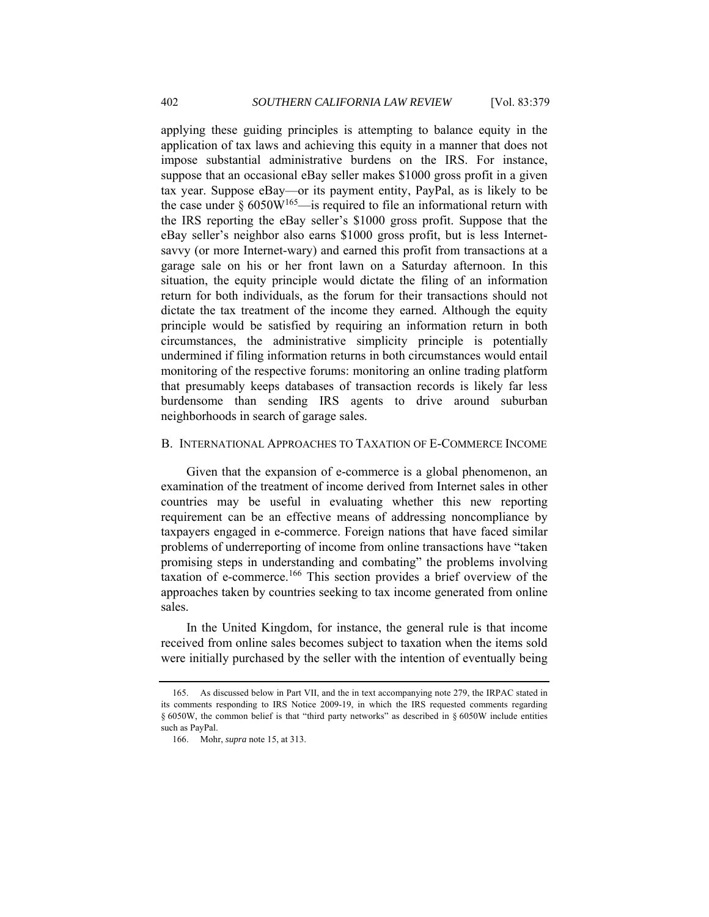applying these guiding principles is attempting to balance equity in the application of tax laws and achieving this equity in a manner that does not impose substantial administrative burdens on the IRS. For instance, suppose that an occasional eBay seller makes $1000 gross profit in a given tax year. Suppose eBay—or its payment entity, PayPal, as is likely to be the case under § 6050W[165]—is required to file an informational return with the IRS reporting the eBay seller's $1000 gross profit. Suppose that the eBay seller's neighbor also earns $1000 gross profit, but is less Internet-savvy (or more Internet-wary) and earned this profit from transactions at a garage sale on his or her front lawn on a Saturday afternoon. In this situation, the equity principle would dictate the filing of an information return for both individuals, as the forum for their transactions should not dictate the tax treatment of the income they earned. Although the equity principle would be satisfied by requiring an information return in both circumstances, the administrative simplicity principle is potentially undermined if filing information returns in both circumstances would entail monitoring of the respective forums: monitoring an online trading platform that presumably keeps databases of transaction records is likely far less burdensome than sending IRS agents to drive around suburban neighborhoods in search of garage sales.

## B. International Approaches to Taxation of E-Commerce Income

Given that the expansion of e-commerce is a global phenomenon, an examination of the treatment of income derived from Internet sales in other countries may be useful in evaluating whether this new reporting requirement can be an effective means of addressing noncompliance by taxpayers engaged in e-commerce. Foreign nations that have faced similar problems of underreporting of income from online transactions have "taken promising steps in understanding and combating" the problems involving taxation of e-commerce.[166] This section provides a brief overview of the approaches taken by countries seeking to tax income generated from online sales.

In the United Kingdom, for instance, the general rule is that income received from online sales becomes subject to taxation when the items sold were initially purchased by the seller with the intention of eventually being

---

165. As discussed below in Part VII, and the in text accompanying note 279, the IRPAC stated in its comments responding to IRS Notice 2009-19, in which the IRS requested comments regarding § 6050W, the common belief is that "third party networks" as described in § 6050W include entities such as PayPal.

166. Mohr, *supra* note 15, at 313.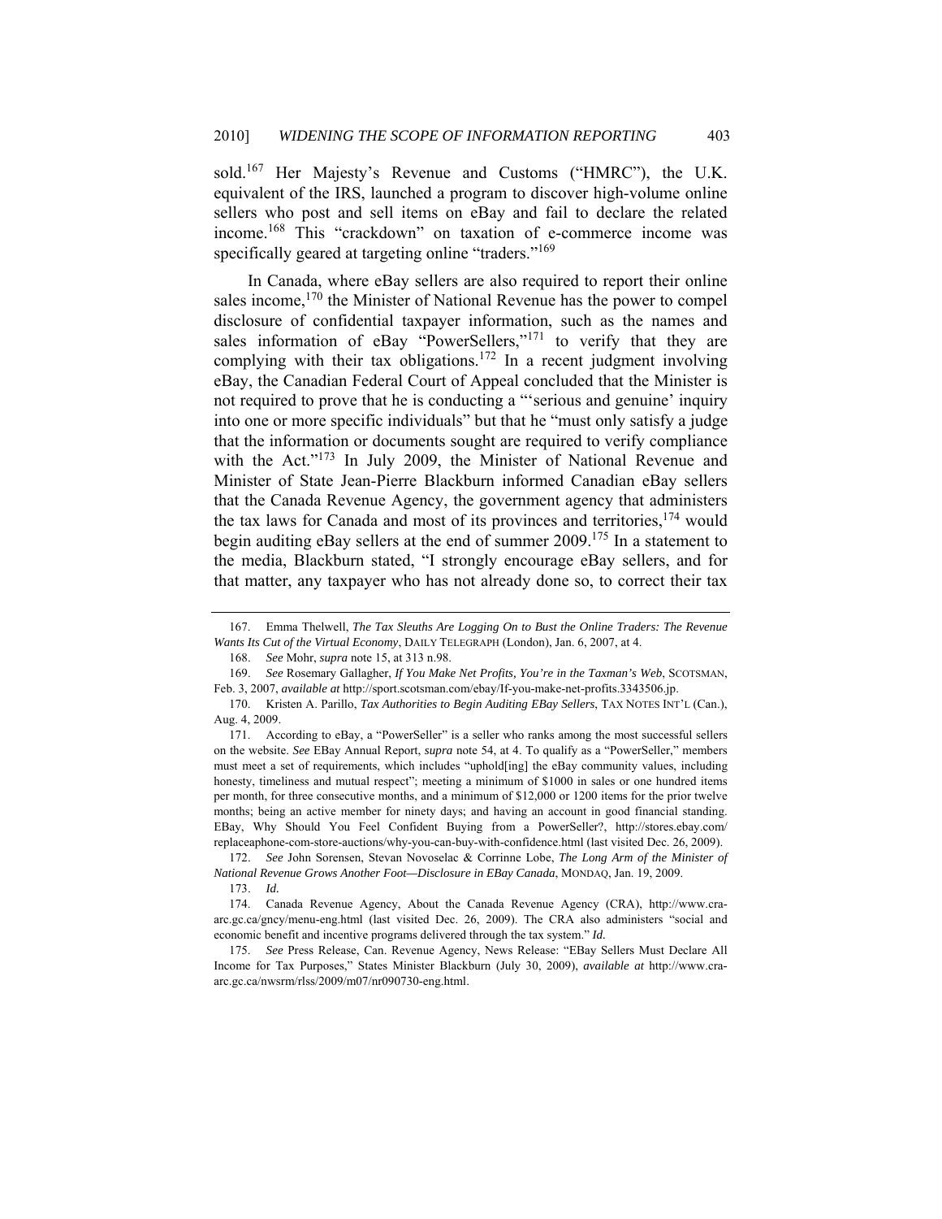sold.[167] Her Majesty's Revenue and Customs ("HMRC"), the U.K. equivalent of the IRS, launched a program to discover high-volume online sellers who post and sell items on eBay and fail to declare the related income.[168] This "crackdown" on taxation of e-commerce income was specifically geared at targeting online "traders."[169]

In Canada, where eBay sellers are also required to report their online sales income,[170] the Minister of National Revenue has the power to compel disclosure of confidential taxpayer information, such as the names and sales information of eBay "PowerSellers,"[171] to verify that they are complying with their tax obligations.[172] In a recent judgment involving eBay, the Canadian Federal Court of Appeal concluded that the Minister is not required to prove that he is conducting a "'serious and genuine' inquiry into one or more specific individuals" but that he "must only satisfy a judge that the information or documents sought are required to verify compliance with the Act."[173] In July 2009, the Minister of National Revenue and Minister of State Jean-Pierre Blackburn informed Canadian eBay sellers that the Canada Revenue Agency, the government agency that administers the tax laws for Canada and most of its provinces and territories,[174] would begin auditing eBay sellers at the end of summer 2009.[175] In a statement to the media, Blackburn stated, "I strongly encourage eBay sellers, and for that matter, any taxpayer who has not already done so, to correct their tax

---

167. Emma Thelwell, *The Tax Sleuths Are Logging On to Bust the Online Traders: The Revenue Wants Its Cut of the Virtual Economy*, DAILY TELEGRAPH (London), Jan. 6, 2007, at 4.

168. *See* Mohr, *supra* note 15, at 313 n.98.

169. *See* Rosemary Gallagher, *If You Make Net Profits, You're in the Taxman's Web*, SCOTSMAN, Feb. 3, 2007, *available at* http://sport.scotsman.com/ebay/If-you-make-net-profits.3343506.jp.

170. Kristen A. Parillo, *Tax Authorities to Begin Auditing EBay Sellers*, TAX NOTES INT'L (Can.), Aug. 4, 2009.

171. According to eBay, a "PowerSeller" is a seller who ranks among the most successful sellers on the website. *See* EBay Annual Report, *supra* note 54, at 4. To qualify as a "PowerSeller," members must meet a set of requirements, which includes "uphold[ing] the eBay community values, including honesty, timeliness and mutual respect"; meeting a minimum of $1000 in sales or one hundred items per month, for three consecutive months, and a minimum of $12,000 or 1200 items for the prior twelve months; being an active member for ninety days; and having an account in good financial standing. EBay, Why Should You Feel Confident Buying from a PowerSeller?, http://stores.ebay.com/replaceaphone-com-store-auctions/why-you-can-buy-with-confidence.html (last visited Dec. 26, 2009).

172. *See* John Sorensen, Stevan Novoselac & Corrinne Lobe, *The Long Arm of the Minister of National Revenue Grows Another Foot—Disclosure in EBay Canada*, MONDAQ, Jan. 19, 2009.

173. *Id.*

174. Canada Revenue Agency, About the Canada Revenue Agency (CRA), http://www.cra-arc.gc.ca/gncy/menu-eng.html (last visited Dec. 26, 2009). The CRA also administers "social and economic benefit and incentive programs delivered through the tax system." *Id.*

175. *See* Press Release, Can. Revenue Agency, News Release: "EBay Sellers Must Declare All Income for Tax Purposes," States Minister Blackburn (July 30, 2009), *available at* http://www.cra-arc.gc.ca/nwsrm/rlss/2009/m07/nr090730-eng.html.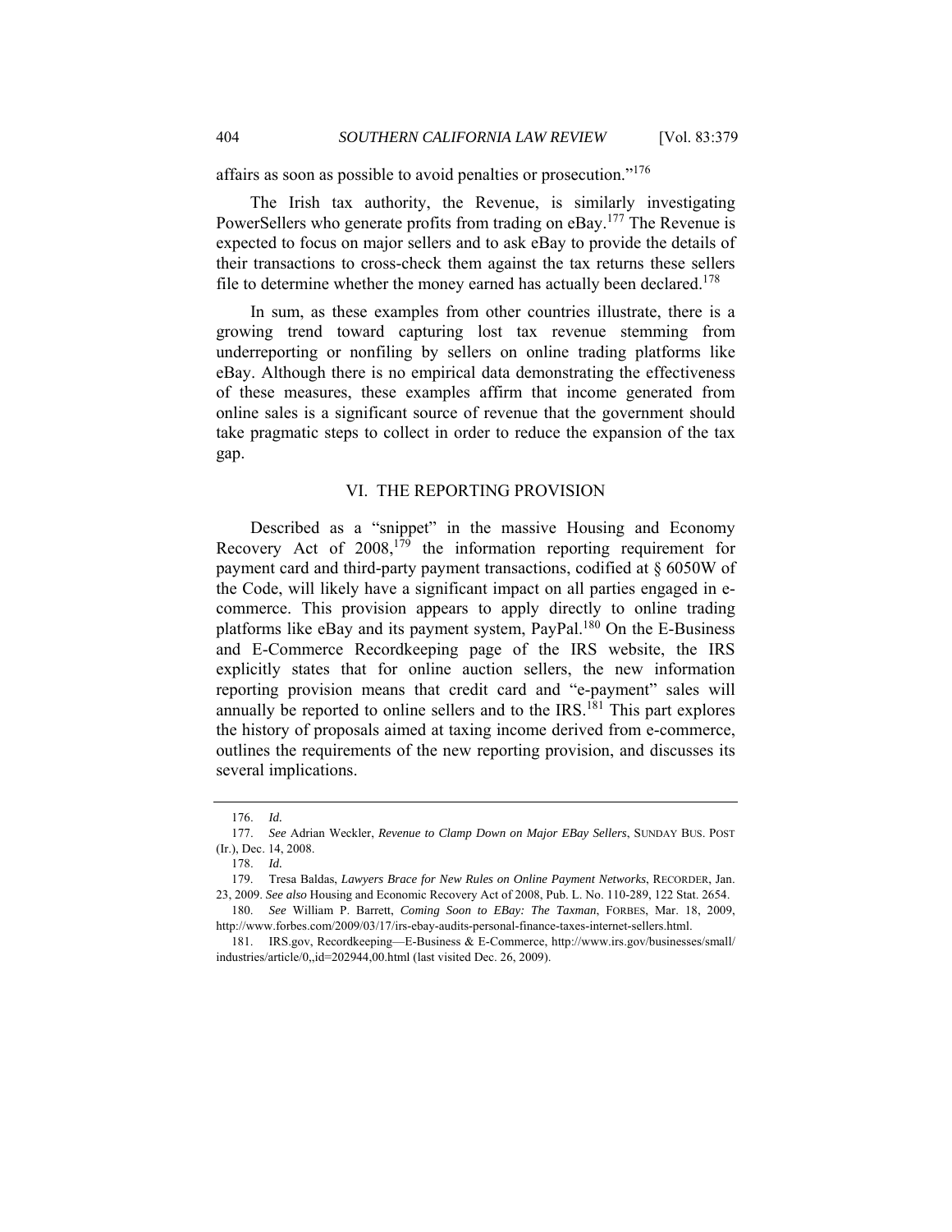affairs as soon as possible to avoid penalties or prosecution."[176]

The Irish tax authority, the Revenue, is similarly investigating PowerSellers who generate profits from trading on eBay.[177] The Revenue is expected to focus on major sellers and to ask eBay to provide the details of their transactions to cross-check them against the tax returns these sellers file to determine whether the money earned has actually been declared.[178]

In sum, as these examples from other countries illustrate, there is a growing trend toward capturing lost tax revenue stemming from underreporting or nonfiling by sellers on online trading platforms like eBay. Although there is no empirical data demonstrating the effectiveness of these measures, these examples affirm that income generated from online sales is a significant source of revenue that the government should take pragmatic steps to collect in order to reduce the expansion of the tax gap.

## VI. THE REPORTING PROVISION

Described as a "snippet" in the massive Housing and Economy Recovery Act of 2008,[179] the information reporting requirement for payment card and third-party payment transactions, codified at § 6050W of the Code, will likely have a significant impact on all parties engaged in e-commerce. This provision appears to apply directly to online trading platforms like eBay and its payment system, PayPal.[180] On the E-Business and E-Commerce Recordkeeping page of the IRS website, the IRS explicitly states that for online auction sellers, the new information reporting provision means that credit card and "e-payment" sales will annually be reported to online sellers and to the IRS.[181] This part explores the history of proposals aimed at taxing income derived from e-commerce, outlines the requirements of the new reporting provision, and discusses its several implications.

---

176. *Id.*

177. *See* Adrian Weckler, *Revenue to Clamp Down on Major EBay Sellers*, SUNDAY BUS. POST (Ir.), Dec. 14, 2008.

178. *Id.*

179. Tresa Baldas, *Lawyers Brace for New Rules on Online Payment Networks*, RECORDER, Jan. 23, 2009. *See also* Housing and Economic Recovery Act of 2008, Pub. L. No. 110-289, 122 Stat. 2654.

180. *See* William P. Barrett, *Coming Soon to EBay: The Taxman*, FORBES, Mar. 18, 2009, http://www.forbes.com/2009/03/17/irs-ebay-audits-personal-finance-taxes-internet-sellers.html.

181. IRS.gov, Recordkeeping—E-Business & E-Commerce, http://www.irs.gov/businesses/small/industries/article/0,,id=202944,00.html (last visited Dec. 26, 2009).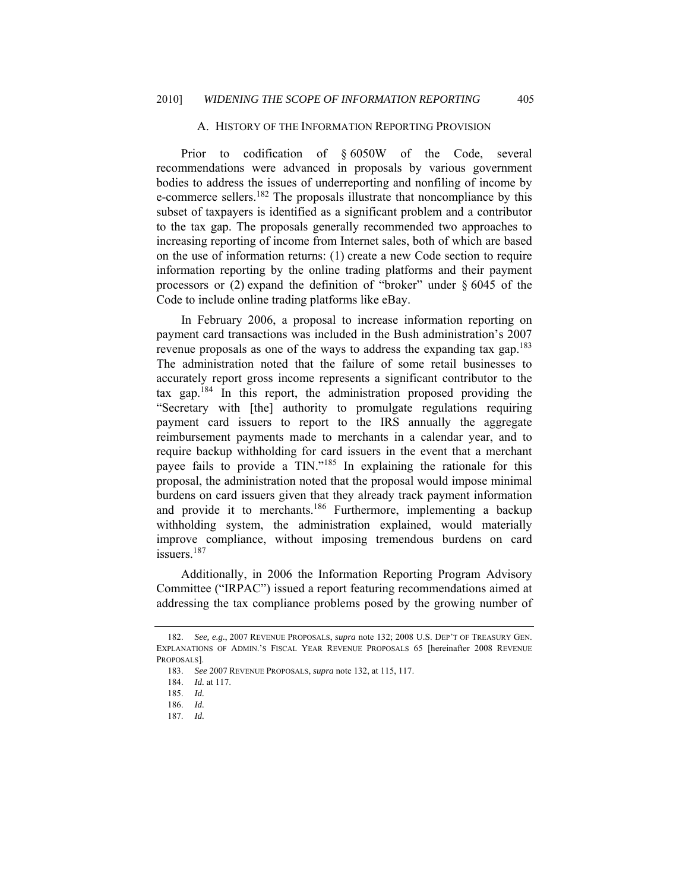### A. History of the Information Reporting Provision

Prior to codification of § 6050W of the Code, several recommendations were advanced in proposals by various government bodies to address the issues of underreporting and nonfiling of income by e-commerce sellers.[182] The proposals illustrate that noncompliance by this subset of taxpayers is identified as a significant problem and a contributor to the tax gap. The proposals generally recommended two approaches to increasing reporting of income from Internet sales, both of which are based on the use of information returns: (1) create a new Code section to require information reporting by the online trading platforms and their payment processors or (2) expand the definition of "broker" under § 6045 of the Code to include online trading platforms like eBay.

In February 2006, a proposal to increase information reporting on payment card transactions was included in the Bush administration's 2007 revenue proposals as one of the ways to address the expanding tax gap.[183] The administration noted that the failure of some retail businesses to accurately report gross income represents a significant contributor to the tax gap.[184] In this report, the administration proposed providing the "Secretary with [the] authority to promulgate regulations requiring payment card issuers to report to the IRS annually the aggregate reimbursement payments made to merchants in a calendar year, and to require backup withholding for card issuers in the event that a merchant payee fails to provide a TIN."[185] In explaining the rationale for this proposal, the administration noted that the proposal would impose minimal burdens on card issuers given that they already track payment information and provide it to merchants.[186] Furthermore, implementing a backup withholding system, the administration explained, would materially improve compliance, without imposing tremendous burdens on card issuers.[187]

Additionally, in 2006 the Information Reporting Program Advisory Committee ("IRPAC") issued a report featuring recommendations aimed at addressing the tax compliance problems posed by the growing number of

---

182. *See, e.g.*, 2007 REVENUE PROPOSALS, *supra* note 132; 2008 U.S. DEP'T OF TREASURY GEN. EXPLANATIONS OF ADMIN.'S FISCAL YEAR REVENUE PROPOSALS 65 [hereinafter 2008 REVENUE PROPOSALS].

183. *See* 2007 REVENUE PROPOSALS, *supra* note 132, at 115, 117.

184. *Id.* at 117.

185. *Id.*

186. *Id.*

187. *Id.*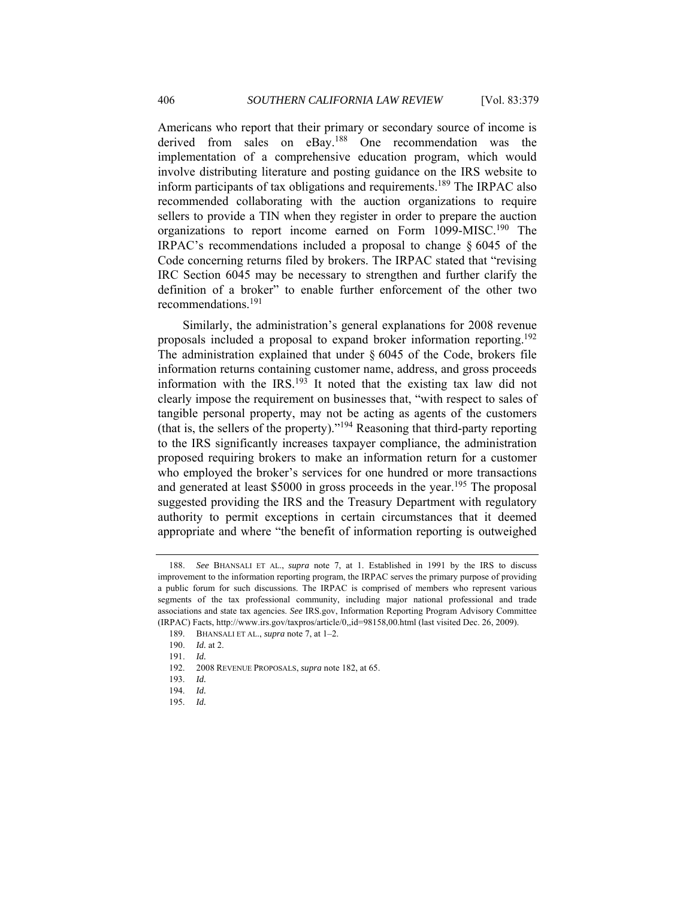Americans who report that their primary or secondary source of income is derived from sales on eBay.[188] One recommendation was the implementation of a comprehensive education program, which would involve distributing literature and posting guidance on the IRS website to inform participants of tax obligations and requirements.[189] The IRPAC also recommended collaborating with the auction organizations to require sellers to provide a TIN when they register in order to prepare the auction organizations to report income earned on Form 1099-MISC.[190] The IRPAC's recommendations included a proposal to change § 6045 of the Code concerning returns filed by brokers. The IRPAC stated that "revising IRC Section 6045 may be necessary to strengthen and further clarify the definition of a broker" to enable further enforcement of the other two recommendations.[191]

Similarly, the administration's general explanations for 2008 revenue proposals included a proposal to expand broker information reporting.[192] The administration explained that under § 6045 of the Code, brokers file information returns containing customer name, address, and gross proceeds information with the IRS.[193] It noted that the existing tax law did not clearly impose the requirement on businesses that, "with respect to sales of tangible personal property, may not be acting as agents of the customers (that is, the sellers of the property)."[194] Reasoning that third-party reporting to the IRS significantly increases taxpayer compliance, the administration proposed requiring brokers to make an information return for a customer who employed the broker's services for one hundred or more transactions and generated at least $5000 in gross proceeds in the year.[195] The proposal suggested providing the IRS and the Treasury Department with regulatory authority to permit exceptions in certain circumstances that it deemed appropriate and where "the benefit of information reporting is outweighed

---

188. *See* BHANSALI ET AL., *supra* note 7, at 1. Established in 1991 by the IRS to discuss improvement to the information reporting program, the IRPAC serves the primary purpose of providing a public forum for such discussions. The IRPAC is comprised of members who represent various segments of the tax professional community, including major national professional and trade associations and state tax agencies. *See* IRS.gov, Information Reporting Program Advisory Committee (IRPAC) Facts, http://www.irs.gov/taxpros/article/0,,id=98158,00.html (last visited Dec. 26, 2009).

189. BHANSALI ET AL., *supra* note 7, at 1–2.

190. *Id.* at 2.

191. *Id.*

192. 2008 REVENUE PROPOSALS, *supra* note 182, at 65.

193. *Id.*

194. *Id.*

195. *Id.*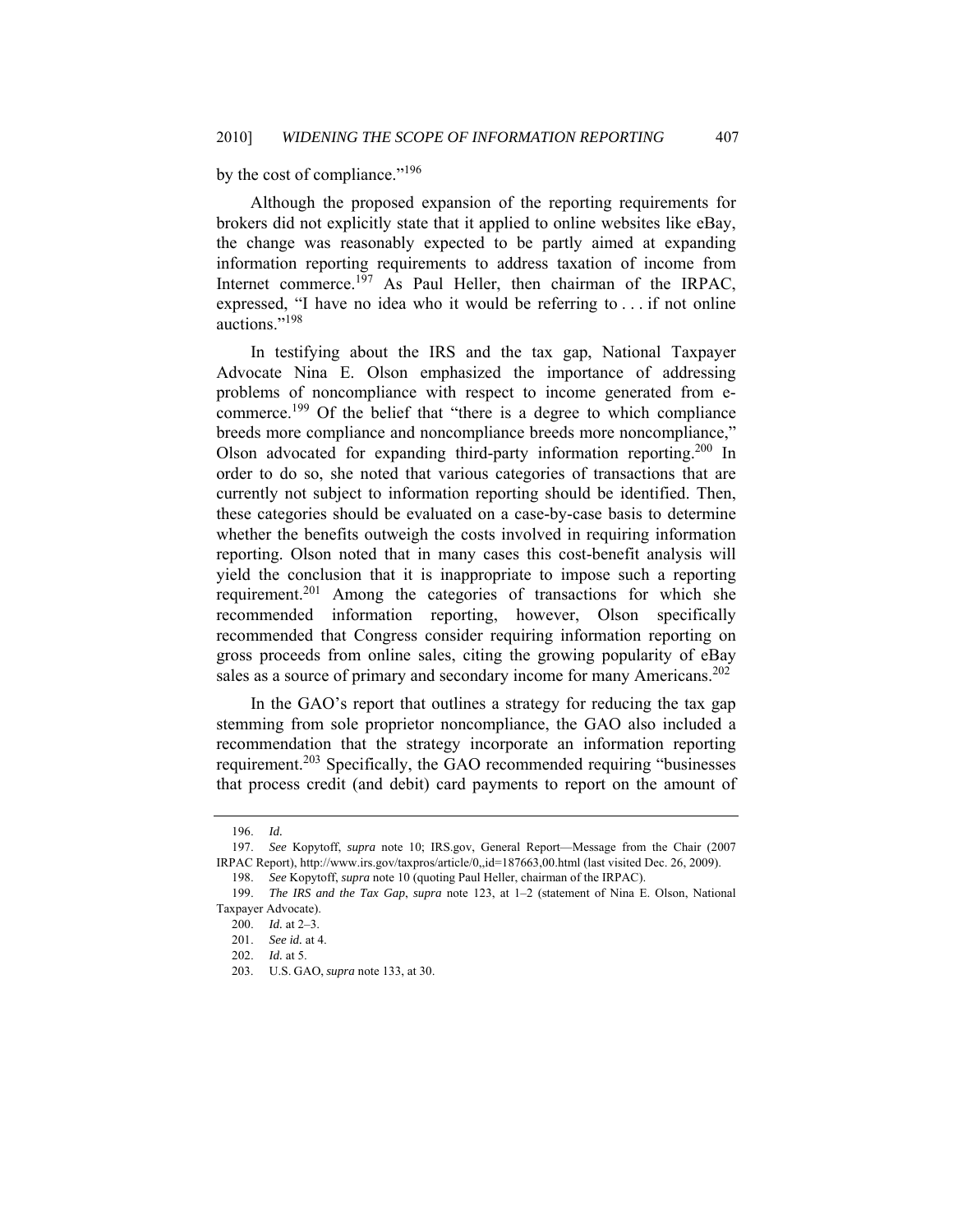by the cost of compliance."[196]

Although the proposed expansion of the reporting requirements for brokers did not explicitly state that it applied to online websites like eBay, the change was reasonably expected to be partly aimed at expanding information reporting requirements to address taxation of income from Internet commerce.[197] As Paul Heller, then chairman of the IRPAC, expressed, "I have no idea who it would be referring to . . . if not online auctions."[198]

In testifying about the IRS and the tax gap, National Taxpayer Advocate Nina E. Olson emphasized the importance of addressing problems of noncompliance with respect to income generated from e-commerce.[199] Of the belief that "there is a degree to which compliance breeds more compliance and noncompliance breeds more noncompliance," Olson advocated for expanding third-party information reporting.[200] In order to do so, she noted that various categories of transactions that are currently not subject to information reporting should be identified. Then, these categories should be evaluated on a case-by-case basis to determine whether the benefits outweigh the costs involved in requiring information reporting. Olson noted that in many cases this cost-benefit analysis will yield the conclusion that it is inappropriate to impose such a reporting requirement.[201] Among the categories of transactions for which she recommended information reporting, however, Olson specifically recommended that Congress consider requiring information reporting on gross proceeds from online sales, citing the growing popularity of eBay sales as a source of primary and secondary income for many Americans.[202]

In the GAO's report that outlines a strategy for reducing the tax gap stemming from sole proprietor noncompliance, the GAO also included a recommendation that the strategy incorporate an information reporting requirement.[203] Specifically, the GAO recommended requiring "businesses that process credit (and debit) card payments to report on the amount of

---

196. *Id.*

197. *See* Kopytoff, *supra* note 10; IRS.gov, General Report—Message from the Chair (2007 IRPAC Report), http://www.irs.gov/taxpros/article/0,,id=187663,00.html (last visited Dec. 26, 2009).

198. *See* Kopytoff, *supra* note 10 (quoting Paul Heller, chairman of the IRPAC).

199. *The IRS and the Tax Gap*, *supra* note 123, at 1–2 (statement of Nina E. Olson, National Taxpayer Advocate).

200. *Id.* at 2–3.

201. *See id.* at 4.

202. *Id.* at 5.

203. U.S. GAO, *supra* note 133, at 30.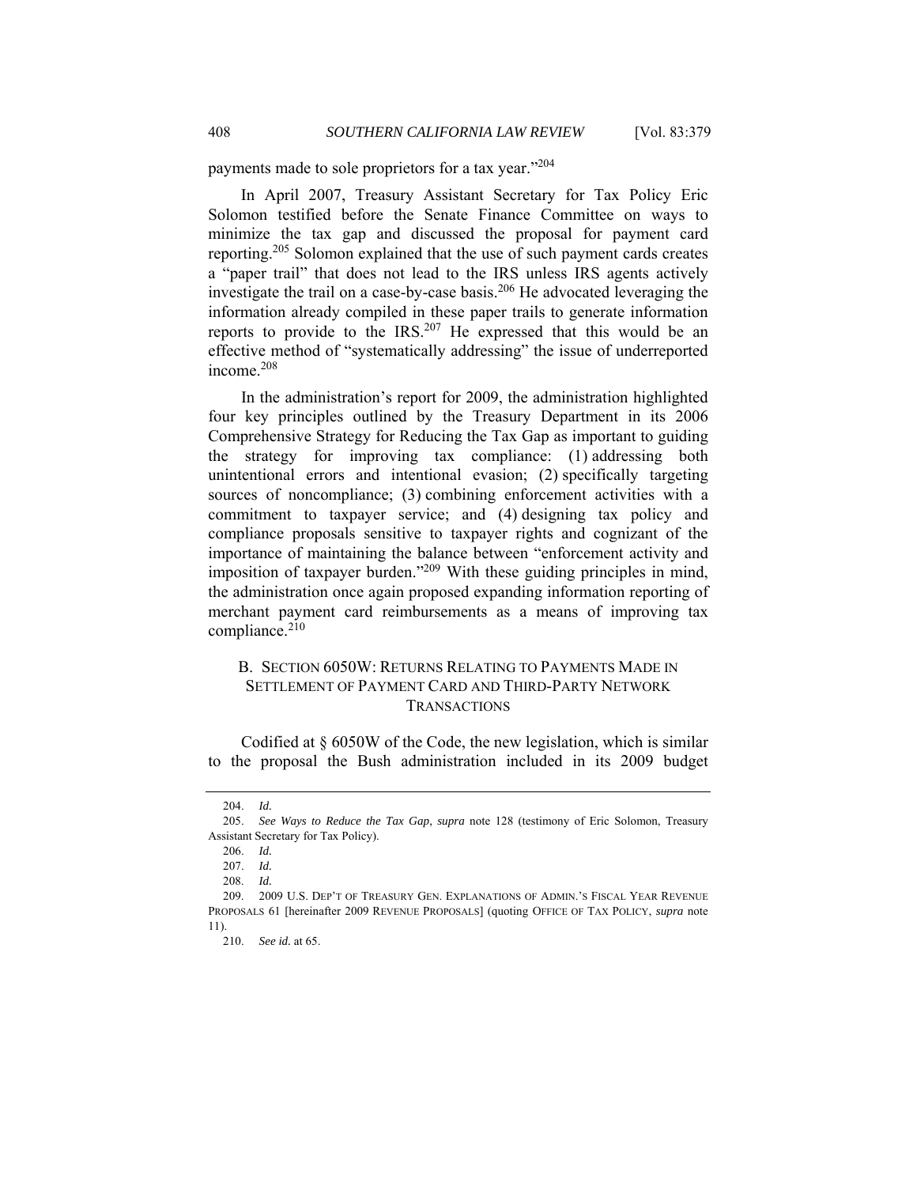payments made to sole proprietors for a tax year."[204]

In April 2007, Treasury Assistant Secretary for Tax Policy Eric Solomon testified before the Senate Finance Committee on ways to minimize the tax gap and discussed the proposal for payment card reporting.[205] Solomon explained that the use of such payment cards creates a "paper trail" that does not lead to the IRS unless IRS agents actively investigate the trail on a case-by-case basis.[206] He advocated leveraging the information already compiled in these paper trails to generate information reports to provide to the IRS.[207] He expressed that this would be an effective method of "systematically addressing" the issue of underreported income.[208]

In the administration's report for 2009, the administration highlighted four key principles outlined by the Treasury Department in its 2006 Comprehensive Strategy for Reducing the Tax Gap as important to guiding the strategy for improving tax compliance: (1) addressing both unintentional errors and intentional evasion; (2) specifically targeting sources of noncompliance; (3) combining enforcement activities with a commitment to taxpayer service; and (4) designing tax policy and compliance proposals sensitive to taxpayer rights and cognizant of the importance of maintaining the balance between "enforcement activity and imposition of taxpayer burden."[209] With these guiding principles in mind, the administration once again proposed expanding information reporting of merchant payment card reimbursements as a means of improving tax compliance.[210]

## B. SECTION 6050W: RETURNS RELATING TO PAYMENTS MADE IN SETTLEMENT OF PAYMENT CARD AND THIRD-PARTY NETWORK TRANSACTIONS

Codified at § 6050W of the Code, the new legislation, which is similar to the proposal the Bush administration included in its 2009 budget

---

204. *Id.*

205. *See Ways to Reduce the Tax Gap*, *supra* note 128 (testimony of Eric Solomon, Treasury Assistant Secretary for Tax Policy).

206. *Id.*

207. *Id.*

208. *Id.*

209. 2009 U.S. DEP'T OF TREASURY GEN. EXPLANATIONS OF ADMIN.'S FISCAL YEAR REVENUE PROPOSALS 61 [hereinafter 2009 REVENUE PROPOSALS] (quoting OFFICE OF TAX POLICY, *supra* note 11).

210. *See id.* at 65.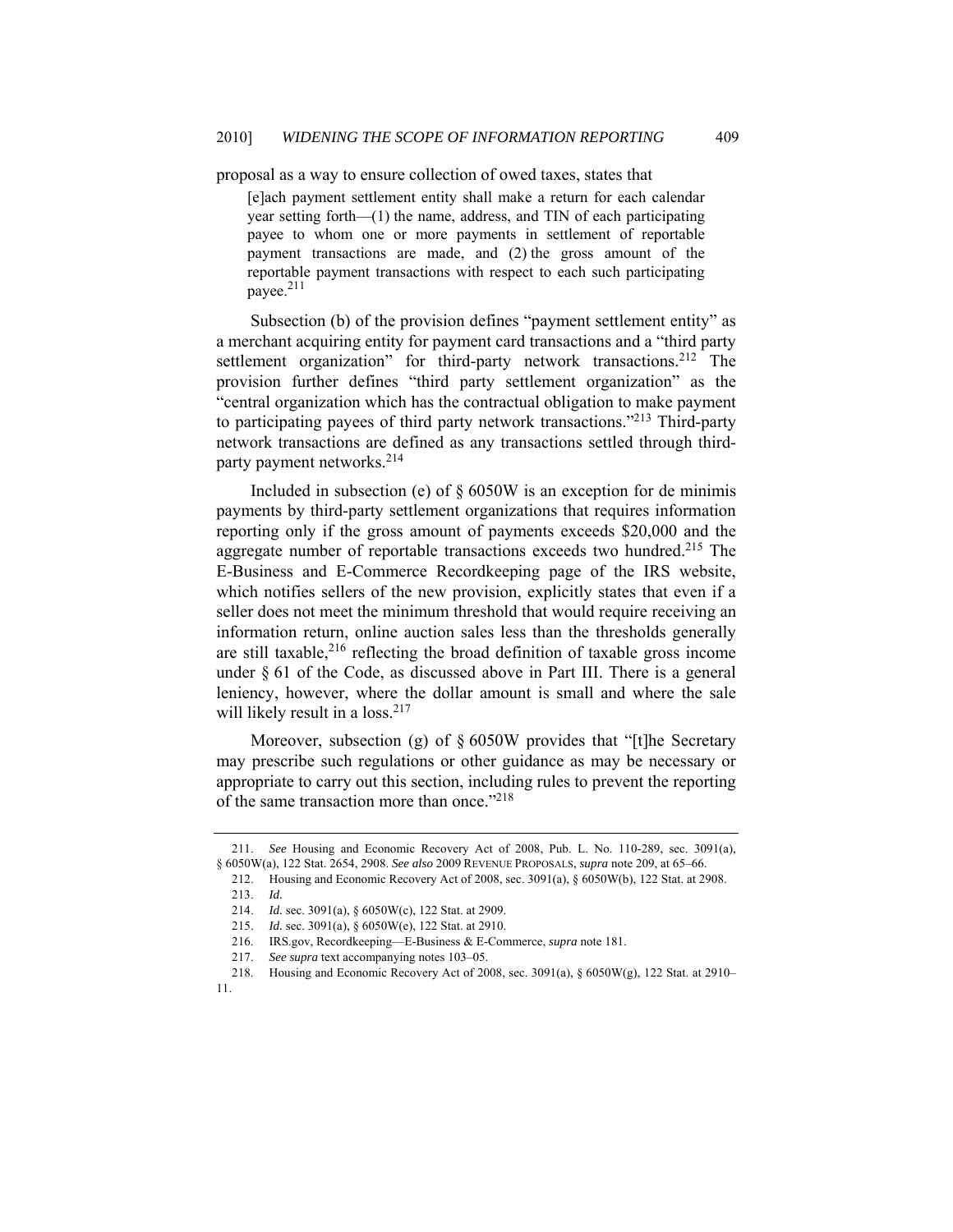proposal as a way to ensure collection of owed taxes, states that

> [e]ach payment settlement entity shall make a return for each calendar year setting forth—(1) the name, address, and TIN of each participating payee to whom one or more payments in settlement of reportable payment transactions are made, and (2) the gross amount of the reportable payment transactions with respect to each such participating payee.[211]

Subsection (b) of the provision defines "payment settlement entity" as a merchant acquiring entity for payment card transactions and a "third party settlement organization" for third-party network transactions.[212] The provision further defines "third party settlement organization" as the "central organization which has the contractual obligation to make payment to participating payees of third party network transactions."[213] Third-party network transactions are defined as any transactions settled through third-party payment networks.[214]

Included in subsection (e) of § 6050W is an exception for de minimis payments by third-party settlement organizations that requires information reporting only if the gross amount of payments exceeds $20,000 and the aggregate number of reportable transactions exceeds two hundred.[215] The E-Business and E-Commerce Recordkeeping page of the IRS website, which notifies sellers of the new provision, explicitly states that even if a seller does not meet the minimum threshold that would require receiving an information return, online auction sales less than the thresholds generally are still taxable,[216] reflecting the broad definition of taxable gross income under § 61 of the Code, as discussed above in Part III. There is a general leniency, however, where the dollar amount is small and where the sale will likely result in a loss.[217]

Moreover, subsection (g) of § 6050W provides that "[t]he Secretary may prescribe such regulations or other guidance as may be necessary or appropriate to carry out this section, including rules to prevent the reporting of the same transaction more than once."[218]

---

211. *See* Housing and Economic Recovery Act of 2008, Pub. L. No. 110-289, sec. 3091(a), § 6050W(a), 122 Stat. 2654, 2908. *See also* 2009 REVENUE PROPOSALS, *supra* note 209, at 65–66.

212. Housing and Economic Recovery Act of 2008, sec. 3091(a), § 6050W(b), 122 Stat. at 2908.

213. *Id.*

214. *Id.* sec. 3091(a), § 6050W(c), 122 Stat. at 2909.

215. *Id.* sec. 3091(a), § 6050W(e), 122 Stat. at 2910.

216. IRS.gov, Recordkeeping—E-Business & E-Commerce, *supra* note 181.

217. *See supra* text accompanying notes 103–05.

218. Housing and Economic Recovery Act of 2008, sec. 3091(a), § 6050W(g), 122 Stat. at 2910–11.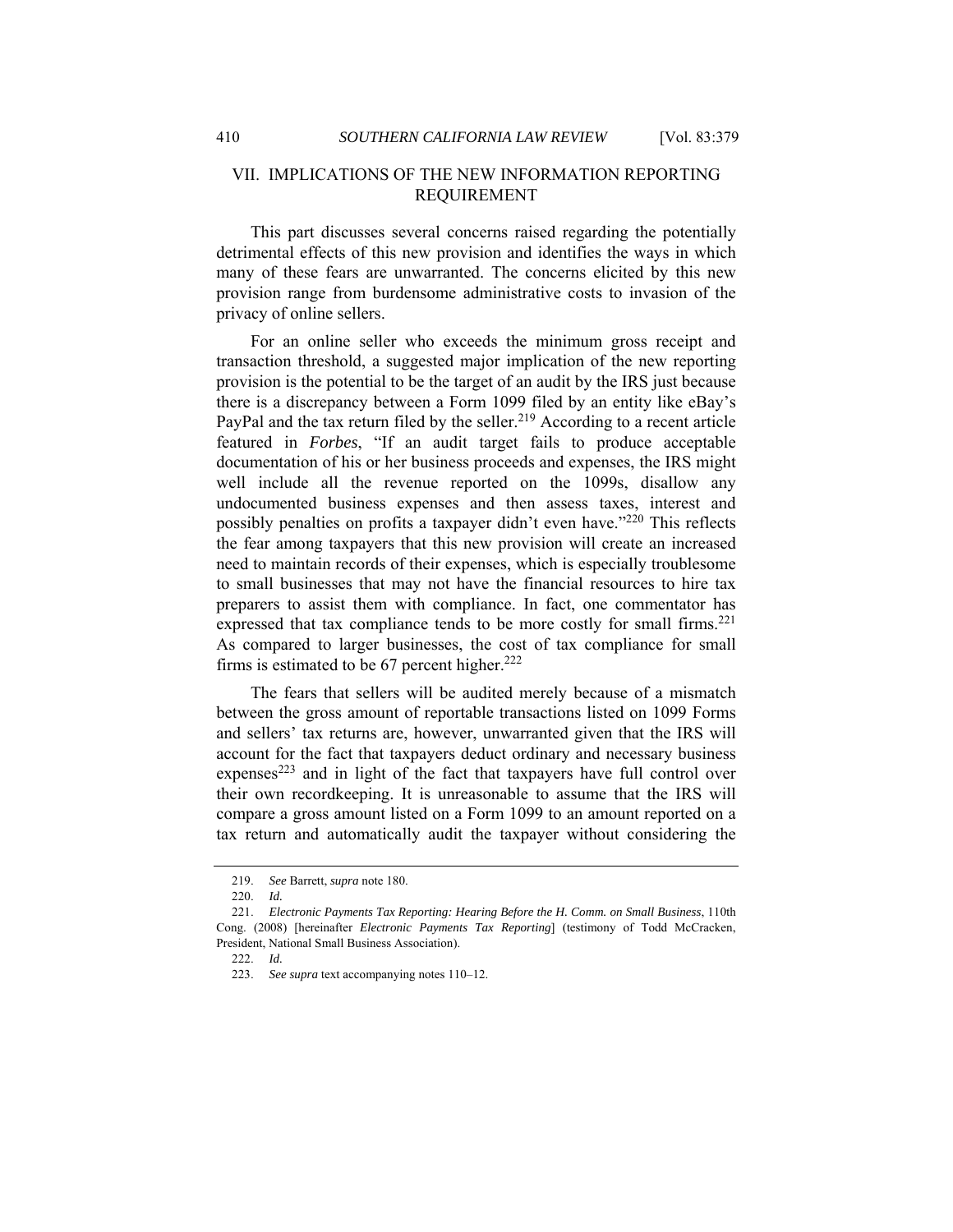## VII. IMPLICATIONS OF THE NEW INFORMATION REPORTING REQUIREMENT

This part discusses several concerns raised regarding the potentially detrimental effects of this new provision and identifies the ways in which many of these fears are unwarranted. The concerns elicited by this new provision range from burdensome administrative costs to invasion of the privacy of online sellers.

For an online seller who exceeds the minimum gross receipt and transaction threshold, a suggested major implication of the new reporting provision is the potential to be the target of an audit by the IRS just because there is a discrepancy between a Form 1099 filed by an entity like eBay's PayPal and the tax return filed by the seller.[219] According to a recent article featured in *Forbes*, "If an audit target fails to produce acceptable documentation of his or her business proceeds and expenses, the IRS might well include all the revenue reported on the 1099s, disallow any undocumented business expenses and then assess taxes, interest and possibly penalties on profits a taxpayer didn't even have."[220] This reflects the fear among taxpayers that this new provision will create an increased need to maintain records of their expenses, which is especially troublesome to small businesses that may not have the financial resources to hire tax preparers to assist them with compliance. In fact, one commentator has expressed that tax compliance tends to be more costly for small firms.[221] As compared to larger businesses, the cost of tax compliance for small firms is estimated to be 67 percent higher.[222]

The fears that sellers will be audited merely because of a mismatch between the gross amount of reportable transactions listed on 1099 Forms and sellers' tax returns are, however, unwarranted given that the IRS will account for the fact that taxpayers deduct ordinary and necessary business expenses[223] and in light of the fact that taxpayers have full control over their own recordkeeping. It is unreasonable to assume that the IRS will compare a gross amount listed on a Form 1099 to an amount reported on a tax return and automatically audit the taxpayer without considering the

---

219. *See* Barrett, *supra* note 180.

220. *Id.*

221. *Electronic Payments Tax Reporting: Hearing Before the H. Comm. on Small Business*, 110th Cong. (2008) [hereinafter *Electronic Payments Tax Reporting*] (testimony of Todd McCracken, President, National Small Business Association).

222. *Id.*

223. *See supra* text accompanying notes 110–12.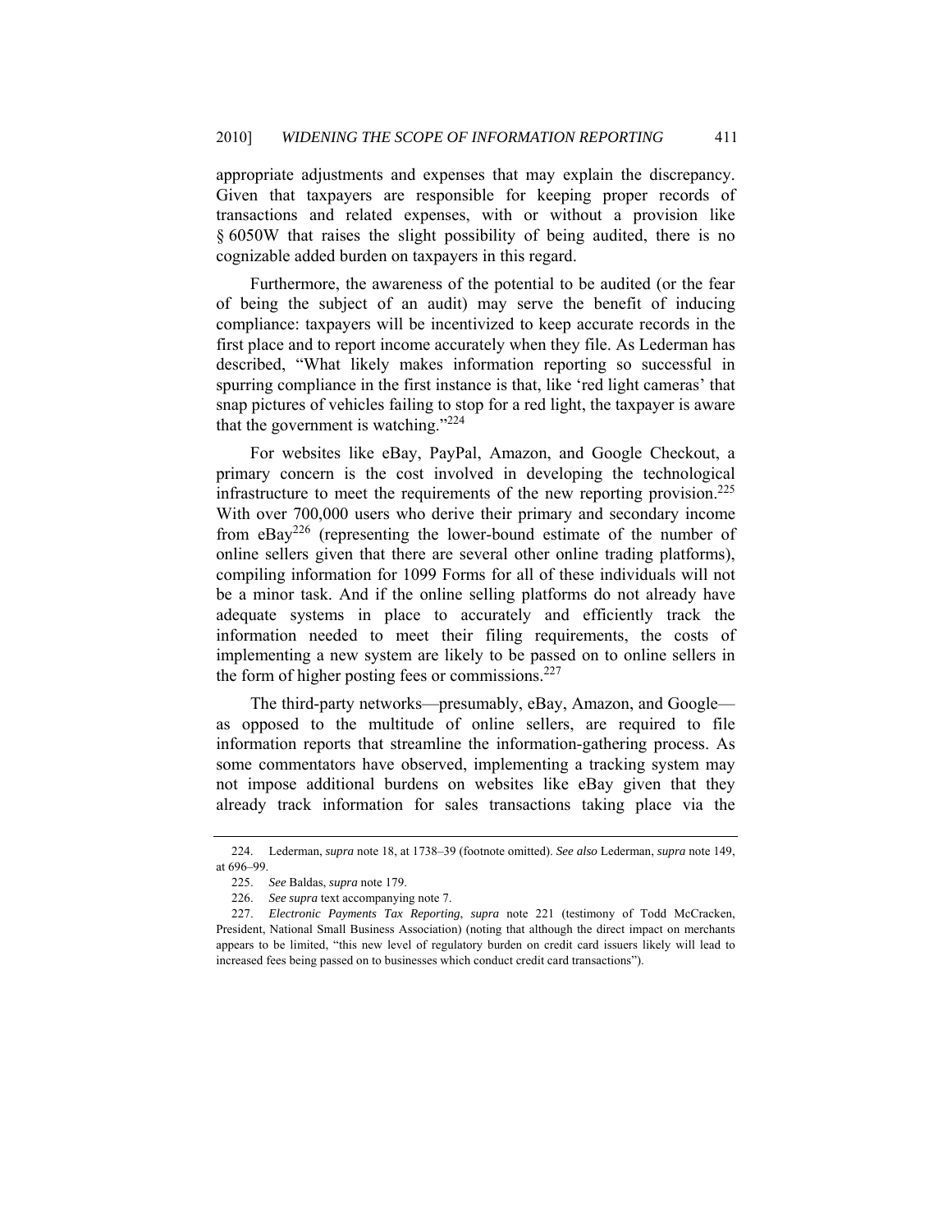appropriate adjustments and expenses that may explain the discrepancy. Given that taxpayers are responsible for keeping proper records of transactions and related expenses, with or without a provision like § 6050W that raises the slight possibility of being audited, there is no cognizable added burden on taxpayers in this regard.

Furthermore, the awareness of the potential to be audited (or the fear of being the subject of an audit) may serve the benefit of inducing compliance: taxpayers will be incentivized to keep accurate records in the first place and to report income accurately when they file. As Lederman has described, "What likely makes information reporting so successful in spurring compliance in the first instance is that, like 'red light cameras' that snap pictures of vehicles failing to stop for a red light, the taxpayer is aware that the government is watching."[224]

For websites like eBay, PayPal, Amazon, and Google Checkout, a primary concern is the cost involved in developing the technological infrastructure to meet the requirements of the new reporting provision.[225] With over 700,000 users who derive their primary and secondary income from eBay[226] (representing the lower-bound estimate of the number of online sellers given that there are several other online trading platforms), compiling information for 1099 Forms for all of these individuals will not be a minor task. And if the online selling platforms do not already have adequate systems in place to accurately and efficiently track the information needed to meet their filing requirements, the costs of implementing a new system are likely to be passed on to online sellers in the form of higher posting fees or commissions.[227]

The third-party networks—presumably, eBay, Amazon, and Google—as opposed to the multitude of online sellers, are required to file information reports that streamline the information-gathering process. As some commentators have observed, implementing a tracking system may not impose additional burdens on websites like eBay given that they already track information for sales transactions taking place via the

---

224. Lederman, *supra* note 18, at 1738–39 (footnote omitted). *See also* Lederman, *supra* note 149, at 696–99.

225. *See* Baldas, *supra* note 179.

226. *See supra* text accompanying note 7.

227. *Electronic Payments Tax Reporting*, *supra* note 221 (testimony of Todd McCracken, President, National Small Business Association) (noting that although the direct impact on merchants appears to be limited, "this new level of regulatory burden on credit card issuers likely will lead to increased fees being passed on to businesses which conduct credit card transactions").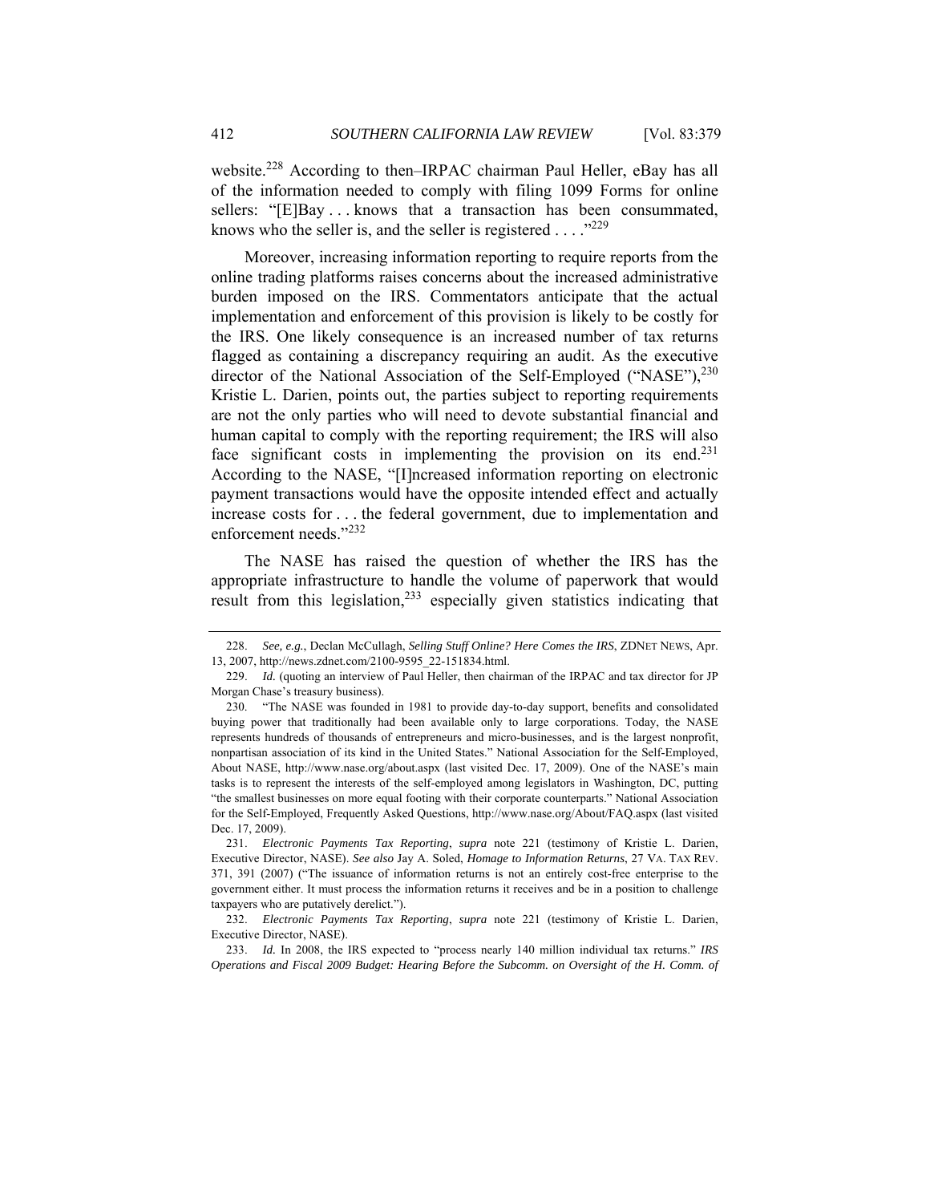website.[228] According to then–IRPAC chairman Paul Heller, eBay has all of the information needed to comply with filing 1099 Forms for online sellers: "[E]Bay . . . knows that a transaction has been consummated, knows who the seller is, and the seller is registered . . . ."[229]

Moreover, increasing information reporting to require reports from the online trading platforms raises concerns about the increased administrative burden imposed on the IRS. Commentators anticipate that the actual implementation and enforcement of this provision is likely to be costly for the IRS. One likely consequence is an increased number of tax returns flagged as containing a discrepancy requiring an audit. As the executive director of the National Association of the Self-Employed ("NASE"),[230] Kristie L. Darien, points out, the parties subject to reporting requirements are not the only parties who will need to devote substantial financial and human capital to comply with the reporting requirement; the IRS will also face significant costs in implementing the provision on its end.[231] According to the NASE, "[I]ncreased information reporting on electronic payment transactions would have the opposite intended effect and actually increase costs for . . . the federal government, due to implementation and enforcement needs."[232]

The NASE has raised the question of whether the IRS has the appropriate infrastructure to handle the volume of paperwork that would result from this legislation,[233] especially given statistics indicating that

---

228. *See, e.g.*, Declan McCullagh, *Selling Stuff Online? Here Comes the IRS*, ZDNET NEWS, Apr. 13, 2007, http://news.zdnet.com/2100-9595_22-151834.html.

229. *Id.* (quoting an interview of Paul Heller, then chairman of the IRPAC and tax director for JP Morgan Chase's treasury business).

230. "The NASE was founded in 1981 to provide day-to-day support, benefits and consolidated buying power that traditionally had been available only to large corporations. Today, the NASE represents hundreds of thousands of entrepreneurs and micro-businesses, and is the largest nonprofit, nonpartisan association of its kind in the United States." National Association for the Self-Employed, About NASE, http://www.nase.org/about.aspx (last visited Dec. 17, 2009). One of the NASE's main tasks is to represent the interests of the self-employed among legislators in Washington, DC, putting "the smallest businesses on more equal footing with their corporate counterparts." National Association for the Self-Employed, Frequently Asked Questions, http://www.nase.org/About/FAQ.aspx (last visited Dec. 17, 2009).

231. *Electronic Payments Tax Reporting*, *supra* note 221 (testimony of Kristie L. Darien, Executive Director, NASE). *See also* Jay A. Soled, *Homage to Information Returns*, 27 VA. TAX REV. 371, 391 (2007) ("The issuance of information returns is not an entirely cost-free enterprise to the government either. It must process the information returns it receives and be in a position to challenge taxpayers who are putatively derelict.").

232. *Electronic Payments Tax Reporting*, *supra* note 221 (testimony of Kristie L. Darien, Executive Director, NASE).

233. *Id.* In 2008, the IRS expected to "process nearly 140 million individual tax returns." *IRS Operations and Fiscal 2009 Budget: Hearing Before the Subcomm. on Oversight of the H. Comm. of*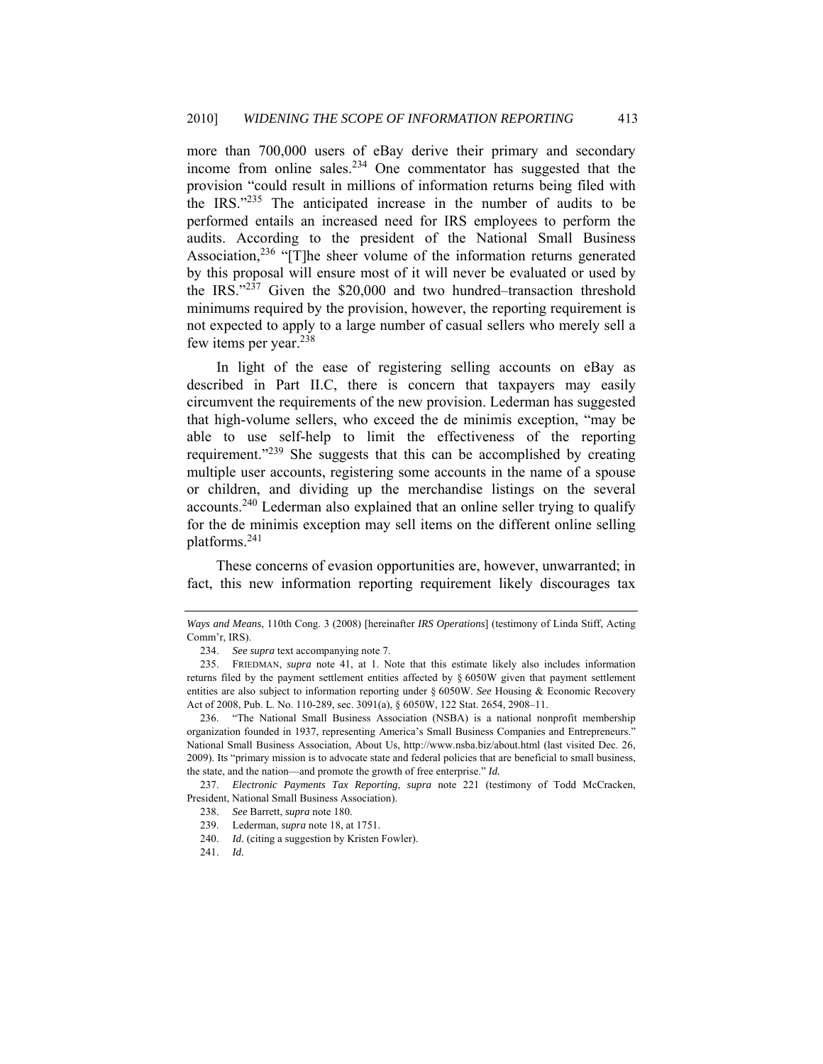more than 700,000 users of eBay derive their primary and secondary income from online sales.[234] One commentator has suggested that the provision "could result in millions of information returns being filed with the IRS."[235] The anticipated increase in the number of audits to be performed entails an increased need for IRS employees to perform the audits. According to the president of the National Small Business Association,[236] "[T]he sheer volume of the information returns generated by this proposal will ensure most of it will never be evaluated or used by the IRS."[237] Given the $20,000 and two hundred–transaction threshold minimums required by the provision, however, the reporting requirement is not expected to apply to a large number of casual sellers who merely sell a few items per year.[238]

In light of the ease of registering selling accounts on eBay as described in Part II.C, there is concern that taxpayers may easily circumvent the requirements of the new provision. Lederman has suggested that high-volume sellers, who exceed the de minimis exception, "may be able to use self-help to limit the effectiveness of the reporting requirement."[239] She suggests that this can be accomplished by creating multiple user accounts, registering some accounts in the name of a spouse or children, and dividing up the merchandise listings on the several accounts.[240] Lederman also explained that an online seller trying to qualify for the de minimis exception may sell items on the different online selling platforms.[241]

These concerns of evasion opportunities are, however, unwarranted; in fact, this new information reporting requirement likely discourages tax

---

*Ways and Means*, 110th Cong. 3 (2008) [hereinafter *IRS Operations*] (testimony of Linda Stiff, Acting Comm'r, IRS).

234. *See supra* text accompanying note 7.

235. FRIEDMAN, *supra* note 41, at 1. Note that this estimate likely also includes information returns filed by the payment settlement entities affected by § 6050W given that payment settlement entities are also subject to information reporting under § 6050W. *See* Housing & Economic Recovery Act of 2008, Pub. L. No. 110-289, sec. 3091(a), § 6050W, 122 Stat. 2654, 2908–11.

236. "The National Small Business Association (NSBA) is a national nonprofit membership organization founded in 1937, representing America's Small Business Companies and Entrepreneurs." National Small Business Association, About Us, http://www.nsba.biz/about.html (last visited Dec. 26, 2009). Its "primary mission is to advocate state and federal policies that are beneficial to small business, the state, and the nation—and promote the growth of free enterprise." *Id.*

237. *Electronic Payments Tax Reporting*, *supra* note 221 (testimony of Todd McCracken, President, National Small Business Association).

238. *See* Barrett, *supra* note 180.

239. Lederman, *supra* note 18, at 1751.

240. *Id.* (citing a suggestion by Kristen Fowler).

241. *Id.*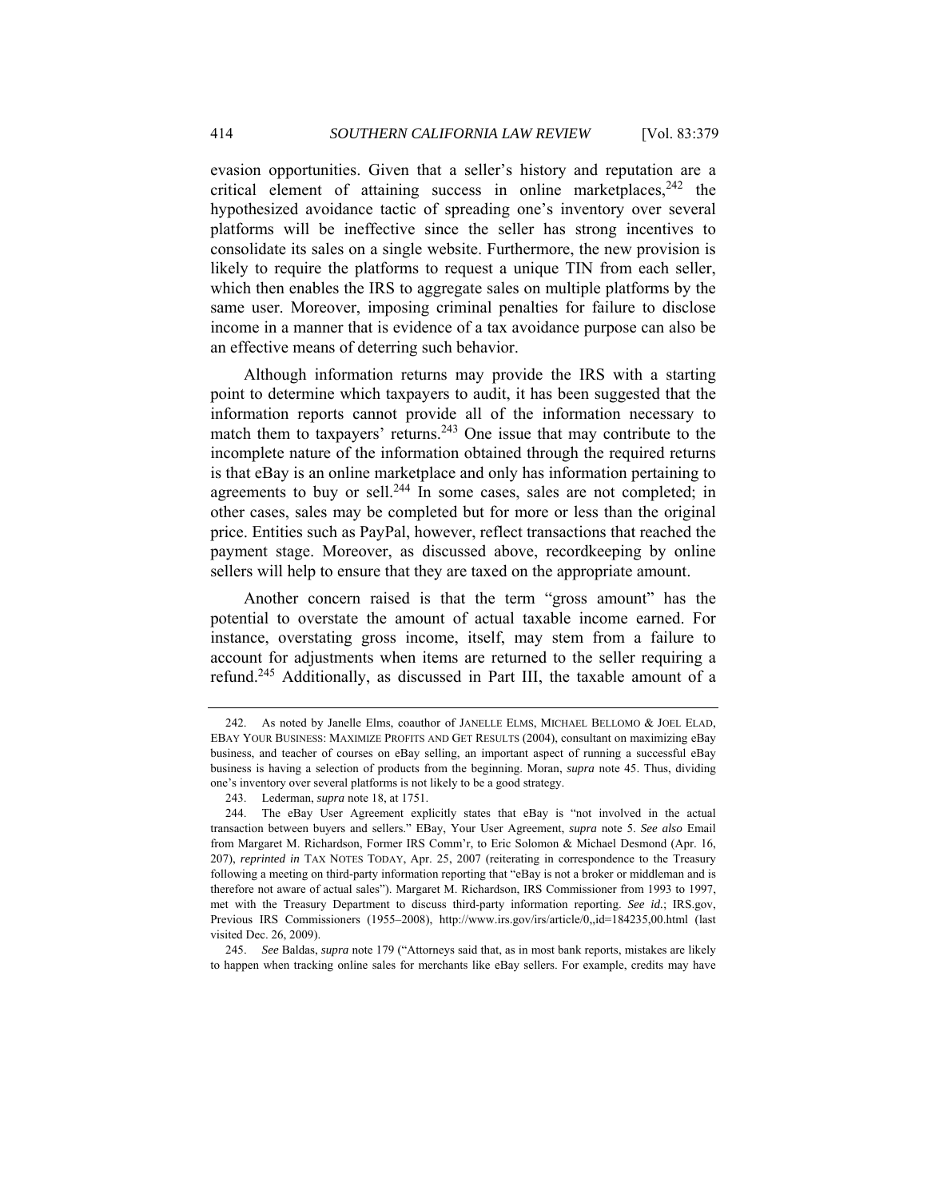evasion opportunities. Given that a seller's history and reputation are a critical element of attaining success in online marketplaces,[242] the hypothesized avoidance tactic of spreading one's inventory over several platforms will be ineffective since the seller has strong incentives to consolidate its sales on a single website. Furthermore, the new provision is likely to require the platforms to request a unique TIN from each seller, which then enables the IRS to aggregate sales on multiple platforms by the same user. Moreover, imposing criminal penalties for failure to disclose income in a manner that is evidence of a tax avoidance purpose can also be an effective means of deterring such behavior.

Although information returns may provide the IRS with a starting point to determine which taxpayers to audit, it has been suggested that the information reports cannot provide all of the information necessary to match them to taxpayers' returns.[243] One issue that may contribute to the incomplete nature of the information obtained through the required returns is that eBay is an online marketplace and only has information pertaining to agreements to buy or sell.[244] In some cases, sales are not completed; in other cases, sales may be completed but for more or less than the original price. Entities such as PayPal, however, reflect transactions that reached the payment stage. Moreover, as discussed above, recordkeeping by online sellers will help to ensure that they are taxed on the appropriate amount.

Another concern raised is that the term "gross amount" has the potential to overstate the amount of actual taxable income earned. For instance, overstating gross income, itself, may stem from a failure to account for adjustments when items are returned to the seller requiring a refund.[245] Additionally, as discussed in Part III, the taxable amount of a

---

242. As noted by Janelle Elms, coauthor of JANELLE ELMS, MICHAEL BELLOMO & JOEL ELAD, EBAY YOUR BUSINESS: MAXIMIZE PROFITS AND GET RESULTS (2004), consultant on maximizing eBay business, and teacher of courses on eBay selling, an important aspect of running a successful eBay business is having a selection of products from the beginning. Moran, *supra* note 45. Thus, dividing one's inventory over several platforms is not likely to be a good strategy.

243. Lederman, *supra* note 18, at 1751.

244. The eBay User Agreement explicitly states that eBay is "not involved in the actual transaction between buyers and sellers." EBay, Your User Agreement, *supra* note 5. *See also* Email from Margaret M. Richardson, Former IRS Comm'r, to Eric Solomon & Michael Desmond (Apr. 16, 207), *reprinted in* TAX NOTES TODAY, Apr. 25, 2007 (reiterating in correspondence to the Treasury following a meeting on third-party information reporting that "eBay is not a broker or middleman and is therefore not aware of actual sales"). Margaret M. Richardson, IRS Commissioner from 1993 to 1997, met with the Treasury Department to discuss third-party information reporting. *See id.*; IRS.gov, Previous IRS Commissioners (1955–2008), http://www.irs.gov/irs/article/0,,id=184235,00.html (last visited Dec. 26, 2009).

245. *See* Baldas, *supra* note 179 ("Attorneys said that, as in most bank reports, mistakes are likely to happen when tracking online sales for merchants like eBay sellers. For example, credits may have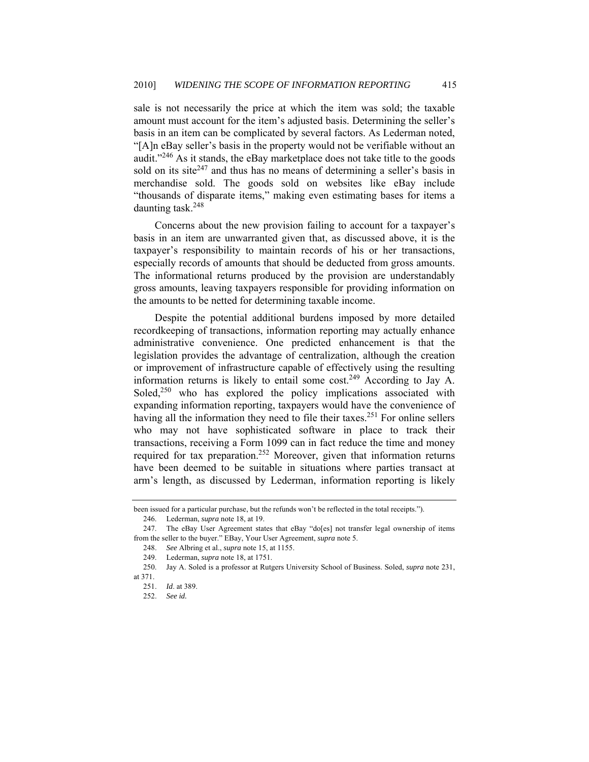sale is not necessarily the price at which the item was sold; the taxable amount must account for the item's adjusted basis. Determining the seller's basis in an item can be complicated by several factors. As Lederman noted, "[A]n eBay seller's basis in the property would not be verifiable without an audit."[246] As it stands, the eBay marketplace does not take title to the goods sold on its site[247] and thus has no means of determining a seller's basis in merchandise sold. The goods sold on websites like eBay include "thousands of disparate items," making even estimating bases for items a daunting task.[248]

Concerns about the new provision failing to account for a taxpayer's basis in an item are unwarranted given that, as discussed above, it is the taxpayer's responsibility to maintain records of his or her transactions, especially records of amounts that should be deducted from gross amounts. The informational returns produced by the provision are understandably gross amounts, leaving taxpayers responsible for providing information on the amounts to be netted for determining taxable income.

Despite the potential additional burdens imposed by more detailed recordkeeping of transactions, information reporting may actually enhance administrative convenience. One predicted enhancement is that the legislation provides the advantage of centralization, although the creation or improvement of infrastructure capable of effectively using the resulting information returns is likely to entail some cost.[249] According to Jay A. Soled,[250] who has explored the policy implications associated with expanding information reporting, taxpayers would have the convenience of having all the information they need to file their taxes.[251] For online sellers who may not have sophisticated software in place to track their transactions, receiving a Form 1099 can in fact reduce the time and money required for tax preparation.[252] Moreover, given that information returns have been deemed to be suitable in situations where parties transact at arm's length, as discussed by Lederman, information reporting is likely

---

been issued for a particular purchase, but the refunds won't be reflected in the total receipts.").

246. Lederman, *supra* note 18, at 19.

247. The eBay User Agreement states that eBay "do[es] not transfer legal ownership of items from the seller to the buyer." EBay, Your User Agreement, *supra* note 5.

248. *See* Albring et al., *supra* note 15, at 1155.

249. Lederman, *supra* note 18, at 1751.

250. Jay A. Soled is a professor at Rutgers University School of Business. Soled, *supra* note 231, at 371.

251. *Id*. at 389.

252. *See id.*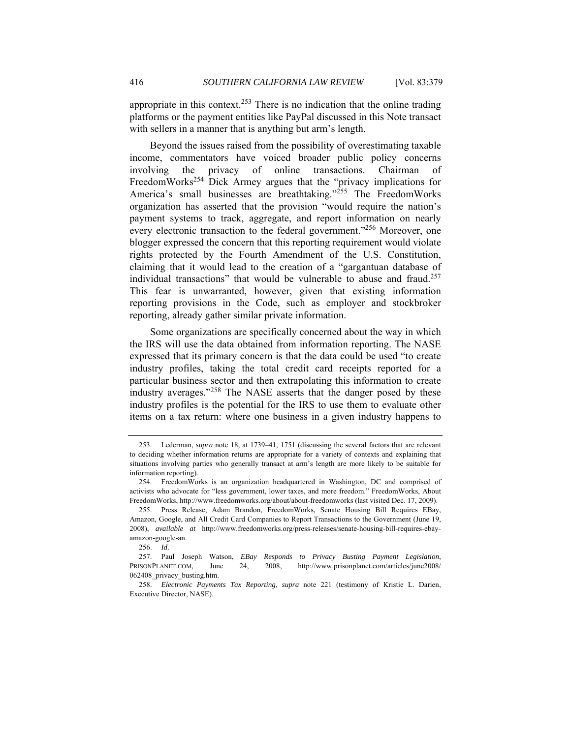appropriate in this context.[253] There is no indication that the online trading platforms or the payment entities like PayPal discussed in this Note transact with sellers in a manner that is anything but arm's length.

Beyond the issues raised from the possibility of overestimating taxable income, commentators have voiced broader public policy concerns involving the privacy of online transactions. Chairman of FreedomWorks[254] Dick Armey argues that the "privacy implications for America's small businesses are breathtaking."[255] The FreedomWorks organization has asserted that the provision "would require the nation's payment systems to track, aggregate, and report information on nearly every electronic transaction to the federal government."[256] Moreover, one blogger expressed the concern that this reporting requirement would violate rights protected by the Fourth Amendment of the U.S. Constitution, claiming that it would lead to the creation of a "gargantuan database of individual transactions" that would be vulnerable to abuse and fraud.[257] This fear is unwarranted, however, given that existing information reporting provisions in the Code, such as employer and stockbroker reporting, already gather similar private information.

Some organizations are specifically concerned about the way in which the IRS will use the data obtained from information reporting. The NASE expressed that its primary concern is that the data could be used "to create industry profiles, taking the total credit card receipts reported for a particular business sector and then extrapolating this information to create industry averages."[258] The NASE asserts that the danger posed by these industry profiles is the potential for the IRS to use them to evaluate other items on a tax return: where one business in a given industry happens to

---

253. Lederman, *supra* note 18, at 1739–41, 1751 (discussing the several factors that are relevant to deciding whether information returns are appropriate for a variety of contexts and explaining that situations involving parties who generally transact at arm's length are more likely to be suitable for information reporting).

254. FreedomWorks is an organization headquartered in Washington, DC and comprised of activists who advocate for "less government, lower taxes, and more freedom." FreedomWorks, About FreedomWorks, http://www.freedomworks.org/about/about-freedomworks (last visited Dec. 17, 2009).

255. Press Release, Adam Brandon, FreedomWorks, Senate Housing Bill Requires EBay, Amazon, Google, and All Credit Card Companies to Report Transactions to the Government (June 19, 2008), *available at* http://www.freedomworks.org/press-releases/senate-housing-bill-requires-ebay-amazon-google-an.

256. *Id.*

257. Paul Joseph Watson, *EBay Responds to Privacy Busting Payment Legislation*, PRISONPLANET.COM, June 24, 2008, http://www.prisonplanet.com/articles/june2008/062408_privacy_busting.htm.

258. *Electronic Payments Tax Reporting*, *supra* note 221 (testimony of Kristie L. Darien, Executive Director, NASE).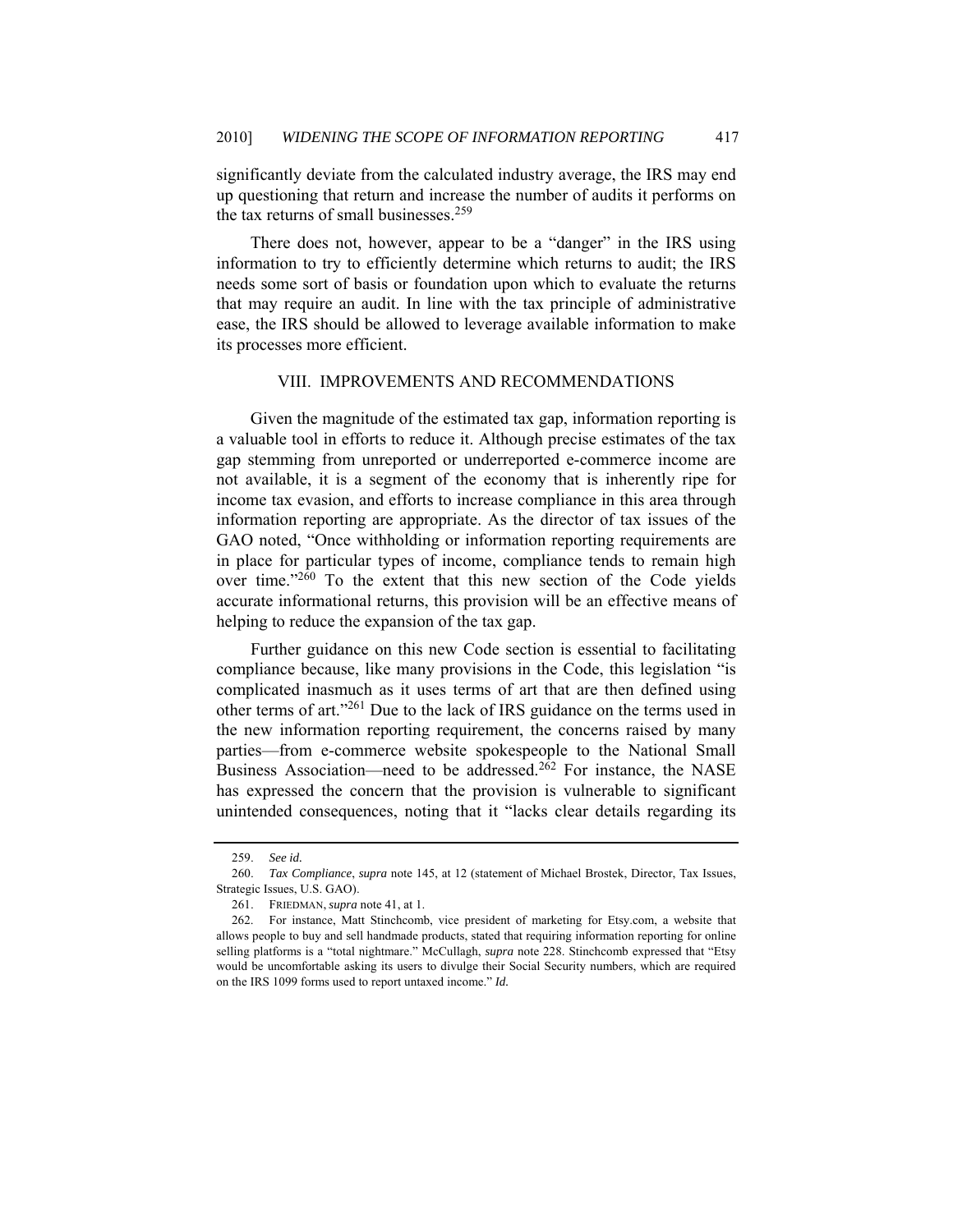significantly deviate from the calculated industry average, the IRS may end up questioning that return and increase the number of audits it performs on the tax returns of small businesses.[259]

There does not, however, appear to be a "danger" in the IRS using information to try to efficiently determine which returns to audit; the IRS needs some sort of basis or foundation upon which to evaluate the returns that may require an audit. In line with the tax principle of administrative ease, the IRS should be allowed to leverage available information to make its processes more efficient.

## VIII. IMPROVEMENTS AND RECOMMENDATIONS

Given the magnitude of the estimated tax gap, information reporting is a valuable tool in efforts to reduce it. Although precise estimates of the tax gap stemming from unreported or underreported e-commerce income are not available, it is a segment of the economy that is inherently ripe for income tax evasion, and efforts to increase compliance in this area through information reporting are appropriate. As the director of tax issues of the GAO noted, "Once withholding or information reporting requirements are in place for particular types of income, compliance tends to remain high over time."[260] To the extent that this new section of the Code yields accurate informational returns, this provision will be an effective means of helping to reduce the expansion of the tax gap.

Further guidance on this new Code section is essential to facilitating compliance because, like many provisions in the Code, this legislation "is complicated inasmuch as it uses terms of art that are then defined using other terms of art."[261] Due to the lack of IRS guidance on the terms used in the new information reporting requirement, the concerns raised by many parties—from e-commerce website spokespeople to the National Small Business Association—need to be addressed.[262] For instance, the NASE has expressed the concern that the provision is vulnerable to significant unintended consequences, noting that it "lacks clear details regarding its

---

259. *See id.*

260. *Tax Compliance*, *supra* note 145, at 12 (statement of Michael Brostek, Director, Tax Issues, Strategic Issues, U.S. GAO).

261. FRIEDMAN, *supra* note 41, at 1.

262. For instance, Matt Stinchcomb, vice president of marketing for Etsy.com, a website that allows people to buy and sell handmade products, stated that requiring information reporting for online selling platforms is a "total nightmare." McCullagh, *supra* note 228. Stinchcomb expressed that "Etsy would be uncomfortable asking its users to divulge their Social Security numbers, which are required on the IRS 1099 forms used to report untaxed income." *Id.*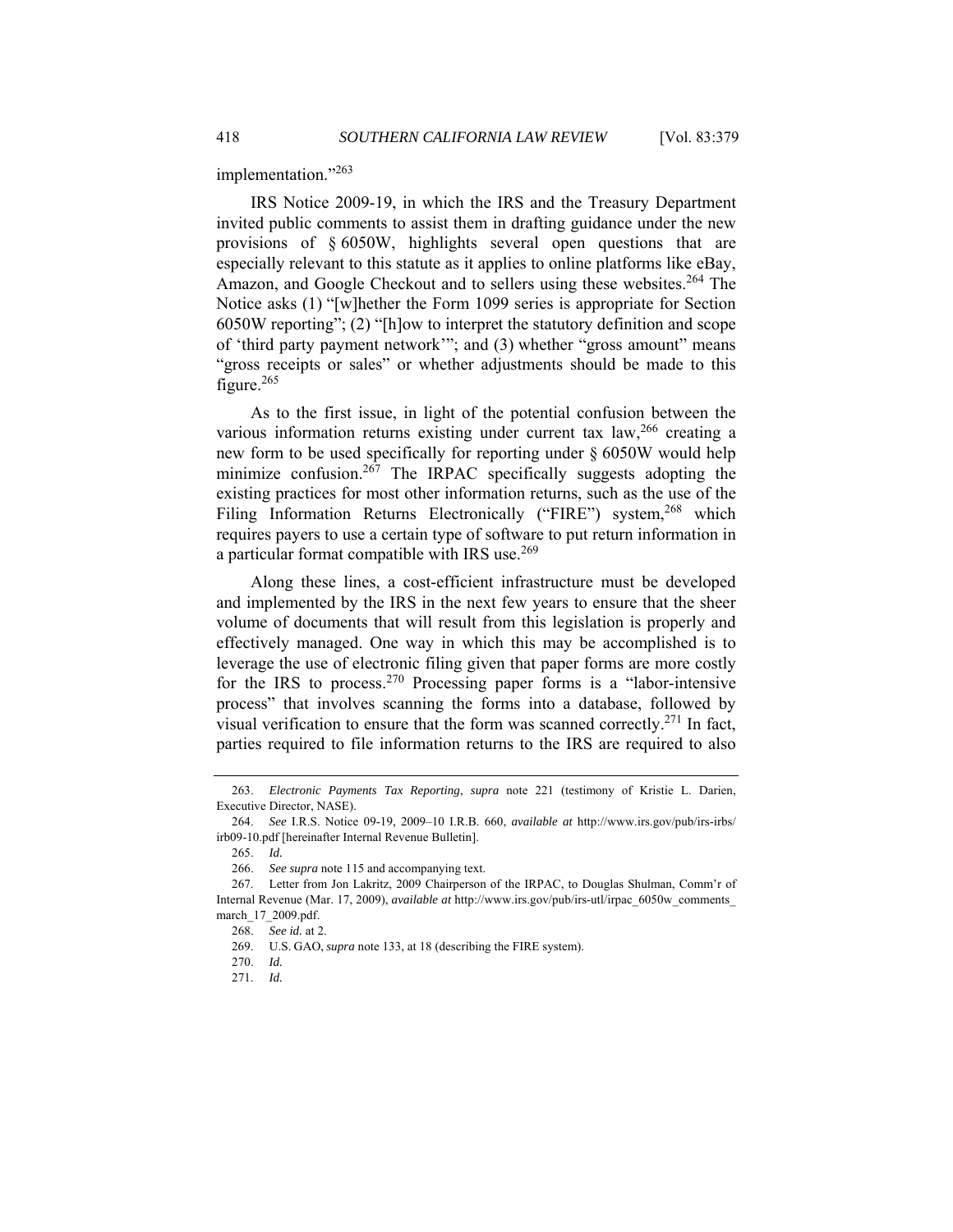implementation."[263]

IRS Notice 2009-19, in which the IRS and the Treasury Department invited public comments to assist them in drafting guidance under the new provisions of § 6050W, highlights several open questions that are especially relevant to this statute as it applies to online platforms like eBay, Amazon, and Google Checkout and to sellers using these websites.[264] The Notice asks (1) "[w]hether the Form 1099 series is appropriate for Section 6050W reporting"; (2) "[h]ow to interpret the statutory definition and scope of 'third party payment network'"; and (3) whether "gross amount" means "gross receipts or sales" or whether adjustments should be made to this figure.[265]

As to the first issue, in light of the potential confusion between the various information returns existing under current tax law,[266] creating a new form to be used specifically for reporting under § 6050W would help minimize confusion.[267] The IRPAC specifically suggests adopting the existing practices for most other information returns, such as the use of the Filing Information Returns Electronically ("FIRE") system,[268] which requires payers to use a certain type of software to put return information in a particular format compatible with IRS use.[269]

Along these lines, a cost-efficient infrastructure must be developed and implemented by the IRS in the next few years to ensure that the sheer volume of documents that will result from this legislation is properly and effectively managed. One way in which this may be accomplished is to leverage the use of electronic filing given that paper forms are more costly for the IRS to process.[270] Processing paper forms is a "labor-intensive process" that involves scanning the forms into a database, followed by visual verification to ensure that the form was scanned correctly.[271] In fact, parties required to file information returns to the IRS are required to also

---

263. *Electronic Payments Tax Reporting*, *supra* note 221 (testimony of Kristie L. Darien, Executive Director, NASE).

264. *See* I.R.S. Notice 09-19, 2009–10 I.R.B. 660, *available at* http://www.irs.gov/pub/irs-irbs/irb09-10.pdf [hereinafter Internal Revenue Bulletin].

265. *Id.*

266. *See supra* note 115 and accompanying text.

267. Letter from Jon Lakritz, 2009 Chairperson of the IRPAC, to Douglas Shulman, Comm'r of Internal Revenue (Mar. 17, 2009), *available at* http://www.irs.gov/pub/irs-utl/irpac_6050w_comments_march_17_2009.pdf.

268. *See id.* at 2.

269. U.S. GAO, *supra* note 133, at 18 (describing the FIRE system).

270. *Id.*

271. *Id.*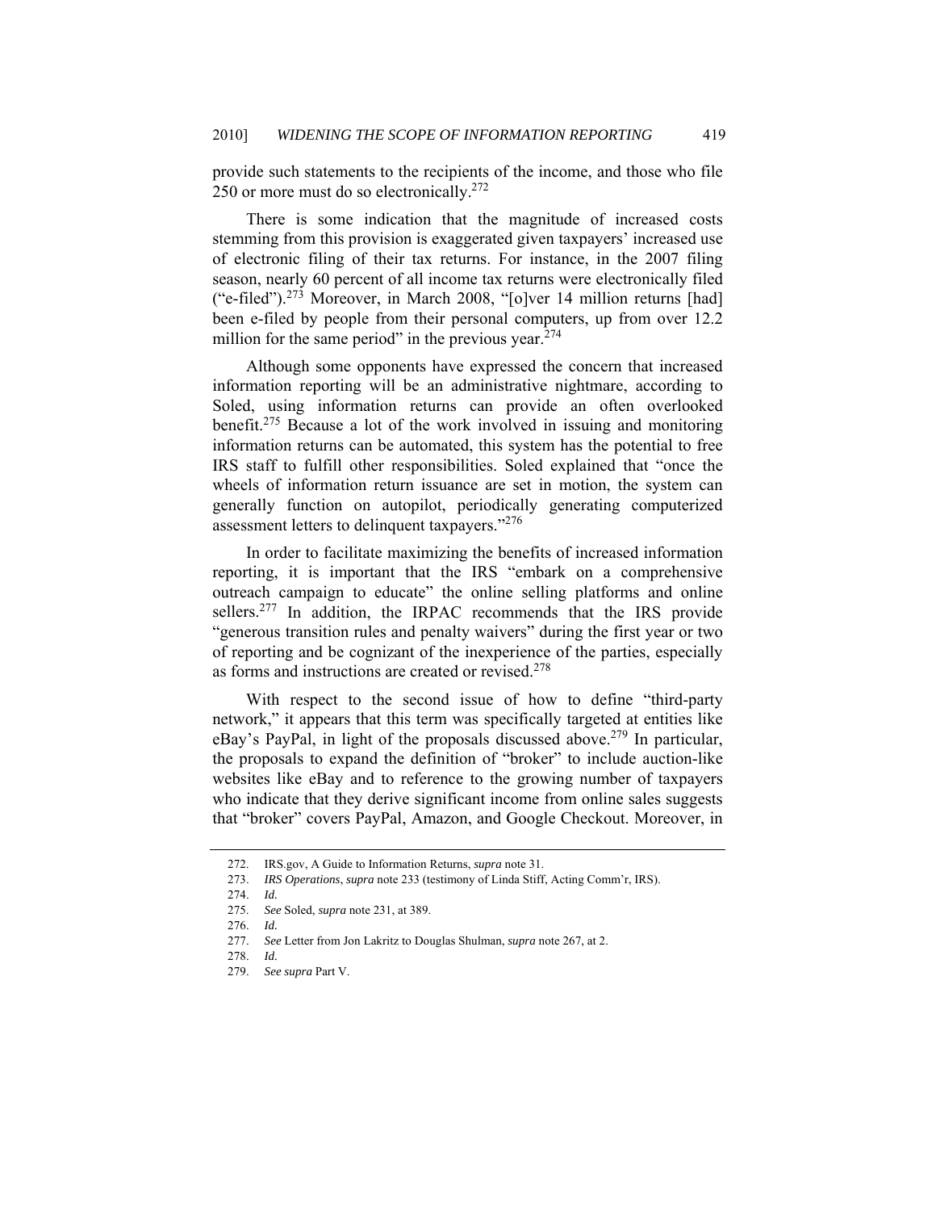provide such statements to the recipients of the income, and those who file 250 or more must do so electronically.[272]

There is some indication that the magnitude of increased costs stemming from this provision is exaggerated given taxpayers' increased use of electronic filing of their tax returns. For instance, in the 2007 filing season, nearly 60 percent of all income tax returns were electronically filed ("e-filed").[273] Moreover, in March 2008, "[o]ver 14 million returns [had] been e-filed by people from their personal computers, up from over 12.2 million for the same period" in the previous year.[274]

Although some opponents have expressed the concern that increased information reporting will be an administrative nightmare, according to Soled, using information returns can provide an often overlooked benefit.[275] Because a lot of the work involved in issuing and monitoring information returns can be automated, this system has the potential to free IRS staff to fulfill other responsibilities. Soled explained that "once the wheels of information return issuance are set in motion, the system can generally function on autopilot, periodically generating computerized assessment letters to delinquent taxpayers."[276]

In order to facilitate maximizing the benefits of increased information reporting, it is important that the IRS "embark on a comprehensive outreach campaign to educate" the online selling platforms and online sellers.[277] In addition, the IRPAC recommends that the IRS provide "generous transition rules and penalty waivers" during the first year or two of reporting and be cognizant of the inexperience of the parties, especially as forms and instructions are created or revised.[278]

With respect to the second issue of how to define "third-party network," it appears that this term was specifically targeted at entities like eBay's PayPal, in light of the proposals discussed above.[279] In particular, the proposals to expand the definition of "broker" to include auction-like websites like eBay and to reference to the growing number of taxpayers who indicate that they derive significant income from online sales suggests that "broker" covers PayPal, Amazon, and Google Checkout. Moreover, in

---

272. IRS.gov, A Guide to Information Returns, *supra* note 31.

273. *IRS Operations*, *supra* note 233 (testimony of Linda Stiff, Acting Comm'r, IRS).

274. *Id.*

275. *See* Soled, *supra* note 231, at 389.

276. *Id.*

277. *See* Letter from Jon Lakritz to Douglas Shulman, *supra* note 267, at 2.

278. *Id.*

279. *See supra* Part V.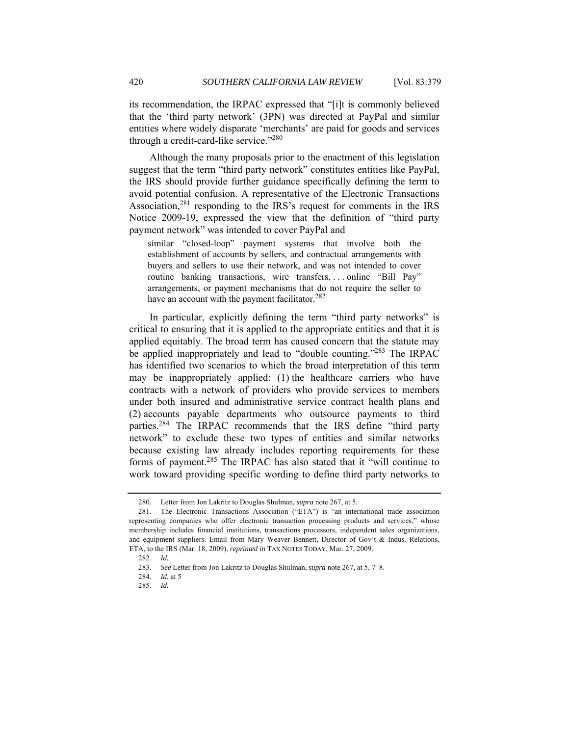its recommendation, the IRPAC expressed that "[i]t is commonly believed that the 'third party network' (3PN) was directed at PayPal and similar entities where widely disparate 'merchants' are paid for goods and services through a credit-card-like service."[280]

Although the many proposals prior to the enactment of this legislation suggest that the term "third party network" constitutes entities like PayPal, the IRS should provide further guidance specifically defining the term to avoid potential confusion. A representative of the Electronic Transactions Association,[281] responding to the IRS's request for comments in the IRS Notice 2009-19, expressed the view that the definition of "third party payment network" was intended to cover PayPal and

> similar "closed-loop" payment systems that involve both the establishment of accounts by sellers, and contractual arrangements with buyers and sellers to use their network, and was not intended to cover routine banking transactions, wire transfers, . . . online "Bill Pay" arrangements, or payment mechanisms that do not require the seller to have an account with the payment facilitator.[282]

In particular, explicitly defining the term "third party networks" is critical to ensuring that it is applied to the appropriate entities and that it is applied equitably. The broad term has caused concern that the statute may be applied inappropriately and lead to "double counting."[283] The IRPAC has identified two scenarios to which the broad interpretation of this term may be inappropriately applied: (1) the healthcare carriers who have contracts with a network of providers who provide services to members under both insured and administrative service contract health plans and (2) accounts payable departments who outsource payments to third parties.[284] The IRPAC recommends that the IRS define "third party network" to exclude these two types of entities and similar networks because existing law already includes reporting requirements for these forms of payment.[285] The IRPAC has also stated that it "will continue to work toward providing specific wording to define third party networks to

---

280. Letter from Jon Lakritz to Douglas Shulman, *supra* note 267, at 5.

281. The Electronic Transactions Association ("ETA") is "an international trade association representing companies who offer electronic transaction processing products and services," whose membership includes financial institutions, transactions processors, independent sales organizations, and equipment suppliers. Email from Mary Weaver Bennett, Director of Gov't & Indus. Relations, ETA, to the IRS (Mar. 18, 2009), *reprinted in* TAX NOTES TODAY, Mar. 27, 2009.

282. *Id.*

283. *See* Letter from Jon Lakritz to Douglas Shulman, *supra* note 267, at 5, 7–8.

284. *Id.* at 5

285. *Id.*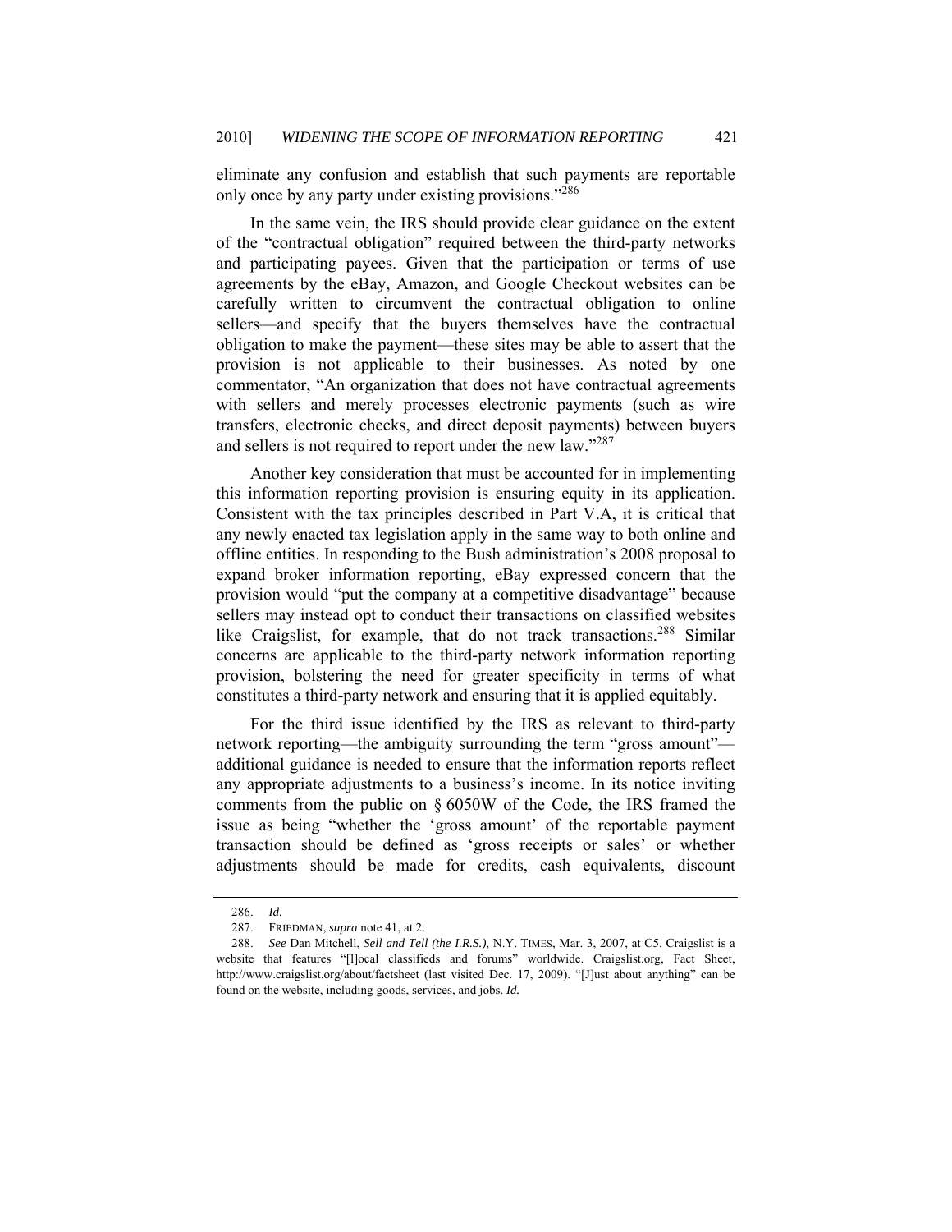eliminate any confusion and establish that such payments are reportable only once by any party under existing provisions."[286]

In the same vein, the IRS should provide clear guidance on the extent of the "contractual obligation" required between the third-party networks and participating payees. Given that the participation or terms of use agreements by the eBay, Amazon, and Google Checkout websites can be carefully written to circumvent the contractual obligation to online sellers—and specify that the buyers themselves have the contractual obligation to make the payment—these sites may be able to assert that the provision is not applicable to their businesses. As noted by one commentator, "An organization that does not have contractual agreements with sellers and merely processes electronic payments (such as wire transfers, electronic checks, and direct deposit payments) between buyers and sellers is not required to report under the new law."[287]

Another key consideration that must be accounted for in implementing this information reporting provision is ensuring equity in its application. Consistent with the tax principles described in Part V.A, it is critical that any newly enacted tax legislation apply in the same way to both online and offline entities. In responding to the Bush administration's 2008 proposal to expand broker information reporting, eBay expressed concern that the provision would "put the company at a competitive disadvantage" because sellers may instead opt to conduct their transactions on classified websites like Craigslist, for example, that do not track transactions.[288] Similar concerns are applicable to the third-party network information reporting provision, bolstering the need for greater specificity in terms of what constitutes a third-party network and ensuring that it is applied equitably.

For the third issue identified by the IRS as relevant to third-party network reporting—the ambiguity surrounding the term "gross amount"—additional guidance is needed to ensure that the information reports reflect any appropriate adjustments to a business's income. In its notice inviting comments from the public on § 6050W of the Code, the IRS framed the issue as being "whether the 'gross amount' of the reportable payment transaction should be defined as 'gross receipts or sales' or whether adjustments should be made for credits, cash equivalents, discount

---

286. *Id.*

287. FRIEDMAN, *supra* note 41, at 2.

288. *See* Dan Mitchell, *Sell and Tell (the I.R.S.)*, N.Y. TIMES, Mar. 3, 2007, at C5. Craigslist is a website that features "[l]ocal classifieds and forums" worldwide. Craigslist.org, Fact Sheet, http://www.craigslist.org/about/factsheet (last visited Dec. 17, 2009). "[J]ust about anything" can be found on the website, including goods, services, and jobs. *Id.*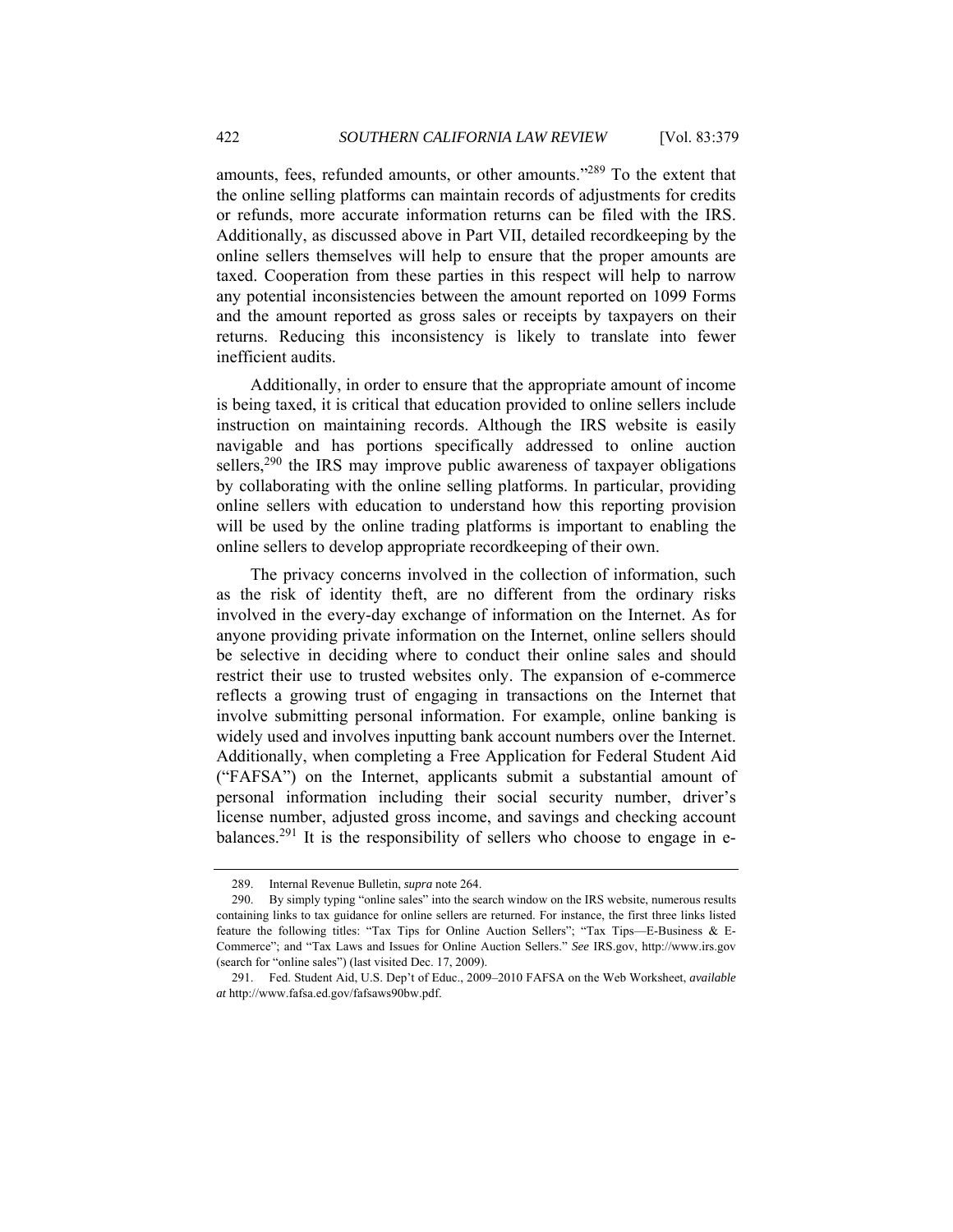amounts, fees, refunded amounts, or other amounts."[289] To the extent that the online selling platforms can maintain records of adjustments for credits or refunds, more accurate information returns can be filed with the IRS. Additionally, as discussed above in Part VII, detailed recordkeeping by the online sellers themselves will help to ensure that the proper amounts are taxed. Cooperation from these parties in this respect will help to narrow any potential inconsistencies between the amount reported on 1099 Forms and the amount reported as gross sales or receipts by taxpayers on their returns. Reducing this inconsistency is likely to translate into fewer inefficient audits.

Additionally, in order to ensure that the appropriate amount of income is being taxed, it is critical that education provided to online sellers include instruction on maintaining records. Although the IRS website is easily navigable and has portions specifically addressed to online auction sellers,[290] the IRS may improve public awareness of taxpayer obligations by collaborating with the online selling platforms. In particular, providing online sellers with education to understand how this reporting provision will be used by the online trading platforms is important to enabling the online sellers to develop appropriate recordkeeping of their own.

The privacy concerns involved in the collection of information, such as the risk of identity theft, are no different from the ordinary risks involved in the every-day exchange of information on the Internet. As for anyone providing private information on the Internet, online sellers should be selective in deciding where to conduct their online sales and should restrict their use to trusted websites only. The expansion of e-commerce reflects a growing trust of engaging in transactions on the Internet that involve submitting personal information. For example, online banking is widely used and involves inputting bank account numbers over the Internet. Additionally, when completing a Free Application for Federal Student Aid ("FAFSA") on the Internet, applicants submit a substantial amount of personal information including their social security number, driver's license number, adjusted gross income, and savings and checking account balances.[291] It is the responsibility of sellers who choose to engage in e-

---

289. Internal Revenue Bulletin, *supra* note 264.

290. By simply typing "online sales" into the search window on the IRS website, numerous results containing links to tax guidance for online sellers are returned. For instance, the first three links listed feature the following titles: "Tax Tips for Online Auction Sellers"; "Tax Tips—E-Business & E-Commerce"; and "Tax Laws and Issues for Online Auction Sellers." *See* IRS.gov, http://www.irs.gov (search for "online sales") (last visited Dec. 17, 2009).

291. Fed. Student Aid, U.S. Dep't of Educ., 2009–2010 FAFSA on the Web Worksheet, *available at* http://www.fafsa.ed.gov/fafsaws90bw.pdf.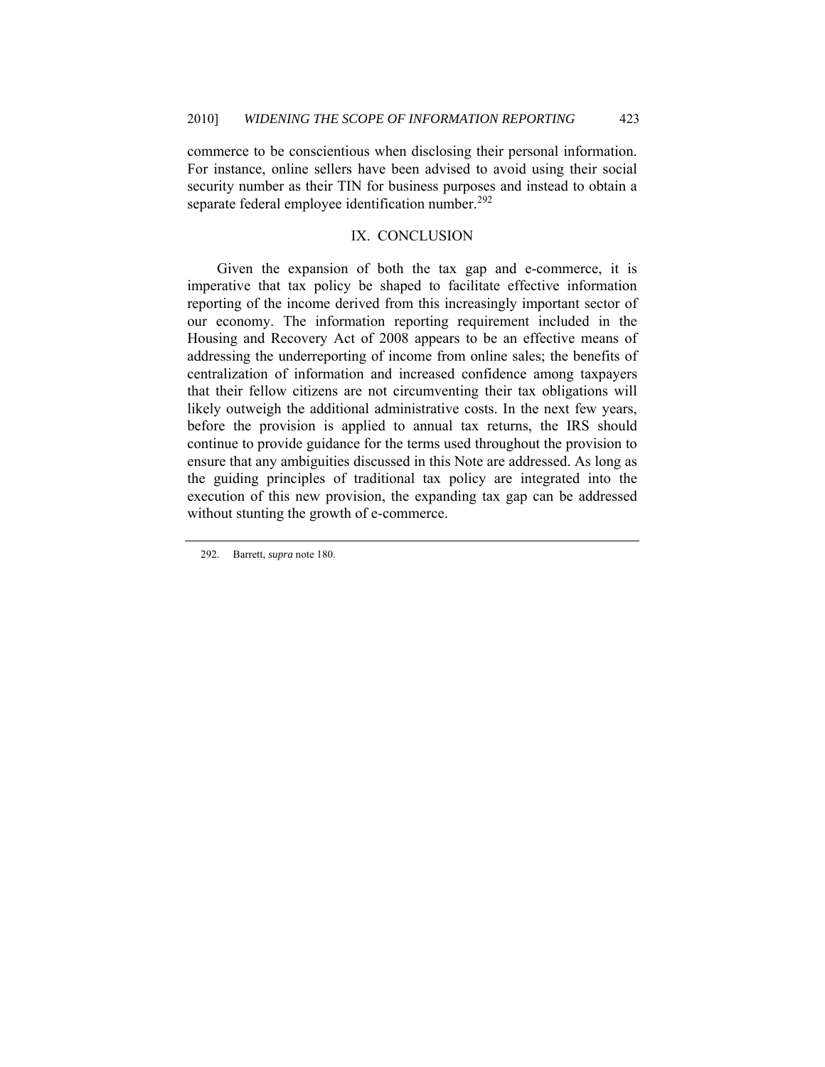commerce to be conscientious when disclosing their personal information. For instance, online sellers have been advised to avoid using their social security number as their TIN for business purposes and instead to obtain a separate federal employee identification number.[292]

## IX. CONCLUSION

Given the expansion of both the tax gap and e-commerce, it is imperative that tax policy be shaped to facilitate effective information reporting of the income derived from this increasingly important sector of our economy. The information reporting requirement included in the Housing and Recovery Act of 2008 appears to be an effective means of addressing the underreporting of income from online sales; the benefits of centralization of information and increased confidence among taxpayers that their fellow citizens are not circumventing their tax obligations will likely outweigh the additional administrative costs. In the next few years, before the provision is applied to annual tax returns, the IRS should continue to provide guidance for the terms used throughout the provision to ensure that any ambiguities discussed in this Note are addressed. As long as the guiding principles of traditional tax policy are integrated into the execution of this new provision, the expanding tax gap can be addressed without stunting the growth of e-commerce.

---

292. Barrett, *supra* note 180.